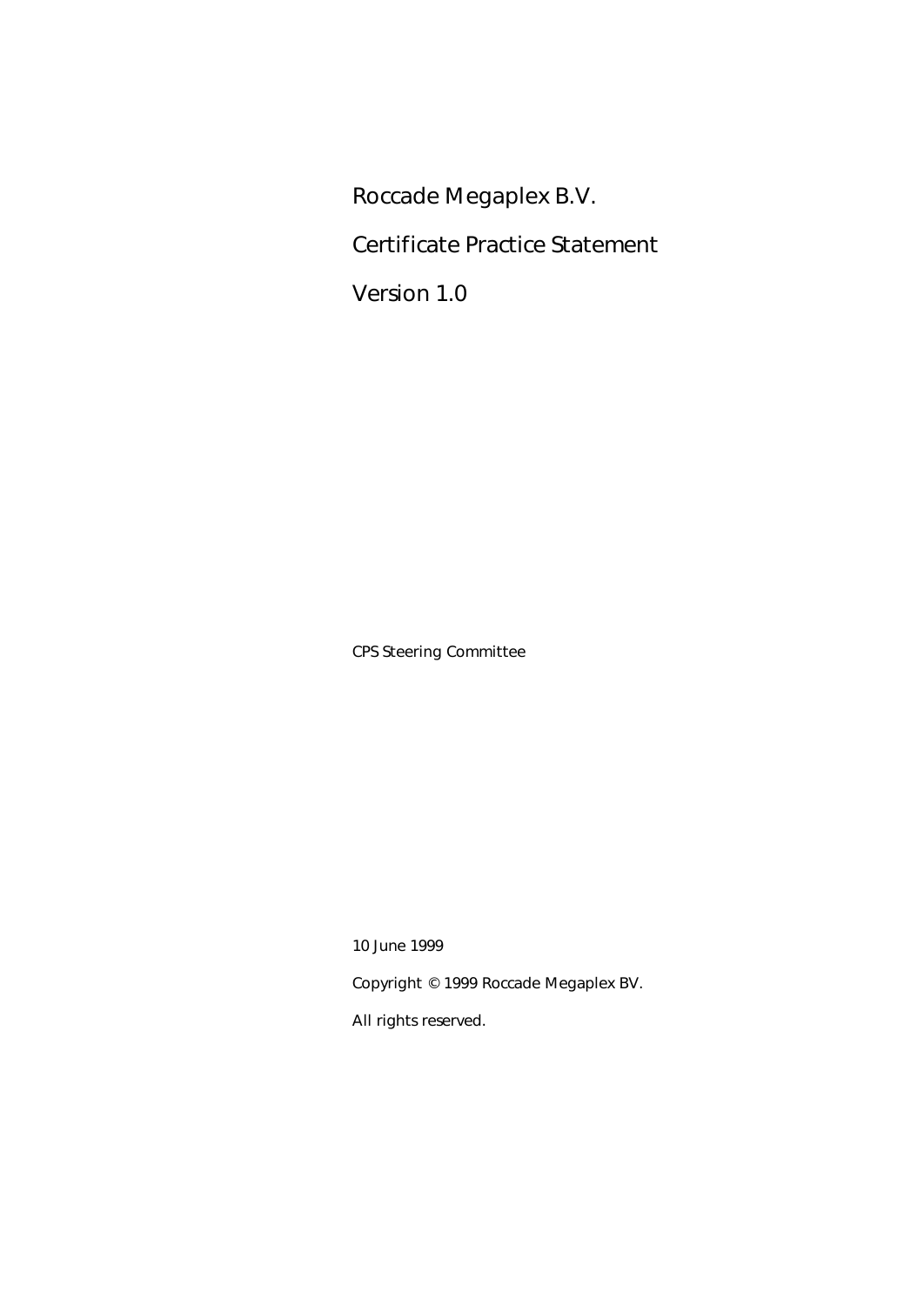# Roccade Megaplex B.V.

# Certificate Practice Statement

# Version 1.0

CPS Steering Committee

10 June 1999

Copyright © 1999 Roccade Megaplex BV.

All rights reserved.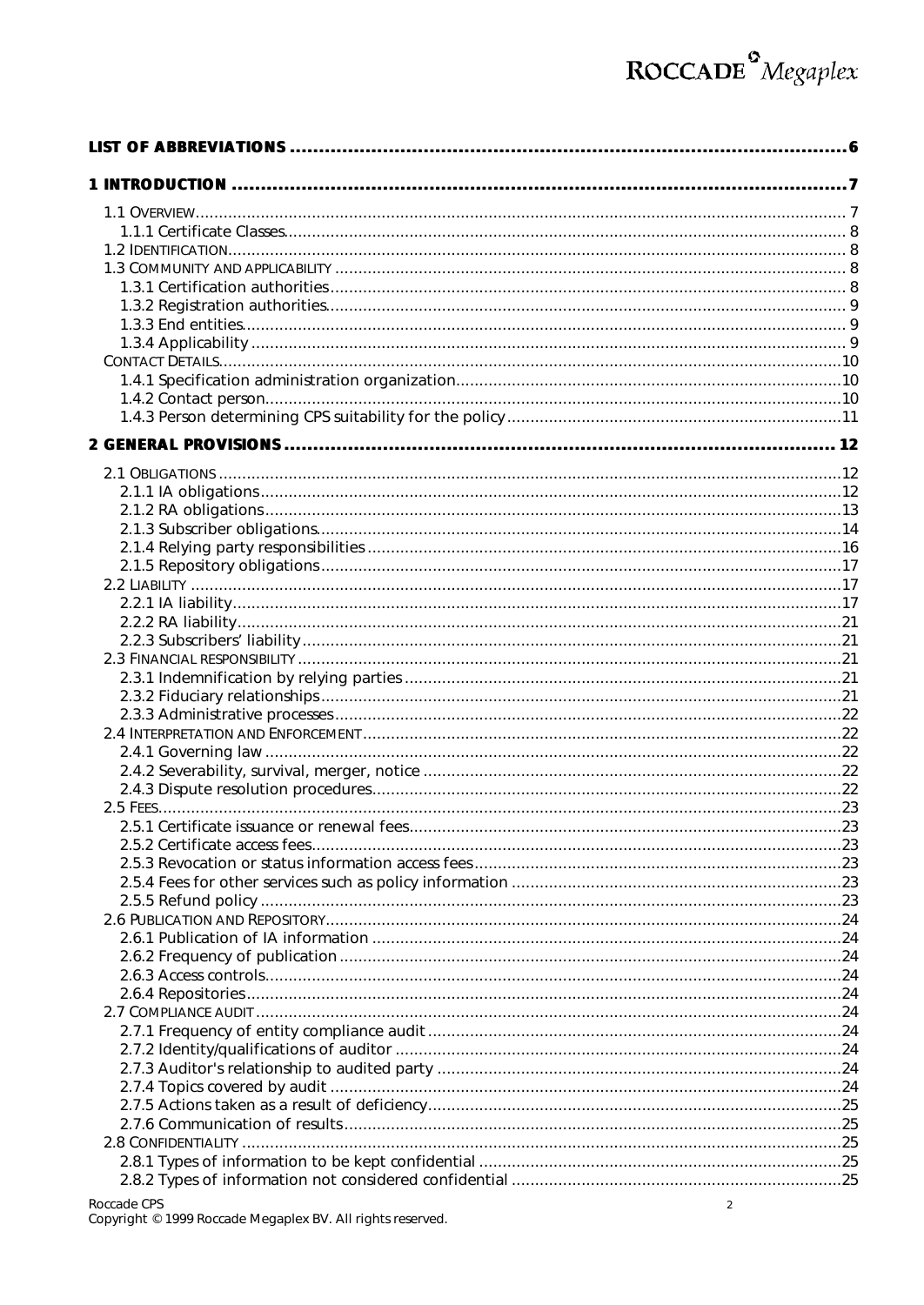LIST OF ABBREVIATIONS ....... 6

1 INTRODUCTION ....... 7

- 1.1 OVERVIEW ....... 7
  - 1.1.1 Certificate Classes ....... 8
- 1.2 IDENTIFICATION ....... 8
- 1.3 COMMUNITY AND APPLICABILITY ....... 8
  - 1.3.1 Certification authorities ....... 8
  - 1.3.2 Registration authorities ....... 9
  - 1.3.3 End entities ....... 9
  - 1.3.4 Applicability ....... 9
- CONTACT DETAILS ....... 10
  - 1.4.1 Specification administration organization ....... 10
  - 1.4.2 Contact person ....... 10
  - 1.4.3 Person determining CPS suitability for the policy ....... 11

2 GENERAL PROVISIONS ....... 12

- 2.1 OBLIGATIONS ....... 12
  - 2.1.1 IA obligations ....... 12
  - 2.1.2 RA obligations ....... 13
  - 2.1.3 Subscriber obligations ....... 14
  - 2.1.4 Relying party responsibilities ....... 16
  - 2.1.5 Repository obligations ....... 17
- 2.2 LIABILITY ....... 17
  - 2.2.1 IA liability ....... 17
  - 2.2.2 RA liability ....... 21
  - 2.2.3 Subscribers' liability ....... 21
- 2.3 FINANCIAL RESPONSIBILITY ....... 21
  - 2.3.1 Indemnification by relying parties ....... 21
  - 2.3.2 Fiduciary relationships ....... 21
  - 2.3.3 Administrative processes ....... 22
- 2.4 INTERPRETATION AND ENFORCEMENT ....... 22
  - 2.4.1 Governing law ....... 22
  - 2.4.2 Severability, survival, merger, notice ....... 22
  - 2.4.3 Dispute resolution procedures ....... 22
- 2.5 FEES ....... 23
  - 2.5.1 Certificate issuance or renewal fees ....... 23
  - 2.5.2 Certificate access fees ....... 23
  - 2.5.3 Revocation or status information access fees ....... 23
  - 2.5.4 Fees for other services such as policy information ....... 23
  - 2.5.5 Refund policy ....... 23
- 2.6 PUBLICATION AND REPOSITORY ....... 24
  - 2.6.1 Publication of IA information ....... 24
  - 2.6.2 Frequency of publication ....... 24
  - 2.6.3 Access controls ....... 24
  - 2.6.4 Repositories ....... 24
- 2.7 COMPLIANCE AUDIT ....... 24
  - 2.7.1 Frequency of entity compliance audit ....... 24
  - 2.7.2 Identity/qualifications of auditor ....... 24
  - 2.7.3 Auditor's relationship to audited party ....... 24
  - 2.7.4 Topics covered by audit ....... 24
  - 2.7.5 Actions taken as a result of deficiency ....... 25
  - 2.7.6 Communication of results ....... 25
- 2.8 CONFIDENTIALITY ....... 25
  - 2.8.1 Types of information to be kept confidential ....... 25
  - 2.8.2 Types of information not considered confidential ....... 25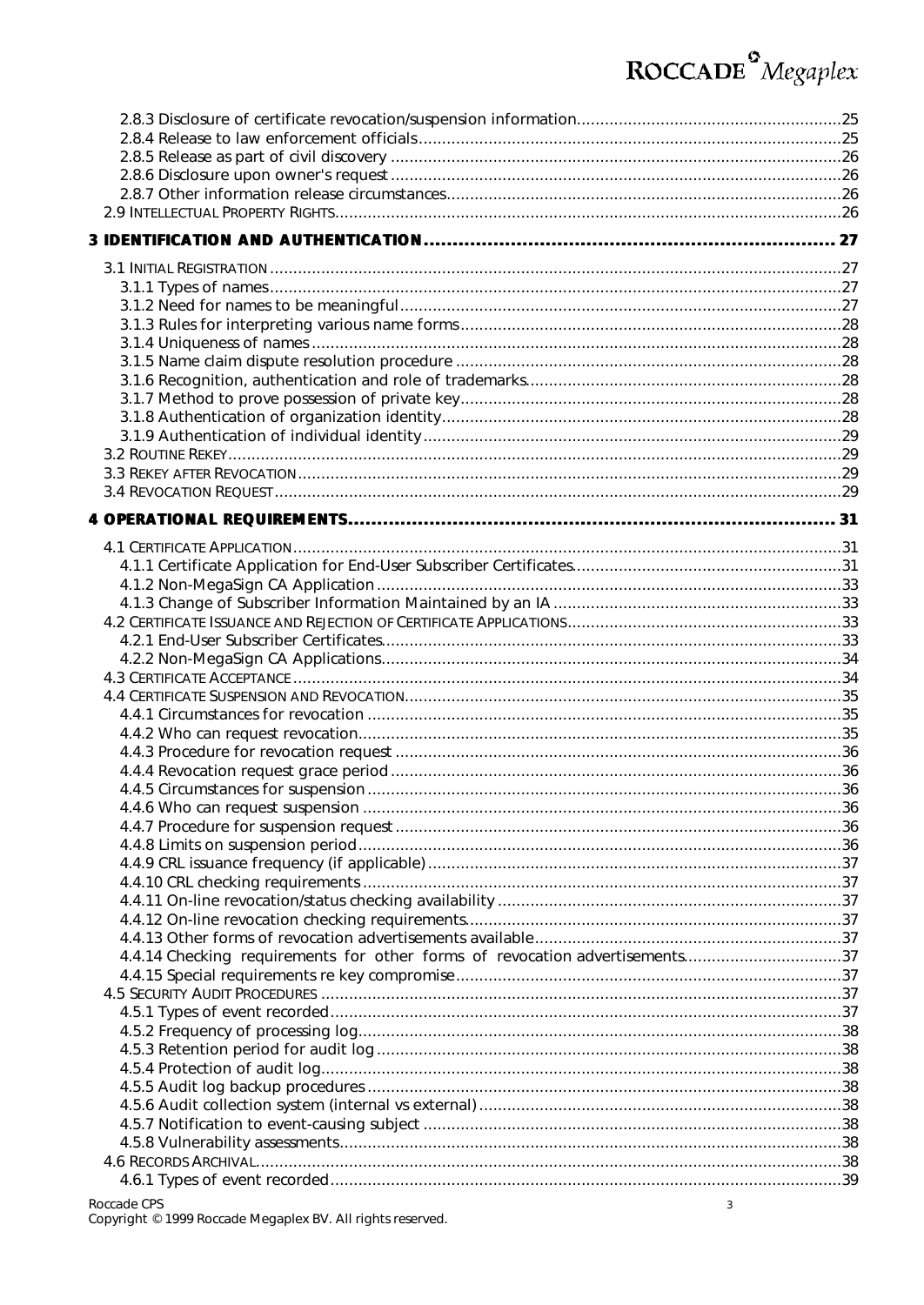2.8.3 Disclosure of certificate revocation/suspension information........................................................25
2.8.4 Release to law enforcement officials.........................................................................................25
2.8.5 Release as part of civil discovery ...............................................................................................26
2.8.6 Disclosure upon owner's request ...............................................................................................26
2.8.7 Other information release circumstances...................................................................................26
2.9 INTELLECTUAL PROPERTY RIGHTS..........................................................................................................26

**3 IDENTIFICATION AND AUTHENTICATION ........................................................................ 27**

3.1 INITIAL REGISTRATION ........................................................................................................................27
3.1.1 Types of names..........................................................................................................................27
3.1.2 Need for names to be meaningful..............................................................................................27
3.1.3 Rules for interpreting various name forms.................................................................................28
3.1.4 Uniqueness of names ................................................................................................................28
3.1.5 Name claim dispute resolution procedure ..................................................................................28
3.1.6 Recognition, authentication and role of trademarks...................................................................28
3.1.7 Method to prove possession of private key................................................................................28
3.1.8 Authentication of organization identity.......................................................................................28
3.1.9 Authentication of individual identity..........................................................................................29
3.2 ROUTINE REKEY..................................................................................................................................29
3.3 REKEY AFTER REVOCATION..................................................................................................................29
3.4 REVOCATION REQUEST........................................................................................................................29

**4 OPERATIONAL REQUIREMENTS..................................................................................... 31**

4.1 CERTIFICATE APPLICATION...................................................................................................................31
4.1.1 Certificate Application for End-User Subscriber Certificates.........................................................31
4.1.2 Non-MegaSign CA Application ...................................................................................................33
4.1.3 Change of Subscriber Information Maintained by an IA .............................................................33
4.2 CERTIFICATE ISSUANCE AND REJECTION OF CERTIFICATE APPLICATIONS..........................................................33
4.2.1 End-User Subscriber Certificates..................................................................................................33
4.2.2 Non-MegaSign CA Applications..................................................................................................34
4.3 CERTIFICATE ACCEPTANCE ....................................................................................................................34
4.4 CERTIFICATE SUSPENSION AND REVOCATION............................................................................................35
4.4.1 Circumstances for revocation .....................................................................................................35
4.4.2 Who can request revocation.......................................................................................................35
4.4.3 Procedure for revocation request ...............................................................................................36
4.4.4 Revocation request grace period ................................................................................................36
4.4.5 Circumstances for suspension .....................................................................................................36
4.4.6 Who can request suspension ......................................................................................................36
4.4.7 Procedure for suspension request ...............................................................................................36
4.4.8 Limits on suspension period.......................................................................................................36
4.4.9 CRL issuance frequency (if applicable).........................................................................................37
4.4.10 CRL checking requirements......................................................................................................37
4.4.11 On-line revocation/status checking availability ..........................................................................37
4.4.12 On-line revocation checking requirements................................................................................37
4.4.13 Other forms of revocation advertisements available..................................................................37
4.4.14 Checking requirements for other forms of revocation advertisements..................................37
4.4.15 Special requirements re key compromise..................................................................................37
4.5 SECURITY AUDIT PROCEDURES ...............................................................................................................37
4.5.1 Types of event recorded.............................................................................................................37
4.5.2 Frequency of processing log.......................................................................................................38
4.5.3 Retention period for audit log ....................................................................................................38
4.5.4 Protection of audit log................................................................................................................38
4.5.5 Audit log backup procedures .....................................................................................................38
4.5.6 Audit collection system (internal vs external).............................................................................38
4.5.7 Notification to event-causing subject ..........................................................................................38
4.5.8 Vulnerability assessments...........................................................................................................38
4.6 RECORDS ARCHIVAL............................................................................................................................38
4.6.1 Types of event recorded.............................................................................................................39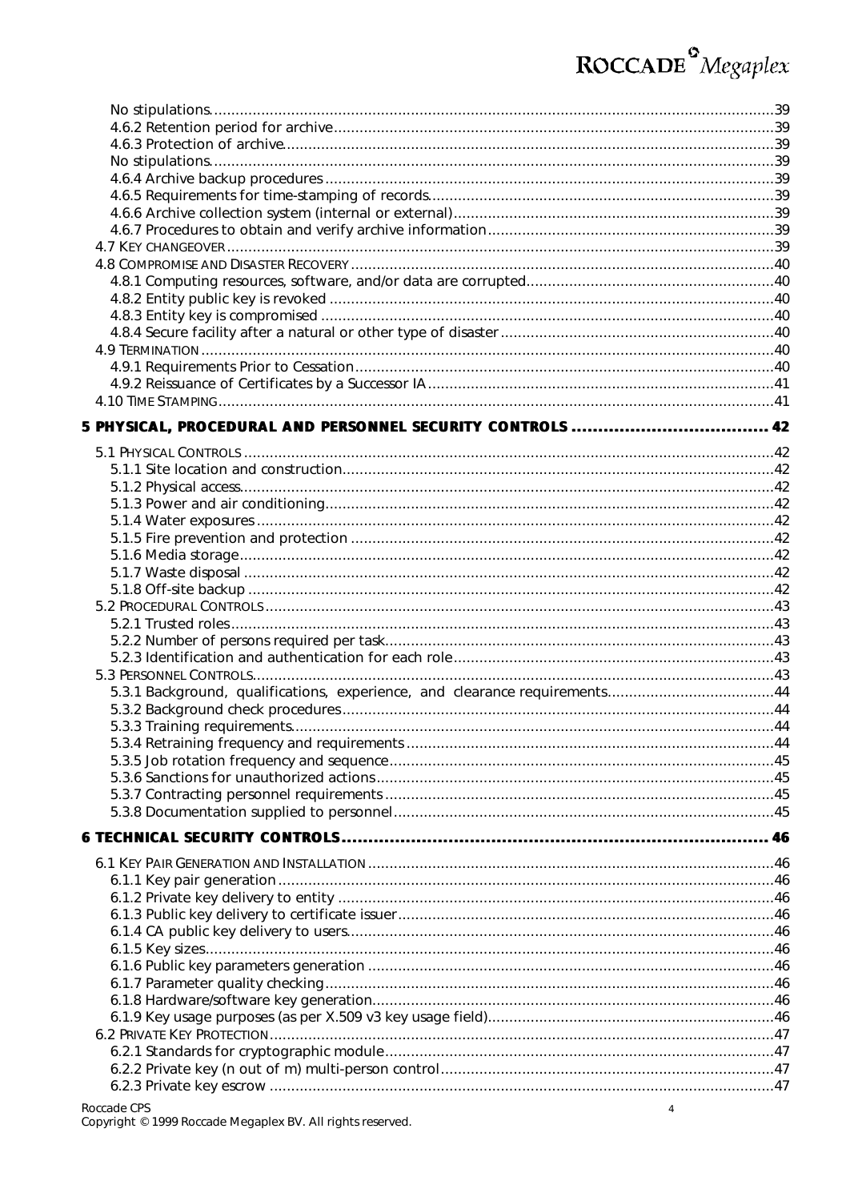No stipulations....................................................39
4.6.2 Retention period for archive....................................................39
4.6.3 Protection of archive....................................................39
No stipulations....................................................39
4.6.4 Archive backup procedures....................................................39
4.6.5 Requirements for time-stamping of records....................................................39
4.6.6 Archive collection system (internal or external)....................................................39
4.6.7 Procedures to obtain and verify archive information....................................................39
4.7 KEY CHANGEOVER....................................................39
4.8 COMPROMISE AND DISASTER RECOVERY....................................................40
4.8.1 Computing resources, software, and/or data are corrupted....................................................40
4.8.2 Entity public key is revoked....................................................40
4.8.3 Entity key is compromised....................................................40
4.8.4 Secure facility after a natural or other type of disaster....................................................40
4.9 TERMINATION....................................................40
4.9.1 Requirements Prior to Cessation....................................................40
4.9.2 Reissuance of Certificates by a Successor IA....................................................41
4.10 TIME STAMPING....................................................41

**5 PHYSICAL, PROCEDURAL AND PERSONNEL SECURITY CONTROLS....................................................42**

5.1 PHYSICAL CONTROLS....................................................42
5.1.1 Site location and construction....................................................42
5.1.2 Physical access....................................................42
5.1.3 Power and air conditioning....................................................42
5.1.4 Water exposures....................................................42
5.1.5 Fire prevention and protection....................................................42
5.1.6 Media storage....................................................42
5.1.7 Waste disposal....................................................42
5.1.8 Off-site backup....................................................42
5.2 PROCEDURAL CONTROLS....................................................43
5.2.1 Trusted roles....................................................43
5.2.2 Number of persons required per task....................................................43
5.2.3 Identification and authentication for each role....................................................43
5.3 PERSONNEL CONTROLS....................................................43
5.3.1 Background, qualifications, experience, and clearance requirements....................................................44
5.3.2 Background check procedures....................................................44
5.3.3 Training requirements....................................................44
5.3.4 Retraining frequency and requirements....................................................44
5.3.5 Job rotation frequency and sequence....................................................45
5.3.6 Sanctions for unauthorized actions....................................................45
5.3.7 Contracting personnel requirements....................................................45
5.3.8 Documentation supplied to personnel....................................................45

**6 TECHNICAL SECURITY CONTROLS....................................................46**

6.1 KEY PAIR GENERATION AND INSTALLATION....................................................46
6.1.1 Key pair generation....................................................46
6.1.2 Private key delivery to entity....................................................46
6.1.3 Public key delivery to certificate issuer....................................................46
6.1.4 CA public key delivery to users....................................................46
6.1.5 Key sizes....................................................46
6.1.6 Public key parameters generation....................................................46
6.1.7 Parameter quality checking....................................................46
6.1.8 Hardware/software key generation....................................................46
6.1.9 Key usage purposes (as per X.509 v3 key usage field)....................................................46
6.2 PRIVATE KEY PROTECTION....................................................47
6.2.1 Standards for cryptographic module....................................................47
6.2.2 Private key (n out of m) multi-person control....................................................47
6.2.3 Private key escrow....................................................47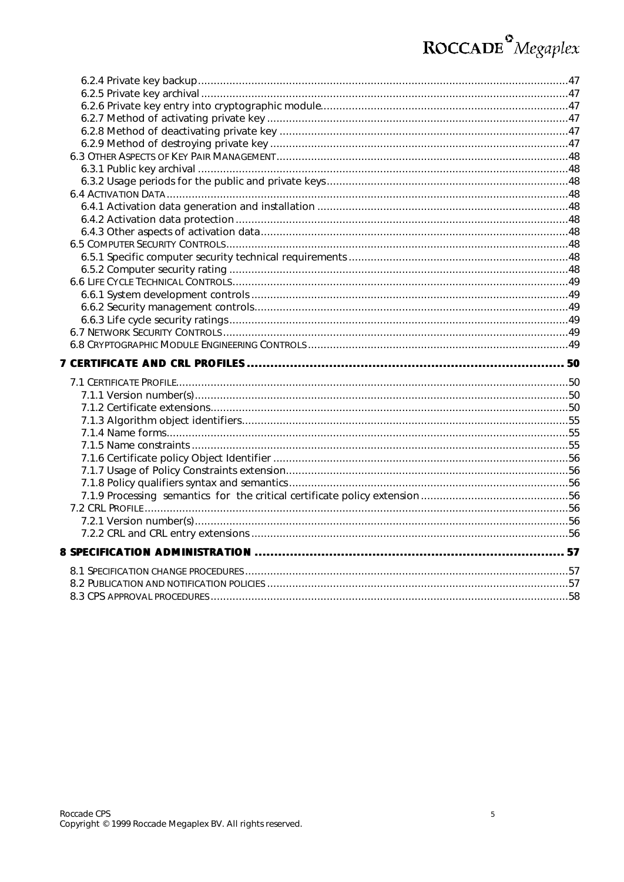6.2.4 Private key backup.....47
6.2.5 Private key archival.....47
6.2.6 Private key entry into cryptographic module.....47
6.2.7 Method of activating private key.....47
6.2.8 Method of deactivating private key.....47
6.2.9 Method of destroying private key.....47
6.3 OTHER ASPECTS OF KEY PAIR MANAGEMENT.....48
6.3.1 Public key archival.....48
6.3.2 Usage periods for the public and private keys.....48
6.4 ACTIVATION DATA.....48
6.4.1 Activation data generation and installation.....48
6.4.2 Activation data protection.....48
6.4.3 Other aspects of activation data.....48
6.5 COMPUTER SECURITY CONTROLS.....48
6.5.1 Specific computer security technical requirements.....48
6.5.2 Computer security rating.....48
6.6 LIFE CYCLE TECHNICAL CONTROLS.....49
6.6.1 System development controls.....49
6.6.2 Security management controls.....49
6.6.3 Life cycle security ratings.....49
6.7 NETWORK SECURITY CONTROLS.....49
6.8 CRYPTOGRAPHIC MODULE ENGINEERING CONTROLS.....49

**7 CERTIFICATE AND CRL PROFILES.....50**

7.1 CERTIFICATE PROFILE.....50
7.1.1 Version number(s).....50
7.1.2 Certificate extensions.....50
7.1.3 Algorithm object identifiers.....55
7.1.4 Name forms.....55
7.1.5 Name constraints.....55
7.1.6 Certificate policy Object Identifier.....56
7.1.7 Usage of Policy Constraints extension.....56
7.1.8 Policy qualifiers syntax and semantics.....56
7.1.9 Processing semantics for the critical certificate policy extension.....56
7.2 CRL PROFILE.....56
7.2.1 Version number(s).....56
7.2.2 CRL and CRL entry extensions.....56

**8 SPECIFICATION ADMINISTRATION.....57**

8.1 SPECIFICATION CHANGE PROCEDURES.....57
8.2 PUBLICATION AND NOTIFICATION POLICIES.....57
8.3 CPS APPROVAL PROCEDURES.....58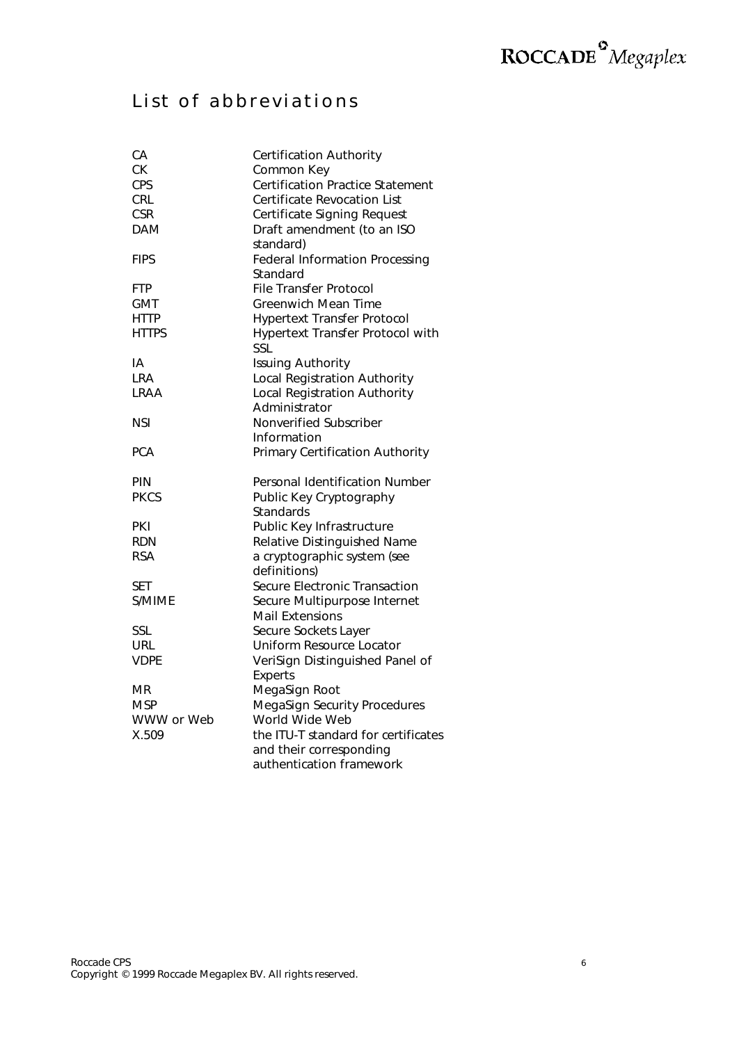# List of abbreviations

| | |
|---|---|
| CA | Certification Authority |
| CK | Common Key |
| CPS | Certification Practice Statement |
| CRL | Certificate Revocation List |
| CSR | Certificate Signing Request |
| DAM | Draft amendment (to an ISO standard) |
| FIPS | Federal Information Processing Standard |
| FTP | File Transfer Protocol |
| GMT | Greenwich Mean Time |
| HTTP | Hypertext Transfer Protocol |
| HTTPS | Hypertext Transfer Protocol with SSL |
| IA | Issuing Authority |
| LRA | Local Registration Authority |
| LRAA | Local Registration Authority Administrator |
| NSI | Nonverified Subscriber Information |
| PCA | Primary Certification Authority |
| PIN | Personal Identification Number |
| PKCS | Public Key Cryptography Standards |
| PKI | Public Key Infrastructure |
| RDN | Relative Distinguished Name |
| RSA | a cryptographic system (see definitions) |
| SET | Secure Electronic Transaction |
| S/MIME | Secure Multipurpose Internet Mail Extensions |
| SSL | Secure Sockets Layer |
| URL | Uniform Resource Locator |
| VDPE | VeriSign Distinguished Panel of Experts |
| MR | MegaSign Root |
| MSP | MegaSign Security Procedures |
| WWW or Web | World Wide Web |
| X.509 | the ITU-T standard for certificates and their corresponding authentication framework |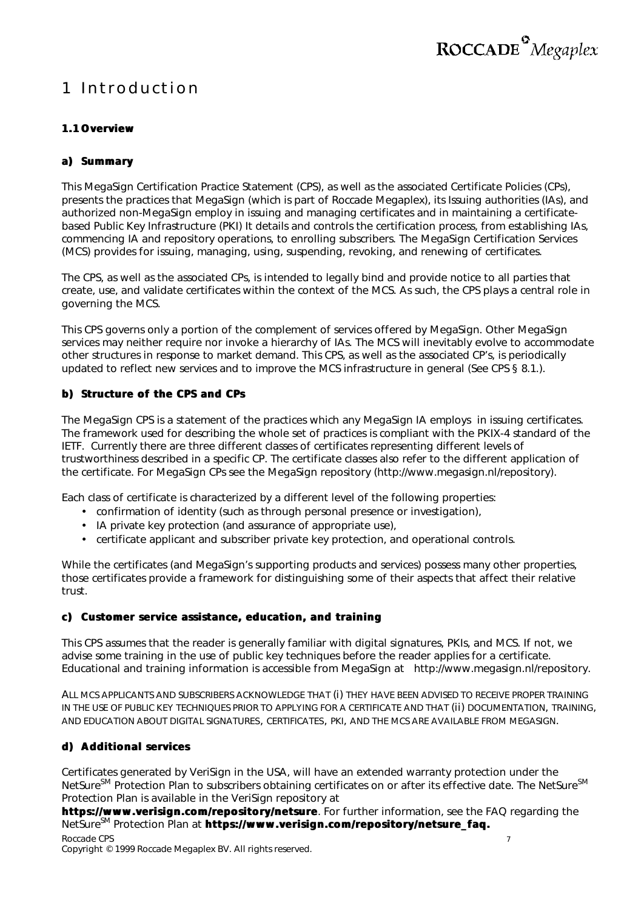# 1 Introduction

### 1.1 Overview

#### a) Summary

This MegaSign Certification Practice Statement (CPS), as well as the associated Certificate Policies (CPs), presents the practices that MegaSign (which is part of Roccade Megaplex), its Issuing authorities (IAs), and authorized non-MegaSign employ in issuing and managing certificates and in maintaining a certificate-based Public Key Infrastructure (PKI) It details and controls the certification process, from establishing IAs, commencing IA and repository operations, to enrolling subscribers. The MegaSign Certification Services (MCS) provides for issuing, managing, using, suspending, revoking, and renewing of certificates.

The CPS, as well as the associated CPs, is intended to legally bind and provide notice to all parties that create, use, and validate certificates within the context of the MCS. As such, the CPS plays a central role in governing the MCS.

This CPS governs only a portion of the complement of services offered by MegaSign. Other MegaSign services may neither require nor invoke a hierarchy of IAs. The MCS will inevitably evolve to accommodate other structures in response to market demand. This CPS, as well as the associated CP's, is periodically updated to reflect new services and to improve the MCS infrastructure in general (See CPS § 8.1.).

#### b) Structure of the CPS and CPs

The MegaSign CPS is a statement of the practices which any MegaSign IA employs in issuing certificates. The framework used for describing the whole set of practices is compliant with the PKIX-4 standard of the IETF. Currently there are three different classes of certificates representing different levels of trustworthiness described in a specific CP. The certificate classes also refer to the different application of the certificate. For MegaSign CPs see the MegaSign repository (http://www.megasign.nl/repository).

Each class of certificate is characterized by a different level of the following properties:

- confirmation of identity (such as through personal presence or investigation),
- IA private key protection (and assurance of appropriate use),
- certificate applicant and subscriber private key protection, and operational controls.

While the certificates (and MegaSign's supporting products and services) possess many other properties, those certificates provide a framework for distinguishing some of their aspects that affect their relative trust.

#### c) Customer service assistance, education, and training

This CPS assumes that the reader is generally familiar with digital signatures, PKIs, and MCS. If not, we advise some training in the use of public key techniques before the reader applies for a certificate. Educational and training information is accessible from MegaSign at http://www.megasign.nl/repository.

ALL MCS APPLICANTS AND SUBSCRIBERS ACKNOWLEDGE THAT (i) THEY HAVE BEEN ADVISED TO RECEIVE PROPER TRAINING IN THE USE OF PUBLIC KEY TECHNIQUES PRIOR TO APPLYING FOR A CERTIFICATE AND THAT (ii) DOCUMENTATION, TRAINING, AND EDUCATION ABOUT DIGITAL SIGNATURES, CERTIFICATES, PKI, AND THE MCS ARE AVAILABLE FROM MEGASIGN.

#### d) Additional services

Certificates generated by VeriSign in the USA, will have an extended warranty protection under the NetSure[SM] Protection Plan to subscribers obtaining certificates on or after its effective date. The NetSure[SM] Protection Plan is available in the VeriSign repository at **https://www.verisign.com/repository/netsure**. For further information, see the FAQ regarding the NetSure[SM] Protection Plan at **https://www.verisign.com/repository/netsure_faq.**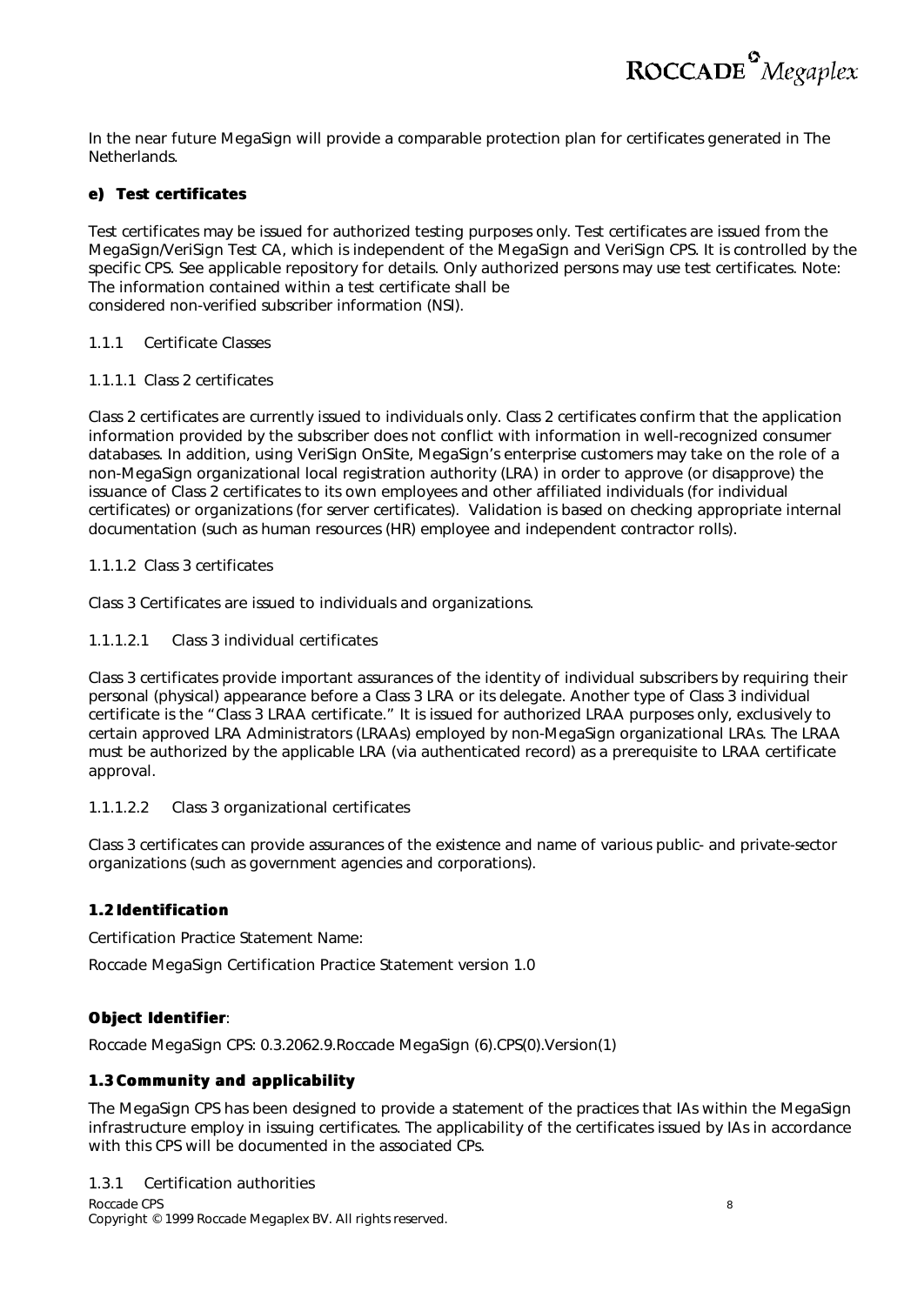In the near future MegaSign will provide a comparable protection plan for certificates generated in The Netherlands.

#### e) Test certificates

Test certificates may be issued for authorized testing purposes only. Test certificates are issued from the MegaSign/VeriSign Test CA, which is independent of the MegaSign and VeriSign CPS. It is controlled by the specific CPS. See applicable repository for details. Only authorized persons may use test certificates. Note: The information contained within a test certificate shall be considered non-verified subscriber information (NSI).

### 1.1.1 Certificate Classes

#### 1.1.1.1 Class 2 certificates

Class 2 certificates are currently issued to individuals only. Class 2 certificates confirm that the application information provided by the subscriber does not conflict with information in well-recognized consumer databases. In addition, using VeriSign OnSite, MegaSign's enterprise customers may take on the role of a non-MegaSign organizational local registration authority (LRA) in order to approve (or disapprove) the issuance of Class 2 certificates to its own employees and other affiliated individuals (for individual certificates) or organizations (for server certificates). Validation is based on checking appropriate internal documentation (such as human resources (HR) employee and independent contractor rolls).

#### 1.1.1.2 Class 3 certificates

Class 3 Certificates are issued to individuals and organizations.

##### 1.1.1.2.1 Class 3 individual certificates

Class 3 certificates provide important assurances of the identity of individual subscribers by requiring their personal (physical) appearance before a Class 3 LRA or its delegate. Another type of Class 3 individual certificate is the "Class 3 LRAA certificate." It is issued for authorized LRAA purposes only, exclusively to certain approved LRA Administrators (LRAAs) employed by non-MegaSign organizational LRAs. The LRAA must be authorized by the applicable LRA (via authenticated record) as a prerequisite to LRAA certificate approval.

##### 1.1.1.2.2 Class 3 organizational certificates

Class 3 certificates can provide assurances of the existence and name of various public- and private-sector organizations (such as government agencies and corporations).

## 1.2 Identification

Certification Practice Statement Name:

Roccade MegaSign Certification Practice Statement version 1.0

**Object Identifier**:

Roccade MegaSign CPS: 0.3.2062.9.Roccade MegaSign (6).CPS(0).Version(1)

## 1.3 Community and applicability

The MegaSign CPS has been designed to provide a statement of the practices that IAs within the MegaSign infrastructure employ in issuing certificates. The applicability of the certificates issued by IAs in accordance with this CPS will be documented in the associated CPs.

### 1.3.1 Certification authorities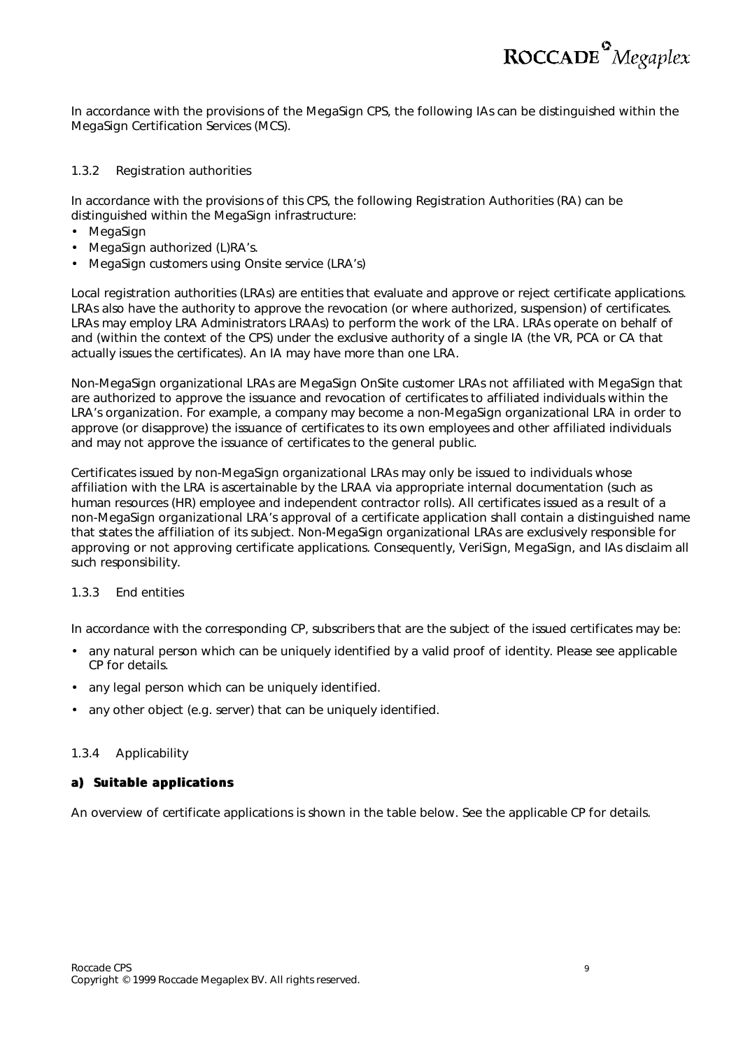In accordance with the provisions of the MegaSign CPS, the following IAs can be distinguished within the MegaSign Certification Services (MCS).

### 1.3.2 Registration authorities

In accordance with the provisions of this CPS, the following Registration Authorities (RA) can be distinguished within the MegaSign infrastructure:

- MegaSign
- MegaSign authorized (L)RA's.
- MegaSign customers using Onsite service (LRA's)

Local registration authorities (LRAs) are entities that evaluate and approve or reject certificate applications. LRAs also have the authority to approve the revocation (or where authorized, suspension) of certificates. LRAs may employ LRA Administrators LRAAs) to perform the work of the LRA. LRAs operate on behalf of and (within the context of the CPS) under the exclusive authority of a single IA (the VR, PCA or CA that actually issues the certificates). An IA may have more than one LRA.

Non-MegaSign organizational LRAs are MegaSign OnSite customer LRAs not affiliated with MegaSign that are authorized to approve the issuance and revocation of certificates to affiliated individuals within the LRA's organization. For example, a company may become a non-MegaSign organizational LRA in order to approve (or disapprove) the issuance of certificates to its own employees and other affiliated individuals and may not approve the issuance of certificates to the general public.

Certificates issued by non-MegaSign organizational LRAs may only be issued to individuals whose affiliation with the LRA is ascertainable by the LRAA via appropriate internal documentation (such as human resources (HR) employee and independent contractor rolls). All certificates issued as a result of a non-MegaSign organizational LRA's approval of a certificate application shall contain a distinguished name that states the affiliation of its subject. Non-MegaSign organizational LRAs are exclusively responsible for approving or not approving certificate applications. Consequently, VeriSign, MegaSign, and IAs disclaim all such responsibility.

### 1.3.3 End entities

In accordance with the corresponding CP, subscribers that are the subject of the issued certificates may be:

- any natural person which can be uniquely identified by a valid proof of identity. Please see applicable CP for details.
- any legal person which can be uniquely identified.
- any other object (e.g. server) that can be uniquely identified.

### 1.3.4 Applicability

#### a) Suitable applications

An overview of certificate applications is shown in the table below. See the applicable CP for details.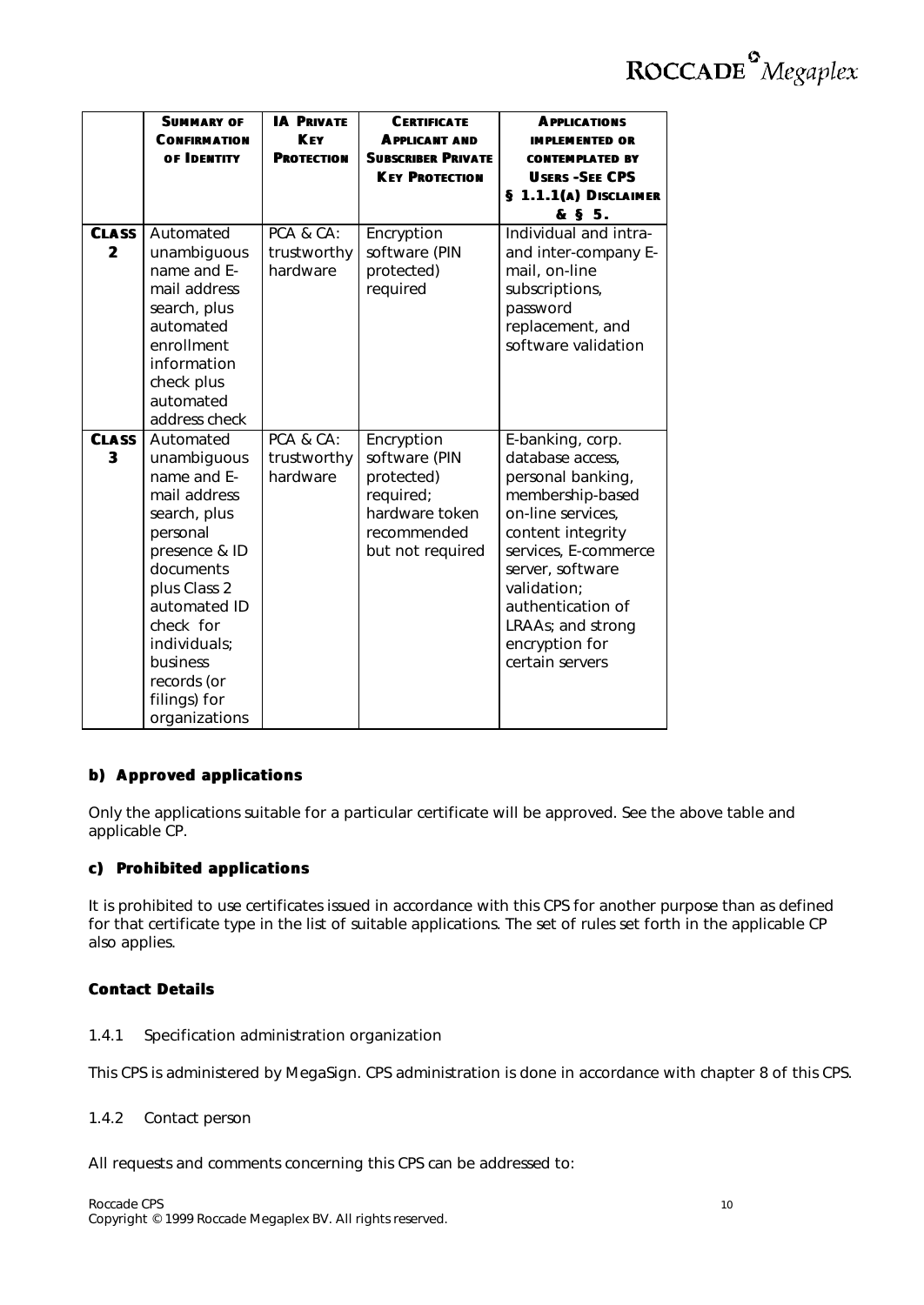| | **Summary of Confirmation of Identity** | **IA Private Key Protection** | **Certificate Applicant and Subscriber Private Key Protection** | **Applications implemented or contemplated by Users -See CPS § 1.1.1(a) Disclaimer & § 5.** |
|---|---|---|---|---|
| **Class 2** | Automated unambiguous name and E-mail address search, plus automated enrollment information check plus automated address check | PCA & CA: trustworthy hardware | Encryption software (PIN protected) required | Individual and intra- and inter-company E-mail, on-line subscriptions, password replacement, and software validation |
| **Class 3** | Automated unambiguous name and E-mail address search, plus personal presence & ID documents plus Class 2 automated ID check for individuals; business records (or filings) for organizations | PCA & CA: trustworthy hardware | Encryption software (PIN protected) required; hardware token recommended but not required | E-banking, corp. database access, personal banking, membership-based on-line services, content integrity services, E-commerce server, software validation; authentication of LRAAs; and strong encryption for certain servers |

#### b) Approved applications

Only the applications suitable for a particular certificate will be approved. See the above table and applicable CP.

#### c) Prohibited applications

It is prohibited to use certificates issued in accordance with this CPS for another purpose than as defined for that certificate type in the list of suitable applications. The set of rules set forth in the applicable CP also applies.

### Contact Details

1.4.1 Specification administration organization

This CPS is administered by MegaSign. CPS administration is done in accordance with chapter 8 of this CPS.

1.4.2 Contact person

All requests and comments concerning this CPS can be addressed to: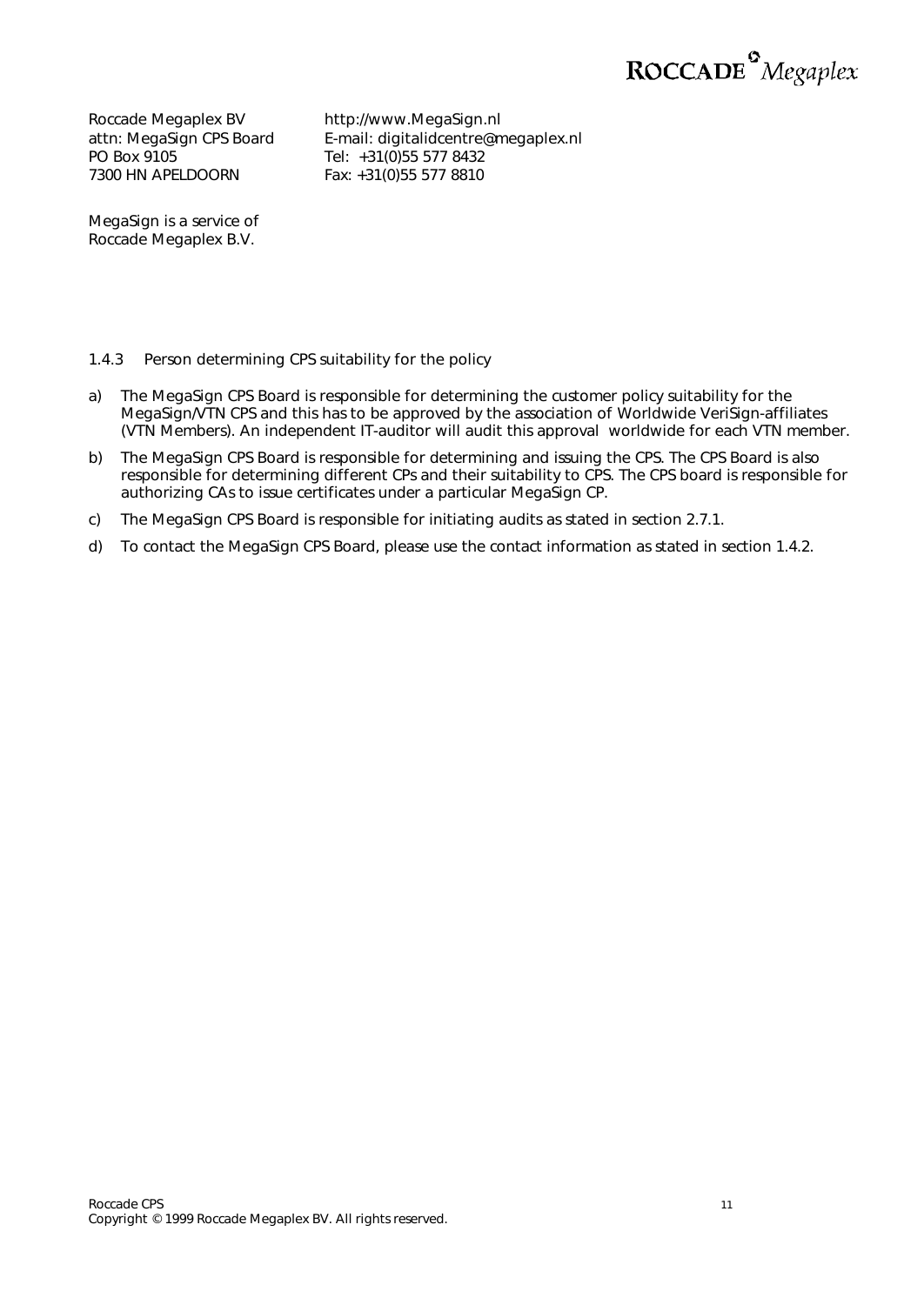Roccade Megaplex BV
attn: MegaSign CPS Board
PO Box 9105
7300 HN APELDOORN

http://www.MegaSign.nl
E-mail: digitalidcentre@megaplex.nl
Tel: +31(0)55 577 8432
Fax: +31(0)55 577 8810

MegaSign is a service of
Roccade Megaplex B.V.

### 1.4.3 Person determining CPS suitability for the policy

a) The MegaSign CPS Board is responsible for determining the customer policy suitability for the MegaSign/VTN CPS and this has to be approved by the association of Worldwide VeriSign-affiliates (VTN Members). An independent IT-auditor will audit this approval worldwide for each VTN member.

b) The MegaSign CPS Board is responsible for determining and issuing the CPS. The CPS Board is also responsible for determining different CPs and their suitability to CPS. The CPS board is responsible for authorizing CAs to issue certificates under a particular MegaSign CP.

c) The MegaSign CPS Board is responsible for initiating audits as stated in section 2.7.1.

d) To contact the MegaSign CPS Board, please use the contact information as stated in section 1.4.2.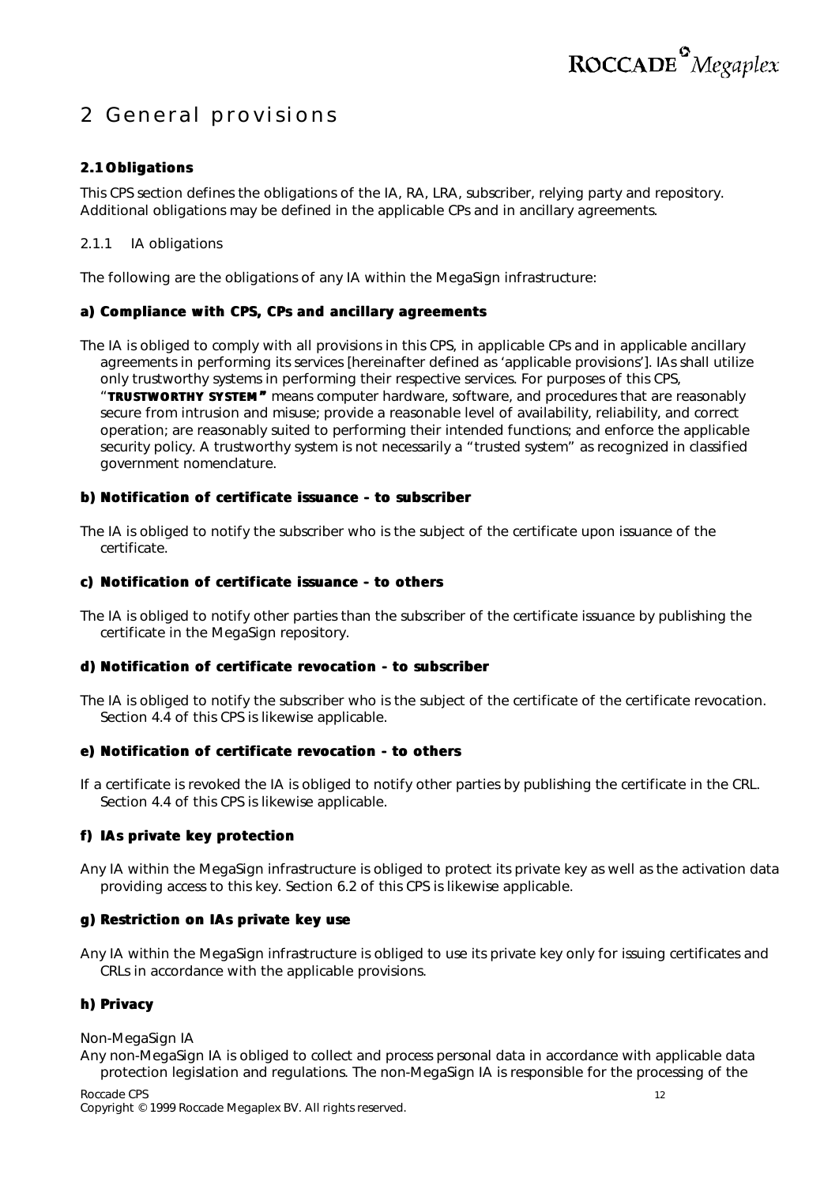# 2 General provisions

## 2.1 Obligations

This CPS section defines the obligations of the IA, RA, LRA, subscriber, relying party and repository. Additional obligations may be defined in the applicable CPs and in ancillary agreements.

### 2.1.1 IA obligations

The following are the obligations of any IA within the MegaSign infrastructure:

#### a) Compliance with CPS, CPs and ancillary agreements

The IA is obliged to comply with all provisions in this CPS, in applicable CPs and in applicable ancillary agreements in performing its services [hereinafter defined as 'applicable provisions']. IAs shall utilize only trustworthy systems in performing their respective services. For purposes of this CPS, "**TRUSTWORTHY SYSTEM**" means computer hardware, software, and procedures that are reasonably secure from intrusion and misuse; provide a reasonable level of availability, reliability, and correct operation; are reasonably suited to performing their intended functions; and enforce the applicable security policy. A trustworthy system is not necessarily a "trusted system" as recognized in classified government nomenclature.

#### b) Notification of certificate issuance – to subscriber

The IA is obliged to notify the subscriber who is the subject of the certificate upon issuance of the certificate.

#### c) Notification of certificate issuance – to others

The IA is obliged to notify other parties than the subscriber of the certificate issuance by publishing the certificate in the MegaSign repository.

#### d) Notification of certificate revocation - to subscriber

The IA is obliged to notify the subscriber who is the subject of the certificate of the certificate revocation. Section 4.4 of this CPS is likewise applicable.

#### e) Notification of certificate revocation - to others

If a certificate is revoked the IA is obliged to notify other parties by publishing the certificate in the CRL. Section 4.4 of this CPS is likewise applicable.

#### f) IAs private key protection

Any IA within the MegaSign infrastructure is obliged to protect its private key as well as the activation data providing access to this key. Section 6.2 of this CPS is likewise applicable.

#### g) Restriction on IAs private key use

Any IA within the MegaSign infrastructure is obliged to use its private key only for issuing certificates and CRLs in accordance with the applicable provisions.

#### h) Privacy

Non-MegaSign IA

Any non-MegaSign IA is obliged to collect and process personal data in accordance with applicable data protection legislation and regulations. The non-MegaSign IA is responsible for the processing of the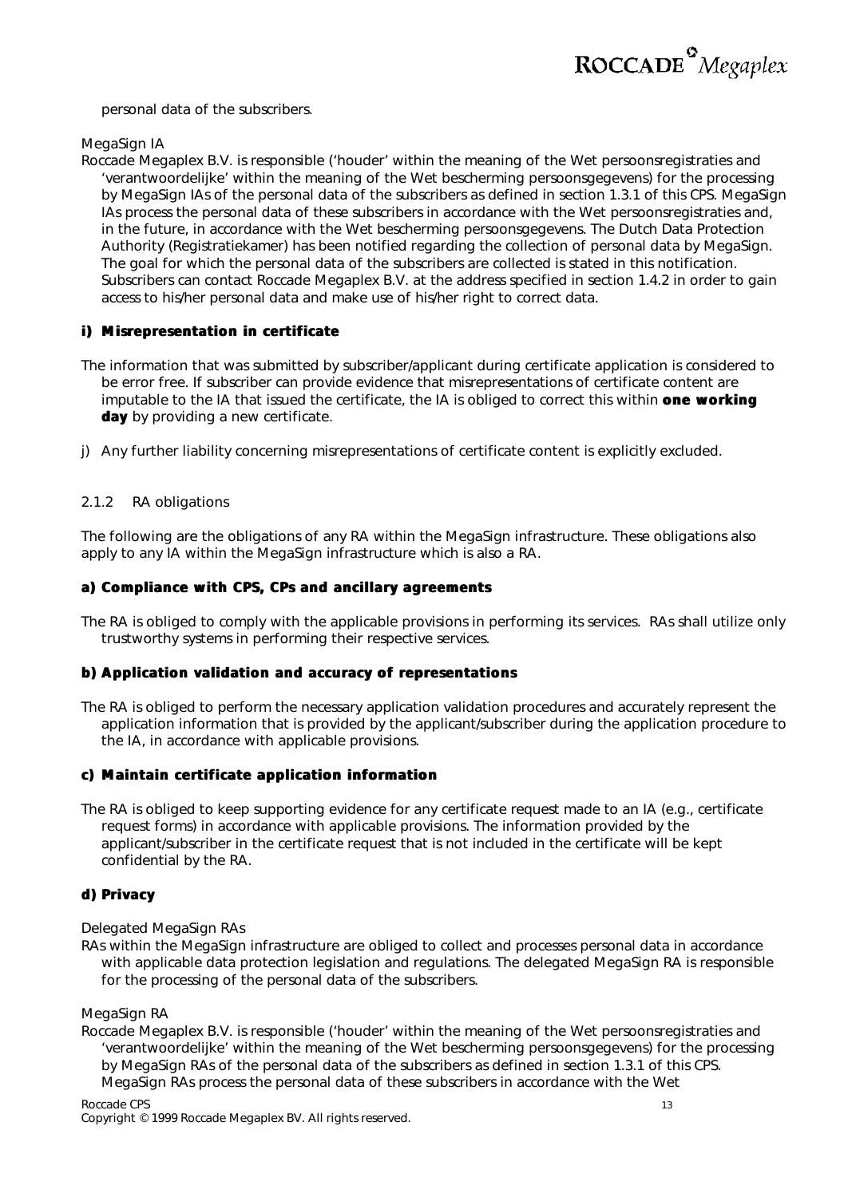personal data of the subscribers.

MegaSign IA

Roccade Megaplex B.V. is responsible ('houder' within the meaning of the Wet persoonsregistraties and 'verantwoordelijke' within the meaning of the Wet bescherming persoonsgegevens) for the processing by MegaSign IAs of the personal data of the subscribers as defined in section 1.3.1 of this CPS. MegaSign IAs process the personal data of these subscribers in accordance with the Wet persoonsregistraties and, in the future, in accordance with the Wet bescherming persoonsgegevens. The Dutch Data Protection Authority (Registratiekamer) has been notified regarding the collection of personal data by MegaSign. The goal for which the personal data of the subscribers are collected is stated in this notification. Subscribers can contact Roccade Megaplex B.V. at the address specified in section 1.4.2 in order to gain access to his/her personal data and make use of his/her right to correct data.

**i) Misrepresentation in certificate**

The information that was submitted by subscriber/applicant during certificate application is considered to be error free. If subscriber can provide evidence that misrepresentations of certificate content are imputable to the IA that issued the certificate, the IA is obliged to correct this within **one working day** by providing a new certificate.

j) Any further liability concerning misrepresentations of certificate content is explicitly excluded.

### 2.1.2 RA obligations

The following are the obligations of any RA within the MegaSign infrastructure. These obligations also apply to any IA within the MegaSign infrastructure which is also a RA.

**a) Compliance with CPS, CPs and ancillary agreements**

The RA is obliged to comply with the applicable provisions in performing its services. RAs shall utilize only trustworthy systems in performing their respective services.

**b) Application validation and accuracy of representations**

The RA is obliged to perform the necessary application validation procedures and accurately represent the application information that is provided by the applicant/subscriber during the application procedure to the IA, in accordance with applicable provisions.

**c) Maintain certificate application information**

The RA is obliged to keep supporting evidence for any certificate request made to an IA (e.g., certificate request forms) in accordance with applicable provisions. The information provided by the applicant/subscriber in the certificate request that is not included in the certificate will be kept confidential by the RA.

**d) Privacy**

Delegated MegaSign RAs

RAs within the MegaSign infrastructure are obliged to collect and processes personal data in accordance with applicable data protection legislation and regulations. The delegated MegaSign RA is responsible for the processing of the personal data of the subscribers.

MegaSign RA

Roccade Megaplex B.V. is responsible ('houder' within the meaning of the Wet persoonsregistraties and 'verantwoordelijke' within the meaning of the Wet bescherming persoonsgegevens) for the processing by MegaSign RAs of the personal data of the subscribers as defined in section 1.3.1 of this CPS. MegaSign RAs process the personal data of these subscribers in accordance with the Wet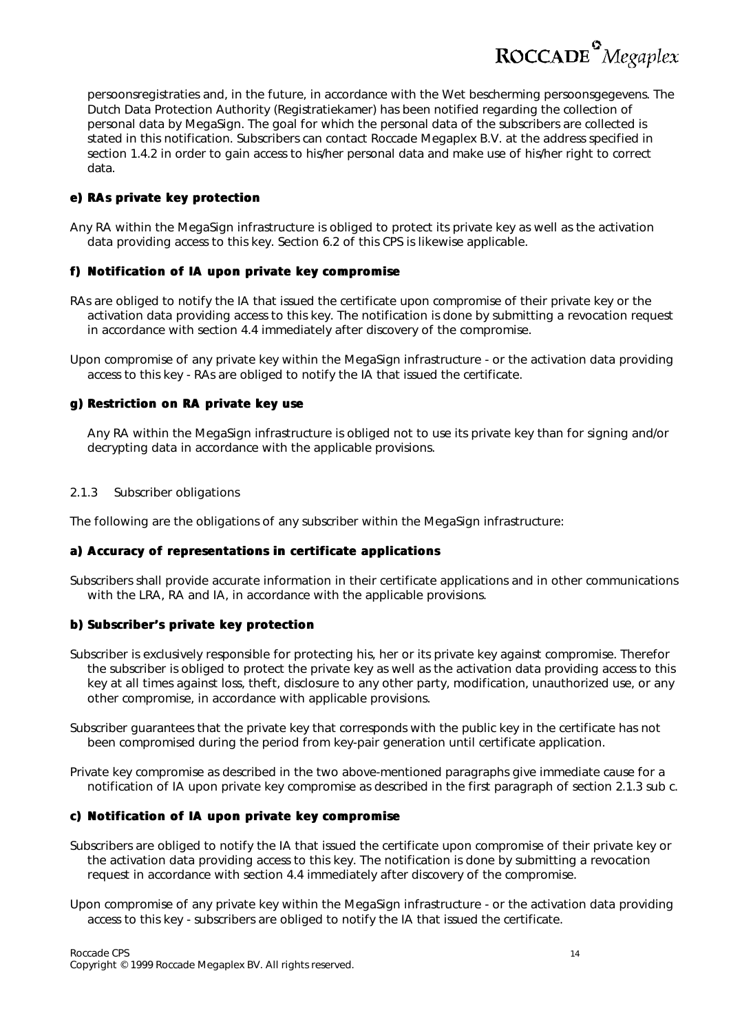persoonsregistraties and, in the future, in accordance with the Wet bescherming persoonsgegevens. The Dutch Data Protection Authority (Registratiekamer) has been notified regarding the collection of personal data by MegaSign. The goal for which the personal data of the subscribers are collected is stated in this notification. Subscribers can contact Roccade Megaplex B.V. at the address specified in section 1.4.2 in order to gain access to his/her personal data and make use of his/her right to correct data.

#### e) RAs private key protection

Any RA within the MegaSign infrastructure is obliged to protect its private key as well as the activation data providing access to this key. Section 6.2 of this CPS is likewise applicable.

#### f) Notification of IA upon private key compromise

RAs are obliged to notify the IA that issued the certificate upon compromise of their private key or the activation data providing access to this key. The notification is done by submitting a revocation request in accordance with section 4.4 immediately after discovery of the compromise.

Upon compromise of any private key within the MegaSign infrastructure - or the activation data providing access to this key - RAs are obliged to notify the IA that issued the certificate.

#### g) Restriction on RA private key use

Any RA within the MegaSign infrastructure is obliged not to use its private key than for signing and/or decrypting data in accordance with the applicable provisions.

### 2.1.3 Subscriber obligations

The following are the obligations of any subscriber within the MegaSign infrastructure:

#### a) Accuracy of representations in certificate applications

Subscribers shall provide accurate information in their certificate applications and in other communications with the LRA, RA and IA, in accordance with the applicable provisions.

#### b) Subscriber's private key protection

Subscriber is exclusively responsible for protecting his, her or its private key against compromise. Therefor the subscriber is obliged to protect the private key as well as the activation data providing access to this key at all times against loss, theft, disclosure to any other party, modification, unauthorized use, or any other compromise, in accordance with applicable provisions.

Subscriber guarantees that the private key that corresponds with the public key in the certificate has not been compromised during the period from key-pair generation until certificate application.

Private key compromise as described in the two above-mentioned paragraphs give immediate cause for a notification of IA upon private key compromise as described in the first paragraph of section 2.1.3 sub c.

#### c) Notification of IA upon private key compromise

Subscribers are obliged to notify the IA that issued the certificate upon compromise of their private key or the activation data providing access to this key. The notification is done by submitting a revocation request in accordance with section 4.4 immediately after discovery of the compromise.

Upon compromise of any private key within the MegaSign infrastructure - or the activation data providing access to this key - subscribers are obliged to notify the IA that issued the certificate.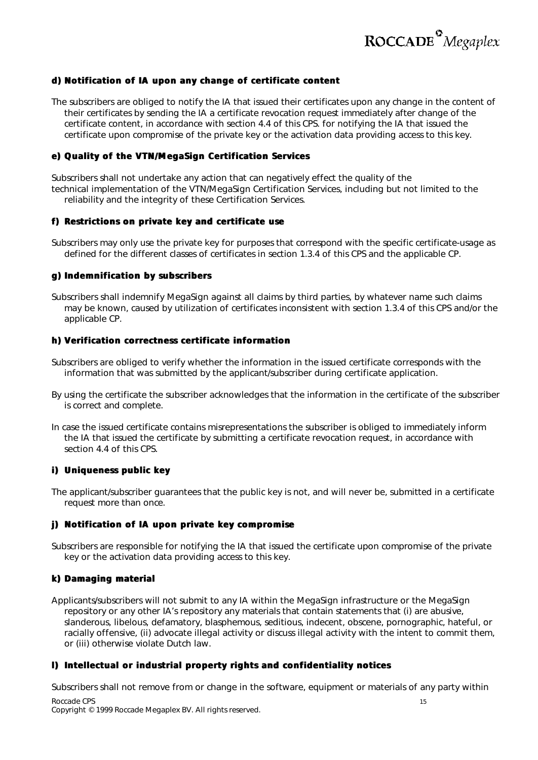#### d) Notification of IA upon any change of certificate content

The subscribers are obliged to notify the IA that issued their certificates upon any change in the content of their certificates by sending the IA a certificate revocation request immediately after change of the certificate content, in accordance with section 4.4 of this CPS. for notifying the IA that issued the certificate upon compromise of the private key or the activation data providing access to this key.

#### e) Quality of the VTN/MegaSign Certification Services

Subscribers shall not undertake any action that can negatively effect the quality of the technical implementation of the VTN/MegaSign Certification Services, including but not limited to the reliability and the integrity of these Certification Services.

#### f) Restrictions on private key and certificate use

Subscribers may only use the private key for purposes that correspond with the specific certificate-usage as defined for the different classes of certificates in section 1.3.4 of this CPS and the applicable CP.

#### g) Indemnification by subscribers

Subscribers shall indemnify MegaSign against all claims by third parties, by whatever name such claims may be known, caused by utilization of certificates inconsistent with section 1.3.4 of this CPS and/or the applicable CP.

#### h) Verification correctness certificate information

Subscribers are obliged to verify whether the information in the issued certificate corresponds with the information that was submitted by the applicant/subscriber during certificate application.

By using the certificate the subscriber acknowledges that the information in the certificate of the subscriber is correct and complete.

In case the issued certificate contains misrepresentations the subscriber is obliged to immediately inform the IA that issued the certificate by submitting a certificate revocation request, in accordance with section 4.4 of this CPS.

#### i) Uniqueness public key

The applicant/subscriber guarantees that the public key is not, and will never be, submitted in a certificate request more than once.

#### j) Notification of IA upon private key compromise

Subscribers are responsible for notifying the IA that issued the certificate upon compromise of the private key or the activation data providing access to this key.

#### k) Damaging material

Applicants/subscribers will not submit to any IA within the MegaSign infrastructure or the MegaSign repository or any other IA's repository any materials that contain statements that (i) are abusive, slanderous, libelous, defamatory, blasphemous, seditious, indecent, obscene, pornographic, hateful, or racially offensive, (ii) advocate illegal activity or discuss illegal activity with the intent to commit them, or (iii) otherwise violate Dutch law.

#### l) Intellectual or industrial property rights and confidentiality notices

Subscribers shall not remove from or change in the software, equipment or materials of any party within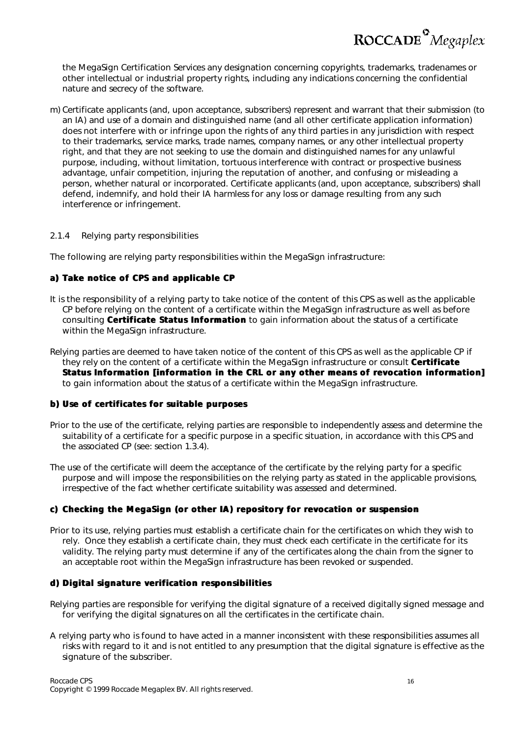the MegaSign Certification Services any designation concerning copyrights, trademarks, tradenames or other intellectual or industrial property rights, including any indications concerning the confidential nature and secrecy of the software.

m) Certificate applicants (and, upon acceptance, subscribers) represent and warrant that their submission (to an IA) and use of a domain and distinguished name (and all other certificate application information) does not interfere with or infringe upon the rights of any third parties in any jurisdiction with respect to their trademarks, service marks, trade names, company names, or any other intellectual property right, and that they are not seeking to use the domain and distinguished names for any unlawful purpose, including, without limitation, tortuous interference with contract or prospective business advantage, unfair competition, injuring the reputation of another, and confusing or misleading a person, whether natural or incorporated. Certificate applicants (and, upon acceptance, subscribers) shall defend, indemnify, and hold their IA harmless for any loss or damage resulting from any such interference or infringement.

### 2.1.4 Relying party responsibilities

The following are relying party responsibilities within the MegaSign infrastructure:

**a) Take notice of CPS and applicable CP**

It is the responsibility of a relying party to take notice of the content of this CPS as well as the applicable CP before relying on the content of a certificate within the MegaSign infrastructure as well as before consulting **Certificate Status Information** to gain information about the status of a certificate within the MegaSign infrastructure.

Relying parties are deemed to have taken notice of the content of this CPS as well as the applicable CP if they rely on the content of a certificate within the MegaSign infrastructure or consult **Certificate Status Information [information in the CRL or any other means of revocation information]** to gain information about the status of a certificate within the MegaSign infrastructure.

**b) Use of certificates for suitable purposes**

Prior to the use of the certificate, relying parties are responsible to independently assess and determine the suitability of a certificate for a specific purpose in a specific situation, in accordance with this CPS and the associated CP (see: section 1.3.4).

The use of the certificate will deem the acceptance of the certificate by the relying party for a specific purpose and will impose the responsibilities on the relying party as stated in the applicable provisions, irrespective of the fact whether certificate suitability was assessed and determined.

**c) Checking the MegaSign (or other IA) repository for revocation or suspension**

Prior to its use, relying parties must establish a certificate chain for the certificates on which they wish to rely. Once they establish a certificate chain, they must check each certificate in the certificate for its validity. The relying party must determine if any of the certificates along the chain from the signer to an acceptable root within the MegaSign infrastructure has been revoked or suspended.

**d) Digital signature verification responsibilities**

Relying parties are responsible for verifying the digital signature of a received digitally signed message and for verifying the digital signatures on all the certificates in the certificate chain.

A relying party who is found to have acted in a manner inconsistent with these responsibilities assumes all risks with regard to it and is not entitled to any presumption that the digital signature is effective as the signature of the subscriber.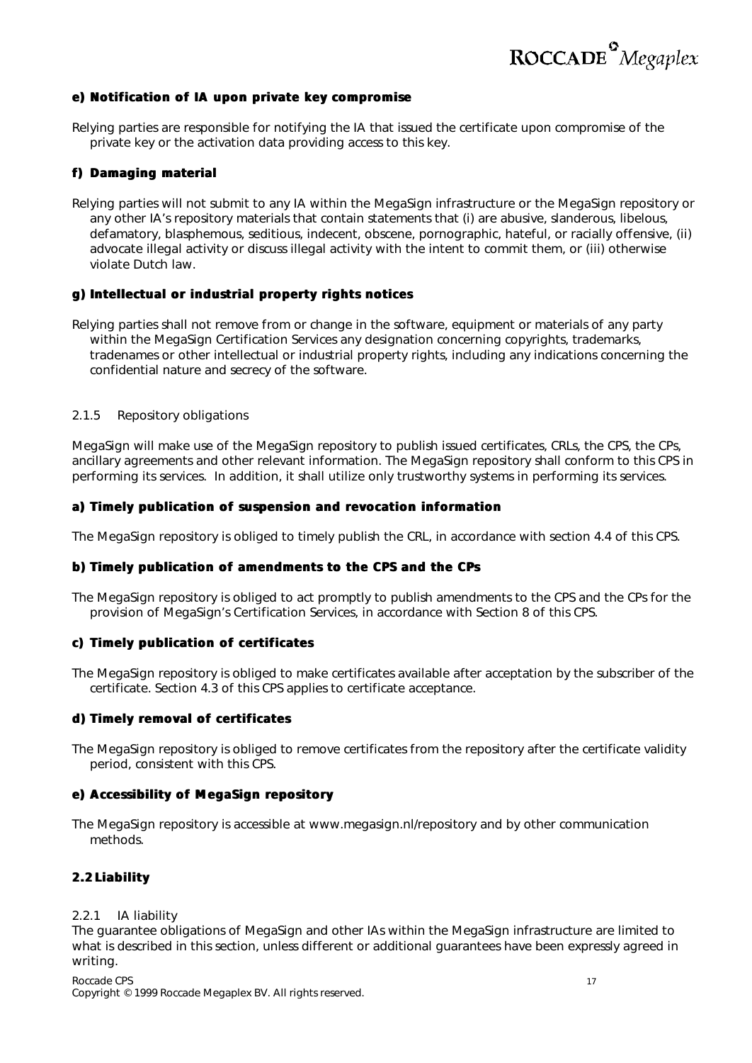#### e) Notification of IA upon private key compromise

Relying parties are responsible for notifying the IA that issued the certificate upon compromise of the private key or the activation data providing access to this key.

#### f) Damaging material

Relying parties will not submit to any IA within the MegaSign infrastructure or the MegaSign repository or any other IA's repository materials that contain statements that (i) are abusive, slanderous, libelous, defamatory, blasphemous, seditious, indecent, obscene, pornographic, hateful, or racially offensive, (ii) advocate illegal activity or discuss illegal activity with the intent to commit them, or (iii) otherwise violate Dutch law.

#### g) Intellectual or industrial property rights notices

Relying parties shall not remove from or change in the software, equipment or materials of any party within the MegaSign Certification Services any designation concerning copyrights, trademarks, tradenames or other intellectual or industrial property rights, including any indications concerning the confidential nature and secrecy of the software.

### 2.1.5 Repository obligations

MegaSign will make use of the MegaSign repository to publish issued certificates, CRLs, the CPS, the CPs, ancillary agreements and other relevant information. The MegaSign repository shall conform to this CPS in performing its services. In addition, it shall utilize only trustworthy systems in performing its services.

#### a) Timely publication of suspension and revocation information

The MegaSign repository is obliged to timely publish the CRL, in accordance with section 4.4 of this CPS.

#### b) Timely publication of amendments to the CPS and the CPs

The MegaSign repository is obliged to act promptly to publish amendments to the CPS and the CPs for the provision of MegaSign's Certification Services, in accordance with Section 8 of this CPS.

#### c) Timely publication of certificates

The MegaSign repository is obliged to make certificates available after acceptation by the subscriber of the certificate. Section 4.3 of this CPS applies to certificate acceptance.

#### d) Timely removal of certificates

The MegaSign repository is obliged to remove certificates from the repository after the certificate validity period, consistent with this CPS.

#### e) Accessibility of MegaSign repository

The MegaSign repository is accessible at www.megasign.nl/repository and by other communication methods.

## 2.2 Liability

### 2.2.1 IA liability

The guarantee obligations of MegaSign and other IAs within the MegaSign infrastructure are limited to what is described in this section, unless different or additional guarantees have been expressly agreed in writing.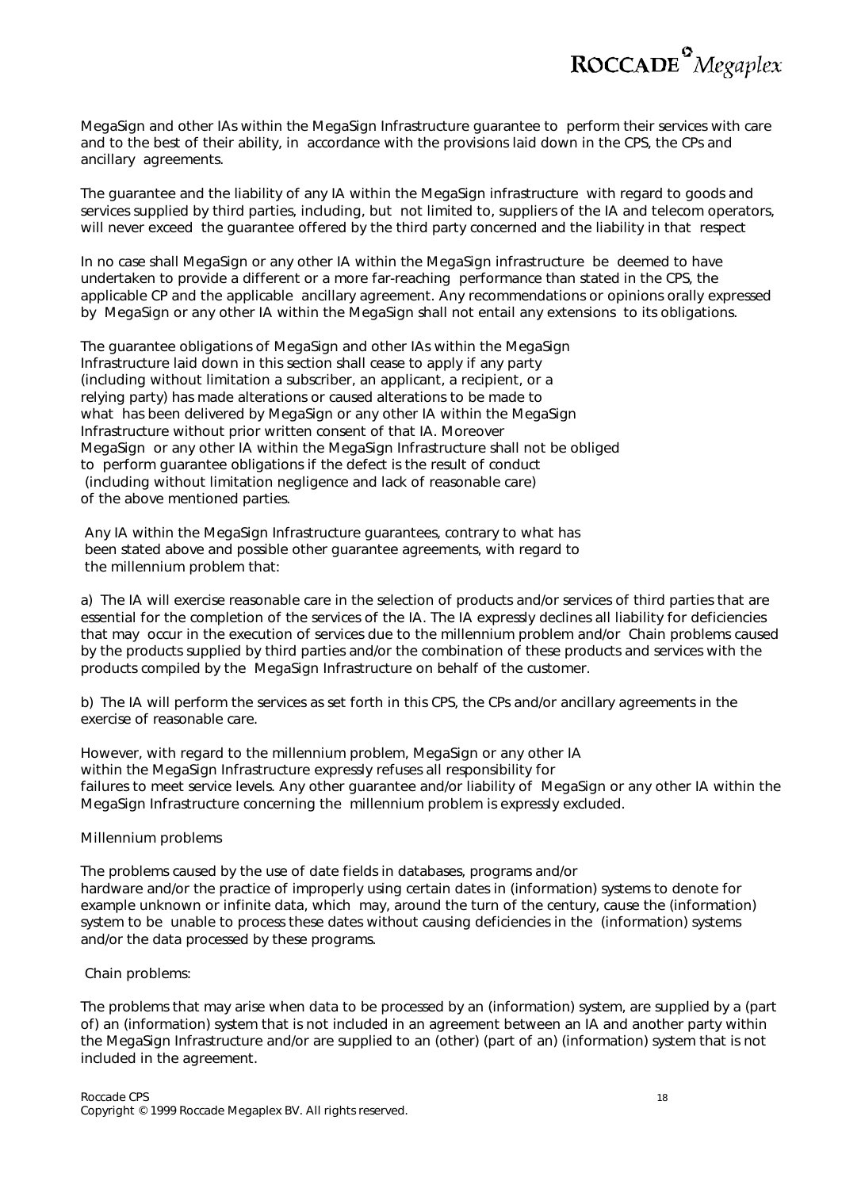MegaSign and other IAs within the MegaSign Infrastructure guarantee to perform their services with care and to the best of their ability, in accordance with the provisions laid down in the CPS, the CPs and ancillary agreements.

The guarantee and the liability of any IA within the MegaSign infrastructure with regard to goods and services supplied by third parties, including, but not limited to, suppliers of the IA and telecom operators, will never exceed the guarantee offered by the third party concerned and the liability in that respect

In no case shall MegaSign or any other IA within the MegaSign infrastructure be deemed to have undertaken to provide a different or a more far-reaching performance than stated in the CPS, the applicable CP and the applicable ancillary agreement. Any recommendations or opinions orally expressed by MegaSign or any other IA within the MegaSign shall not entail any extensions to its obligations.

The guarantee obligations of MegaSign and other IAs within the MegaSign Infrastructure laid down in this section shall cease to apply if any party (including without limitation a subscriber, an applicant, a recipient, or a relying party) has made alterations or caused alterations to be made to what has been delivered by MegaSign or any other IA within the MegaSign Infrastructure without prior written consent of that IA. Moreover MegaSign or any other IA within the MegaSign Infrastructure shall not be obliged to perform guarantee obligations if the defect is the result of conduct (including without limitation negligence and lack of reasonable care) of the above mentioned parties.

Any IA within the MegaSign Infrastructure guarantees, contrary to what has been stated above and possible other guarantee agreements, with regard to the millennium problem that:

a) The IA will exercise reasonable care in the selection of products and/or services of third parties that are essential for the completion of the services of the IA. The IA expressly declines all liability for deficiencies that may occur in the execution of services due to the millennium problem and/or Chain problems caused by the products supplied by third parties and/or the combination of these products and services with the products compiled by the MegaSign Infrastructure on behalf of the customer.

b) The IA will perform the services as set forth in this CPS, the CPs and/or ancillary agreements in the exercise of reasonable care.

However, with regard to the millennium problem, MegaSign or any other IA within the MegaSign Infrastructure expressly refuses all responsibility for failures to meet service levels. Any other guarantee and/or liability of MegaSign or any other IA within the MegaSign Infrastructure concerning the millennium problem is expressly excluded.

Millennium problems

The problems caused by the use of date fields in databases, programs and/or hardware and/or the practice of improperly using certain dates in (information) systems to denote for example unknown or infinite data, which may, around the turn of the century, cause the (information) system to be unable to process these dates without causing deficiencies in the (information) systems and/or the data processed by these programs.

Chain problems:

The problems that may arise when data to be processed by an (information) system, are supplied by a (part of) an (information) system that is not included in an agreement between an IA and another party within the MegaSign Infrastructure and/or are supplied to an (other) (part of an) (information) system that is not included in the agreement.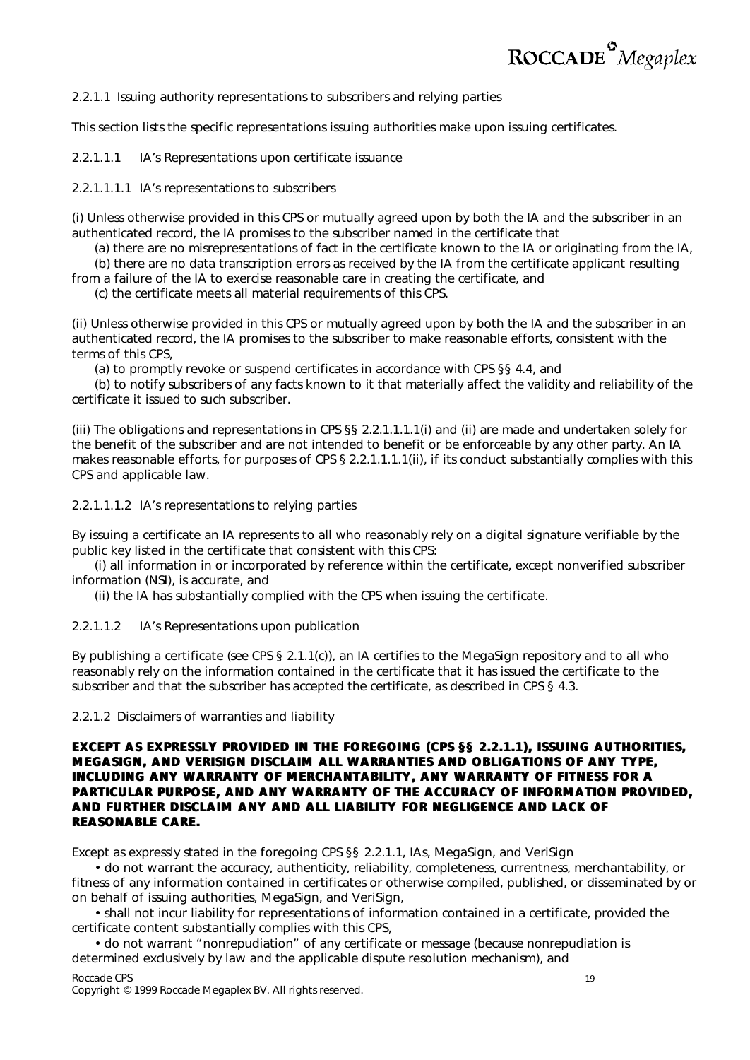2.2.1.1 Issuing authority representations to subscribers and relying parties

This section lists the specific representations issuing authorities make upon issuing certificates.

2.2.1.1.1 IA's Representations upon certificate issuance

2.2.1.1.1.1 IA's representations to subscribers

(i) Unless otherwise provided in this CPS or mutually agreed upon by both the IA and the subscriber in an authenticated record, the IA promises to the subscriber named in the certificate that

(a) there are no misrepresentations of fact in the certificate known to the IA or originating from the IA,

(b) there are no data transcription errors as received by the IA from the certificate applicant resulting from a failure of the IA to exercise reasonable care in creating the certificate, and

(c) the certificate meets all material requirements of this CPS.

(ii) Unless otherwise provided in this CPS or mutually agreed upon by both the IA and the subscriber in an authenticated record, the IA promises to the subscriber to make reasonable efforts, consistent with the terms of this CPS,

(a) to promptly revoke or suspend certificates in accordance with CPS §§ 4.4, and

(b) to notify subscribers of any facts known to it that materially affect the validity and reliability of the certificate it issued to such subscriber.

(iii) The obligations and representations in CPS §§ 2.2.1.1.1.1(i) and (ii) are made and undertaken solely for the benefit of the subscriber and are not intended to benefit or be enforceable by any other party. An IA makes reasonable efforts, for purposes of CPS § 2.2.1.1.1.1(ii), if its conduct substantially complies with this CPS and applicable law.

2.2.1.1.1.2 IA's representations to relying parties

By issuing a certificate an IA represents to all who reasonably rely on a digital signature verifiable by the public key listed in the certificate that consistent with this CPS:

(i) all information in or incorporated by reference within the certificate, except nonverified subscriber information (NSI), is accurate, and

(ii) the IA has substantially complied with the CPS when issuing the certificate.

2.2.1.1.2 IA's Representations upon publication

By publishing a certificate (see CPS § 2.1.1(c)), an IA certifies to the MegaSign repository and to all who reasonably rely on the information contained in the certificate that it has issued the certificate to the subscriber and that the subscriber has accepted the certificate, as described in CPS § 4.3.

2.2.1.2 Disclaimers of warranties and liability

**EXCEPT AS EXPRESSLY PROVIDED IN THE FOREGOING (CPS §§ 2.2.1.1), ISSUING AUTHORITIES, MEGASIGN, AND VERISIGN DISCLAIM ALL WARRANTIES AND OBLIGATIONS OF ANY TYPE, INCLUDING ANY WARRANTY OF MERCHANTABILITY, ANY WARRANTY OF FITNESS FOR A PARTICULAR PURPOSE, AND ANY WARRANTY OF THE ACCURACY OF INFORMATION PROVIDED, AND FURTHER DISCLAIM ANY AND ALL LIABILITY FOR NEGLIGENCE AND LACK OF REASONABLE CARE.**

Except as expressly stated in the foregoing CPS §§ 2.2.1.1, IAs, MegaSign, and VeriSign

- do not warrant the accuracy, authenticity, reliability, completeness, currentness, merchantability, or fitness of any information contained in certificates or otherwise compiled, published, or disseminated by or on behalf of issuing authorities, MegaSign, and VeriSign,
- shall not incur liability for representations of information contained in a certificate, provided the certificate content substantially complies with this CPS,
- do not warrant "nonrepudiation" of any certificate or message (because nonrepudiation is determined exclusively by law and the applicable dispute resolution mechanism), and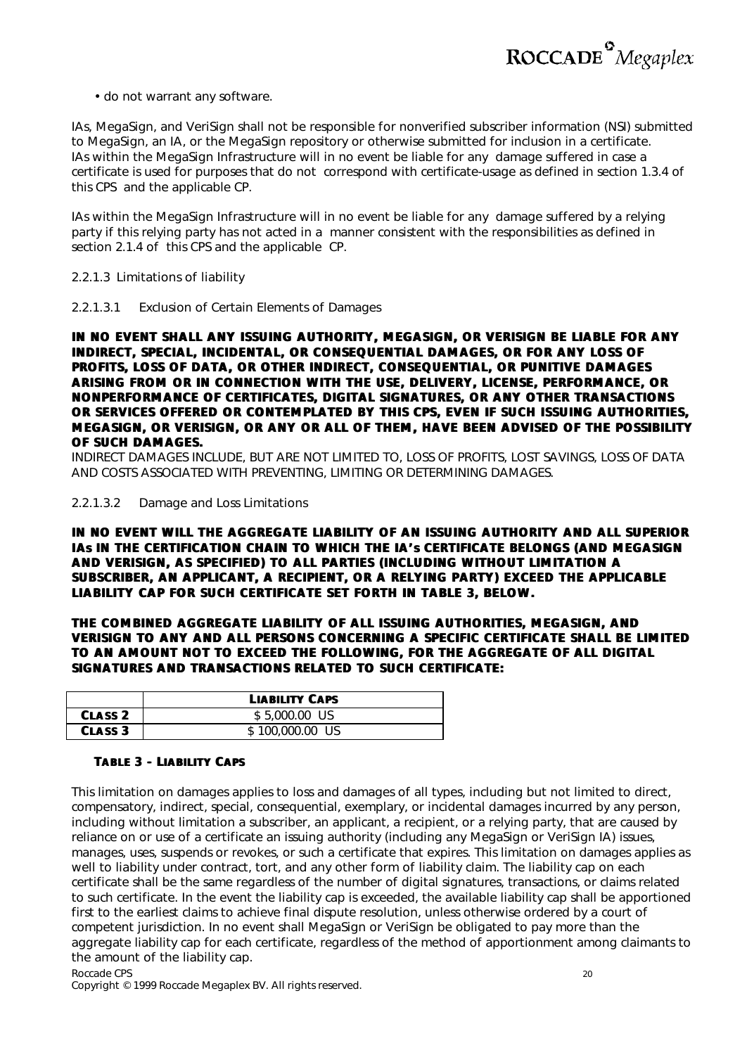• do not warrant any software.

IAs, MegaSign, and VeriSign shall not be responsible for nonverified subscriber information (NSI) submitted to MegaSign, an IA, or the MegaSign repository or otherwise submitted for inclusion in a certificate. IAs within the MegaSign Infrastructure will in no event be liable for any damage suffered in case a certificate is used for purposes that do not correspond with certificate-usage as defined in section 1.3.4 of this CPS and the applicable CP.

IAs within the MegaSign Infrastructure will in no event be liable for any damage suffered by a relying party if this relying party has not acted in a manner consistent with the responsibilities as defined in section 2.1.4 of this CPS and the applicable CP.

### 2.2.1.3 Limitations of liability

#### 2.2.1.3.1 Exclusion of Certain Elements of Damages

**IN NO EVENT SHALL ANY ISSUING AUTHORITY, MEGASIGN, OR VERISIGN BE LIABLE FOR ANY INDIRECT, SPECIAL, INCIDENTAL, OR CONSEQUENTIAL DAMAGES, OR FOR ANY LOSS OF PROFITS, LOSS OF DATA, OR OTHER INDIRECT, CONSEQUENTIAL, OR PUNITIVE DAMAGES ARISING FROM OR IN CONNECTION WITH THE USE, DELIVERY, LICENSE, PERFORMANCE, OR NONPERFORMANCE OF CERTIFICATES, DIGITAL SIGNATURES, OR ANY OTHER TRANSACTIONS OR SERVICES OFFERED OR CONTEMPLATED BY THIS CPS, EVEN IF SUCH ISSUING AUTHORITIES, MEGASIGN, OR VERISIGN, OR ANY OR ALL OF THEM, HAVE BEEN ADVISED OF THE POSSIBILITY OF SUCH DAMAGES.**

INDIRECT DAMAGES INCLUDE, BUT ARE NOT LIMITED TO, LOSS OF PROFITS, LOST SAVINGS, LOSS OF DATA AND COSTS ASSOCIATED WITH PREVENTING, LIMITING OR DETERMINING DAMAGES.

#### 2.2.1.3.2 Damage and Loss Limitations

**IN NO EVENT WILL THE AGGREGATE LIABILITY OF AN ISSUING AUTHORITY AND ALL SUPERIOR IAs IN THE CERTIFICATION CHAIN TO WHICH THE IA's CERTIFICATE BELONGS (AND MEGASIGN AND VERISIGN, AS SPECIFIED) TO ALL PARTIES (INCLUDING WITHOUT LIMITATION A SUBSCRIBER, AN APPLICANT, A RECIPIENT, OR A RELYING PARTY) EXCEED THE APPLICABLE LIABILITY CAP FOR SUCH CERTIFICATE SET FORTH IN TABLE 3, BELOW.**

**THE COMBINED AGGREGATE LIABILITY OF ALL ISSUING AUTHORITIES, MEGASIGN, AND VERISIGN TO ANY AND ALL PERSONS CONCERNING A SPECIFIC CERTIFICATE SHALL BE LIMITED TO AN AMOUNT NOT TO EXCEED THE FOLLOWING, FOR THE AGGREGATE OF ALL DIGITAL SIGNATURES AND TRANSACTIONS RELATED TO SUCH CERTIFICATE:**

| | **LIABILITY CAPS** |
|---|---|
| **CLASS 2** | $ 5,000.00 US |
| **CLASS 3** | $ 100,000.00 US |

**TABLE 3 - LIABILITY CAPS**

This limitation on damages applies to loss and damages of all types, including but not limited to direct, compensatory, indirect, special, consequential, exemplary, or incidental damages incurred by any person, including without limitation a subscriber, an applicant, a recipient, or a relying party, that are caused by reliance on or use of a certificate an issuing authority (including any MegaSign or VeriSign IA) issues, manages, uses, suspends or revokes, or such a certificate that expires. This limitation on damages applies as well to liability under contract, tort, and any other form of liability claim. The liability cap on each certificate shall be the same regardless of the number of digital signatures, transactions, or claims related to such certificate. In the event the liability cap is exceeded, the available liability cap shall be apportioned first to the earliest claims to achieve final dispute resolution, unless otherwise ordered by a court of competent jurisdiction. In no event shall MegaSign or VeriSign be obligated to pay more than the aggregate liability cap for each certificate, regardless of the method of apportionment among claimants to the amount of the liability cap.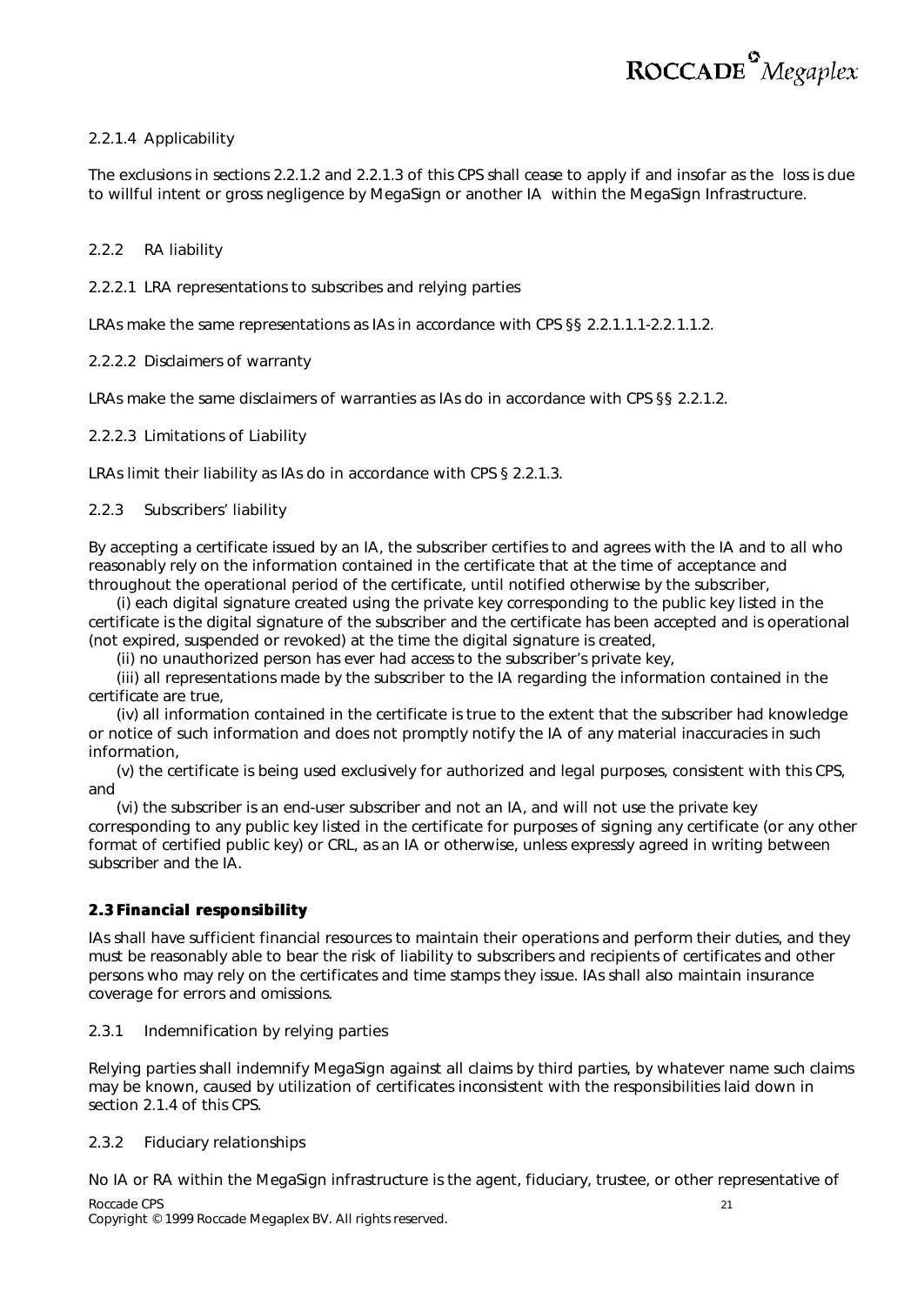2.2.1.4 Applicability

The exclusions in sections 2.2.1.2 and 2.2.1.3 of this CPS shall cease to apply if and insofar as the loss is due to willful intent or gross negligence by MegaSign or another IA within the MegaSign Infrastructure.

2.2.2 RA liability

2.2.2.1 LRA representations to subscribes and relying parties

LRAs make the same representations as IAs in accordance with CPS §§ 2.2.1.1.1-2.2.1.1.2.

2.2.2.2 Disclaimers of warranty

LRAs make the same disclaimers of warranties as IAs do in accordance with CPS §§ 2.2.1.2.

2.2.2.3 Limitations of Liability

LRAs limit their liability as IAs do in accordance with CPS § 2.2.1.3.

2.2.3 Subscribers' liability

By accepting a certificate issued by an IA, the subscriber certifies to and agrees with the IA and to all who reasonably rely on the information contained in the certificate that at the time of acceptance and throughout the operational period of the certificate, until notified otherwise by the subscriber,

(i) each digital signature created using the private key corresponding to the public key listed in the certificate is the digital signature of the subscriber and the certificate has been accepted and is operational (not expired, suspended or revoked) at the time the digital signature is created,

(ii) no unauthorized person has ever had access to the subscriber's private key,

(iii) all representations made by the subscriber to the IA regarding the information contained in the certificate are true,

(iv) all information contained in the certificate is true to the extent that the subscriber had knowledge or notice of such information and does not promptly notify the IA of any material inaccuracies in such information,

(v) the certificate is being used exclusively for authorized and legal purposes, consistent with this CPS, and

(vi) the subscriber is an end-user subscriber and not an IA, and will not use the private key corresponding to any public key listed in the certificate for purposes of signing any certificate (or any other format of certified public key) or CRL, as an IA or otherwise, unless expressly agreed in writing between subscriber and the IA.

### 2.3 Financial responsibility

IAs shall have sufficient financial resources to maintain their operations and perform their duties, and they must be reasonably able to bear the risk of liability to subscribers and recipients of certificates and other persons who may rely on the certificates and time stamps they issue. IAs shall also maintain insurance coverage for errors and omissions.

2.3.1 Indemnification by relying parties

Relying parties shall indemnify MegaSign against all claims by third parties, by whatever name such claims may be known, caused by utilization of certificates inconsistent with the responsibilities laid down in section 2.1.4 of this CPS.

2.3.2 Fiduciary relationships

No IA or RA within the MegaSign infrastructure is the agent, fiduciary, trustee, or other representative of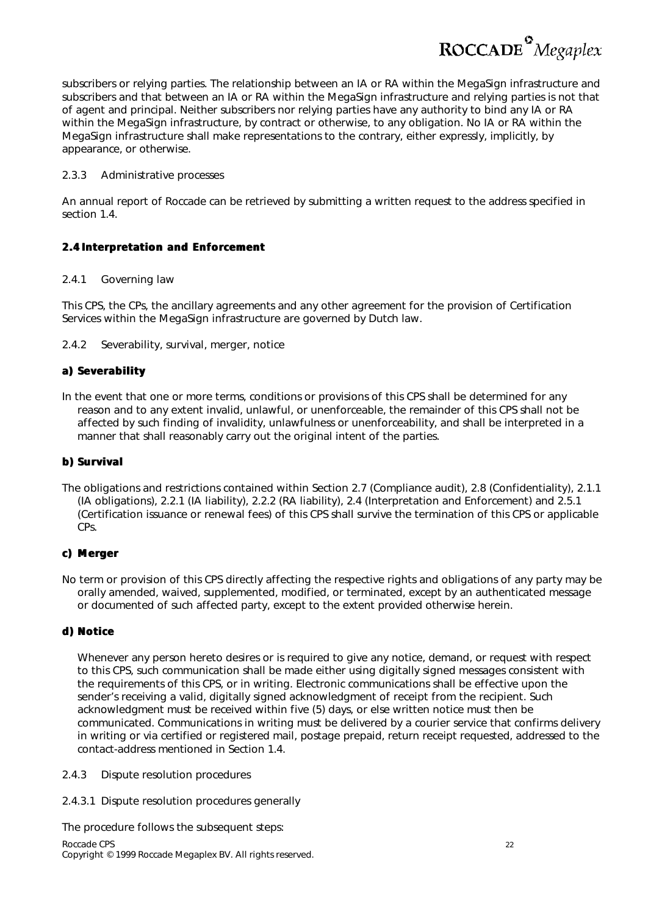subscribers or relying parties. The relationship between an IA or RA within the MegaSign infrastructure and subscribers and that between an IA or RA within the MegaSign infrastructure and relying parties is not that of agent and principal. Neither subscribers nor relying parties have any authority to bind any IA or RA within the MegaSign infrastructure, by contract or otherwise, to any obligation. No IA or RA within the MegaSign infrastructure shall make representations to the contrary, either expressly, implicitly, by appearance, or otherwise.

#### 2.3.3 Administrative processes

An annual report of Roccade can be retrieved by submitting a written request to the address specified in section 1.4.

### 2.4 Interpretation and Enforcement

#### 2.4.1 Governing law

This CPS, the CPs, the ancillary agreements and any other agreement for the provision of Certification Services within the MegaSign infrastructure are governed by Dutch law.

#### 2.4.2 Severability, survival, merger, notice

**a) Severability**

In the event that one or more terms, conditions or provisions of this CPS shall be determined for any reason and to any extent invalid, unlawful, or unenforceable, the remainder of this CPS shall not be affected by such finding of invalidity, unlawfulness or unenforceability, and shall be interpreted in a manner that shall reasonably carry out the original intent of the parties.

**b) Survival**

The obligations and restrictions contained within Section 2.7 (Compliance audit), 2.8 (Confidentiality), 2.1.1 (IA obligations), 2.2.1 (IA liability), 2.2.2 (RA liability), 2.4 (Interpretation and Enforcement) and 2.5.1 (Certification issuance or renewal fees) of this CPS shall survive the termination of this CPS or applicable CPs.

**c) Merger**

No term or provision of this CPS directly affecting the respective rights and obligations of any party may be orally amended, waived, supplemented, modified, or terminated, except by an authenticated message or documented of such affected party, except to the extent provided otherwise herein.

**d) Notice**

Whenever any person hereto desires or is required to give any notice, demand, or request with respect to this CPS, such communication shall be made either using digitally signed messages consistent with the requirements of this CPS, or in writing. Electronic communications shall be effective upon the sender's receiving a valid, digitally signed acknowledgment of receipt from the recipient. Such acknowledgment must be received within five (5) days, or else written notice must then be communicated. Communications in writing must be delivered by a courier service that confirms delivery in writing or via certified or registered mail, postage prepaid, return receipt requested, addressed to the contact-address mentioned in Section 1.4.

#### 2.4.3 Dispute resolution procedures

##### 2.4.3.1 Dispute resolution procedures generally

The procedure follows the subsequent steps: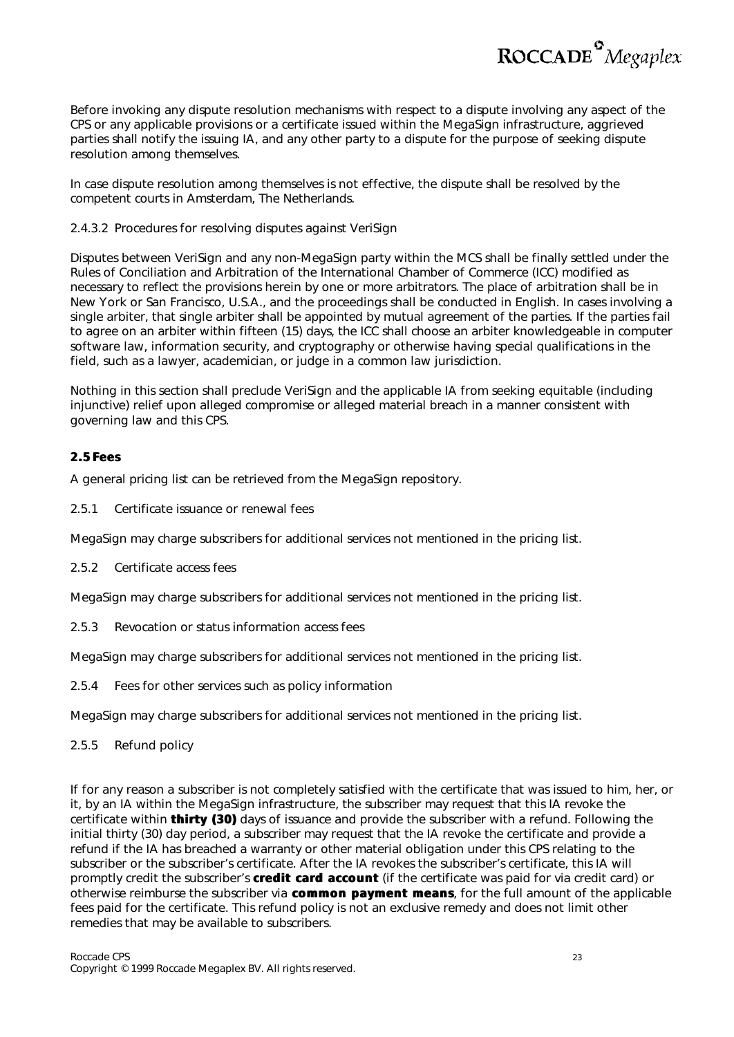Before invoking any dispute resolution mechanisms with respect to a dispute involving any aspect of the CPS or any applicable provisions or a certificate issued within the MegaSign infrastructure, aggrieved parties shall notify the issuing IA, and any other party to a dispute for the purpose of seeking dispute resolution among themselves.

In case dispute resolution among themselves is not effective, the dispute shall be resolved by the competent courts in Amsterdam, The Netherlands.

2.4.3.2 Procedures for resolving disputes against VeriSign

Disputes between VeriSign and any non-MegaSign party within the MCS shall be finally settled under the Rules of Conciliation and Arbitration of the International Chamber of Commerce (ICC) modified as necessary to reflect the provisions herein by one or more arbitrators. The place of arbitration shall be in New York or San Francisco, U.S.A., and the proceedings shall be conducted in English. In cases involving a single arbiter, that single arbiter shall be appointed by mutual agreement of the parties. If the parties fail to agree on an arbiter within fifteen (15) days, the ICC shall choose an arbiter knowledgeable in computer software law, information security, and cryptography or otherwise having special qualifications in the field, such as a lawyer, academician, or judge in a common law jurisdiction.

Nothing in this section shall preclude VeriSign and the applicable IA from seeking equitable (including injunctive) relief upon alleged compromise or alleged material breach in a manner consistent with governing law and this CPS.

## 2.5 Fees

A general pricing list can be retrieved from the MegaSign repository.

2.5.1 Certificate issuance or renewal fees

MegaSign may charge subscribers for additional services not mentioned in the pricing list.

2.5.2 Certificate access fees

MegaSign may charge subscribers for additional services not mentioned in the pricing list.

2.5.3 Revocation or status information access fees

MegaSign may charge subscribers for additional services not mentioned in the pricing list.

2.5.4 Fees for other services such as policy information

MegaSign may charge subscribers for additional services not mentioned in the pricing list.

2.5.5 Refund policy

If for any reason a subscriber is not completely satisfied with the certificate that was issued to him, her, or it, by an IA within the MegaSign infrastructure, the subscriber may request that this IA revoke the certificate within **thirty (30)** days of issuance and provide the subscriber with a refund. Following the initial thirty (30) day period, a subscriber may request that the IA revoke the certificate and provide a refund if the IA has breached a warranty or other material obligation under this CPS relating to the subscriber or the subscriber's certificate. After the IA revokes the subscriber's certificate, this IA will promptly credit the subscriber's **credit card account** (if the certificate was paid for via credit card) or otherwise reimburse the subscriber via **common payment means**, for the full amount of the applicable fees paid for the certificate. This refund policy is not an exclusive remedy and does not limit other remedies that may be available to subscribers.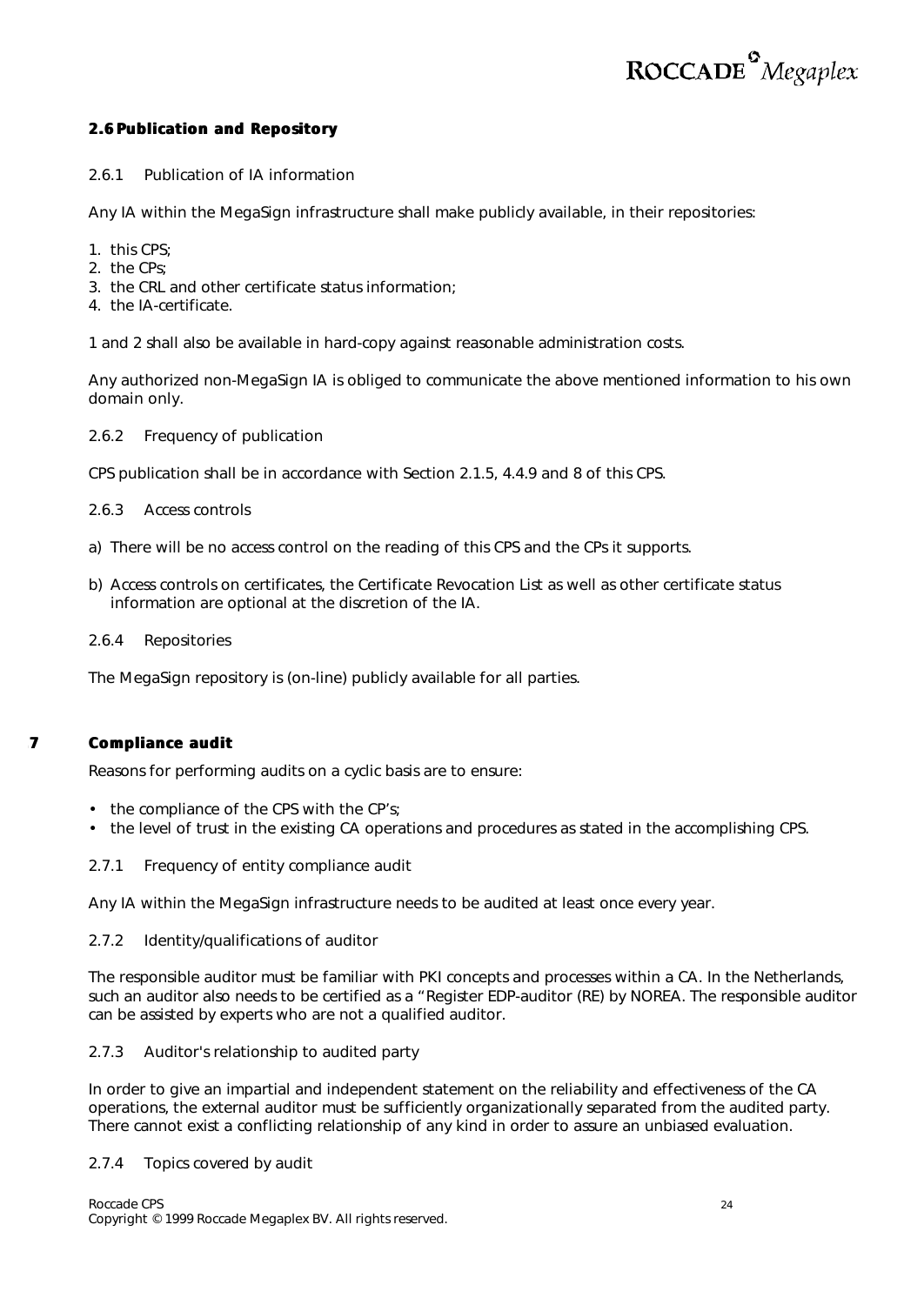## 2.6 Publication and Repository

### 2.6.1 Publication of IA information

Any IA within the MegaSign infrastructure shall make publicly available, in their repositories:

1. this CPS;
2. the CPs;
3. the CRL and other certificate status information;
4. the IA-certificate.

1 and 2 shall also be available in hard-copy against reasonable administration costs.

Any authorized non-MegaSign IA is obliged to communicate the above mentioned information to his own domain only.

### 2.6.2 Frequency of publication

CPS publication shall be in accordance with Section 2.1.5, 4.4.9 and 8 of this CPS.

### 2.6.3 Access controls

a) There will be no access control on the reading of this CPS and the CPs it supports.

b) Access controls on certificates, the Certificate Revocation List as well as other certificate status information are optional at the discretion of the IA.

### 2.6.4 Repositories

The MegaSign repository is (on-line) publicly available for all parties.

## 7 Compliance audit

Reasons for performing audits on a cyclic basis are to ensure:

- the compliance of the CPS with the CP's;
- the level of trust in the existing CA operations and procedures as stated in the accomplishing CPS.

### 2.7.1 Frequency of entity compliance audit

Any IA within the MegaSign infrastructure needs to be audited at least once every year.

### 2.7.2 Identity/qualifications of auditor

The responsible auditor must be familiar with PKI concepts and processes within a CA. In the Netherlands, such an auditor also needs to be certified as a "Register EDP-auditor (RE) by NOREA. The responsible auditor can be assisted by experts who are not a qualified auditor.

### 2.7.3 Auditor's relationship to audited party

In order to give an impartial and independent statement on the reliability and effectiveness of the CA operations, the external auditor must be sufficiently organizationally separated from the audited party. There cannot exist a conflicting relationship of any kind in order to assure an unbiased evaluation.

### 2.7.4 Topics covered by audit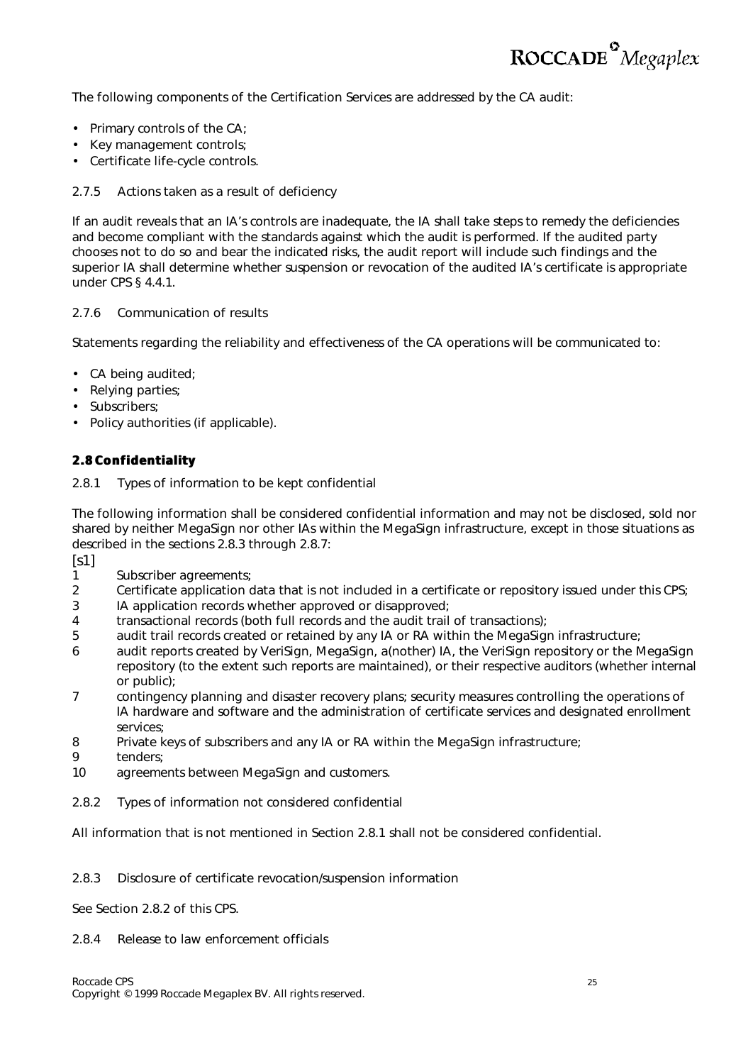The following components of the Certification Services are addressed by the CA audit:

- Primary controls of the CA;
- Key management controls;
- Certificate life-cycle controls.

2.7.5 Actions taken as a result of deficiency

If an audit reveals that an IA's controls are inadequate, the IA shall take steps to remedy the deficiencies and become compliant with the standards against which the audit is performed. If the audited party chooses not to do so and bear the indicated risks, the audit report will include such findings and the superior IA shall determine whether suspension or revocation of the audited IA's certificate is appropriate under CPS § 4.4.1.

2.7.6 Communication of results

Statements regarding the reliability and effectiveness of the CA operations will be communicated to:

- CA being audited;
- Relying parties;
- Subscribers;
- Policy authorities (if applicable).

## 2.8 Confidentiality

2.8.1 Types of information to be kept confidential

The following information shall be considered confidential information and may not be disclosed, sold nor shared by neither MegaSign nor other IAs within the MegaSign infrastructure, except in those situations as described in the sections 2.8.3 through 2.8.7:

[s1]

1. Subscriber agreements;
2. Certificate application data that is not included in a certificate or repository issued under this CPS;
3. IA application records whether approved or disapproved;
4. transactional records (both full records and the audit trail of transactions);
5. audit trail records created or retained by any IA or RA within the MegaSign infrastructure;
6. audit reports created by VeriSign, MegaSign, a(nother) IA, the VeriSign repository or the MegaSign repository (to the extent such reports are maintained), or their respective auditors (whether internal or public);
7. contingency planning and disaster recovery plans; security measures controlling the operations of IA hardware and software and the administration of certificate services and designated enrollment services;
8. Private keys of subscribers and any IA or RA within the MegaSign infrastructure;
9. tenders;
10. agreements between MegaSign and customers.

2.8.2 Types of information not considered confidential

All information that is not mentioned in Section 2.8.1 shall not be considered confidential.

2.8.3 Disclosure of certificate revocation/suspension information

See Section 2.8.2 of this CPS.

2.8.4 Release to law enforcement officials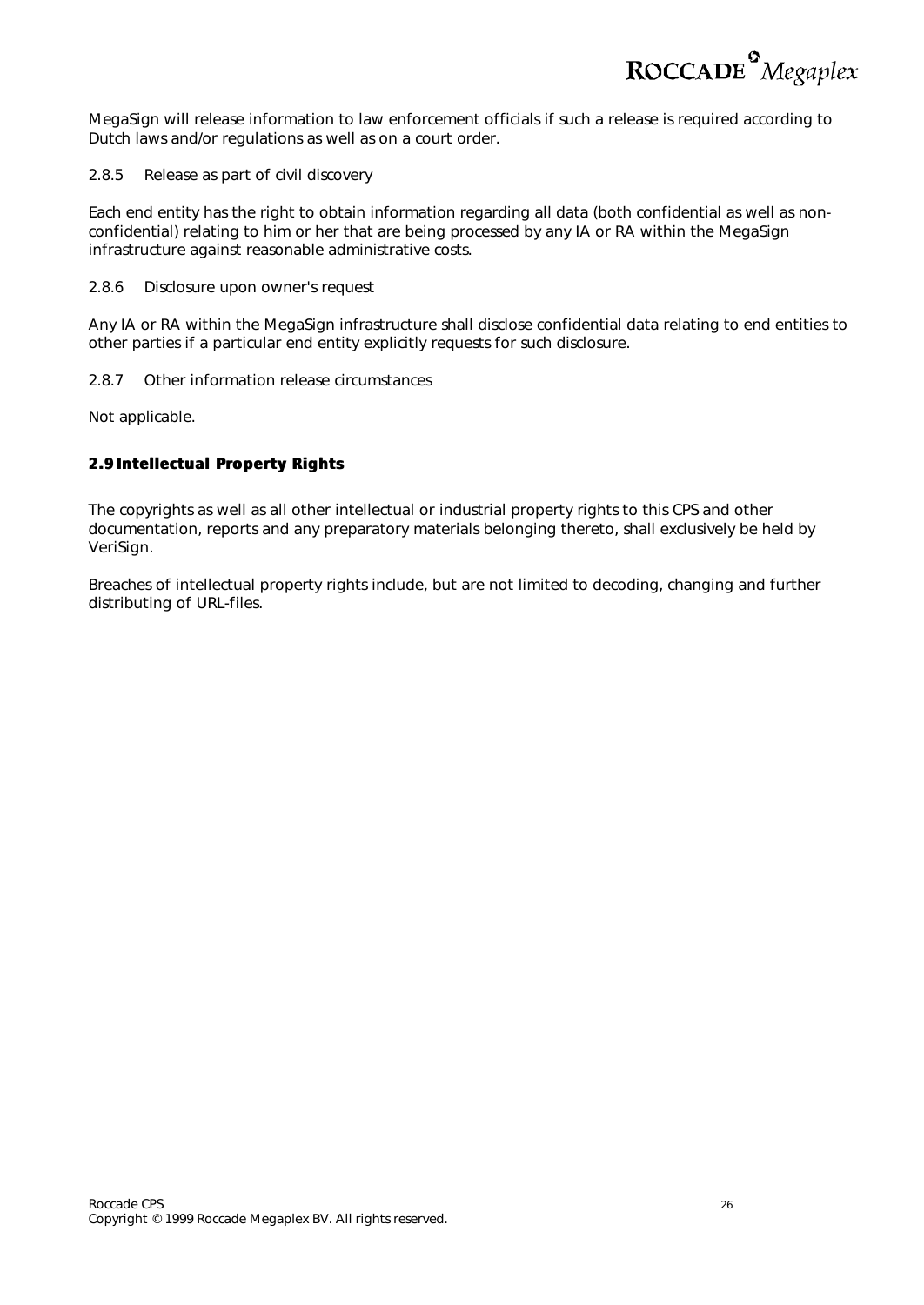MegaSign will release information to law enforcement officials if such a release is required according to Dutch laws and/or regulations as well as on a court order.

2.8.5 Release as part of civil discovery

Each end entity has the right to obtain information regarding all data (both confidential as well as non-confidential) relating to him or her that are being processed by any IA or RA within the MegaSign infrastructure against reasonable administrative costs.

2.8.6 Disclosure upon owner's request

Any IA or RA within the MegaSign infrastructure shall disclose confidential data relating to end entities to other parties if a particular end entity explicitly requests for such disclosure.

2.8.7 Other information release circumstances

Not applicable.

## 2.9 Intellectual Property Rights

The copyrights as well as all other intellectual or industrial property rights to this CPS and other documentation, reports and any preparatory materials belonging thereto, shall exclusively be held by VeriSign.

Breaches of intellectual property rights include, but are not limited to decoding, changing and further distributing of URL-files.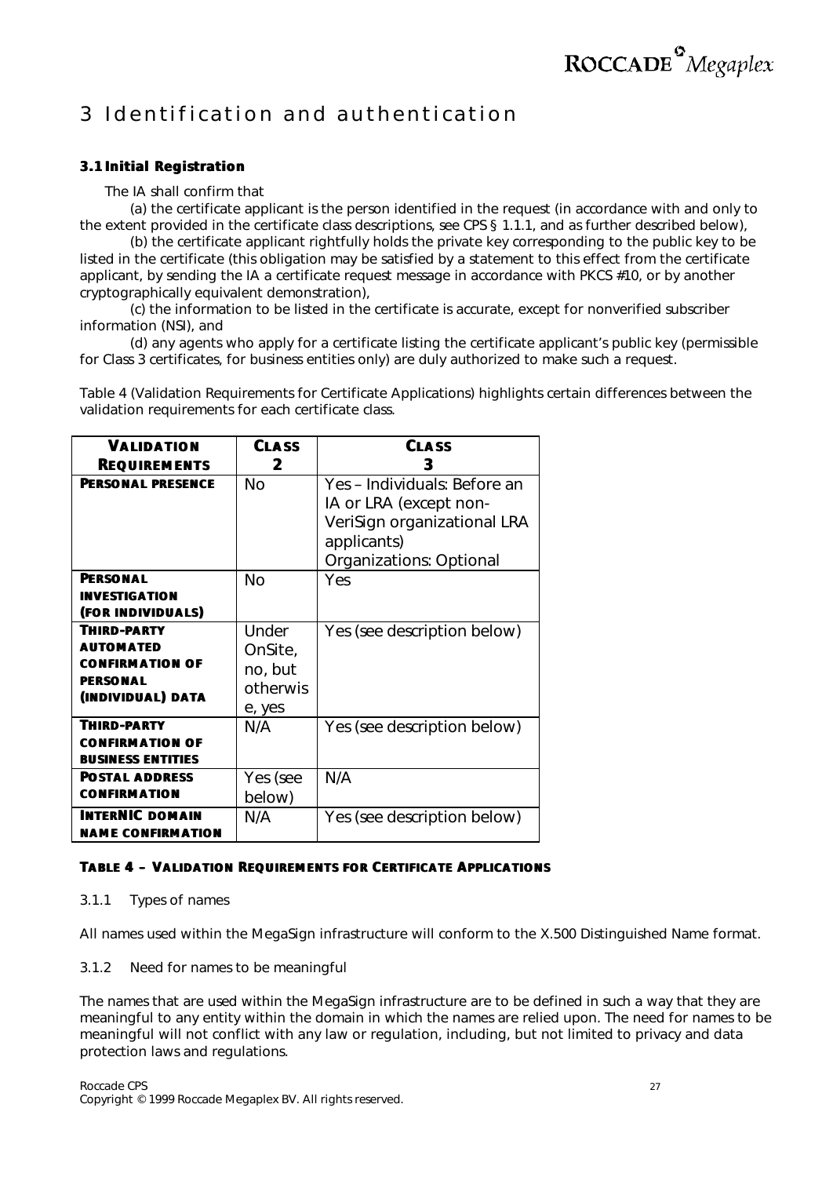# 3 Identification and authentication

### 3.1 Initial Registration

The IA shall confirm that

(a) the certificate applicant is the person identified in the request (in accordance with and only to the extent provided in the certificate class descriptions, see CPS § 1.1.1, and as further described below),

(b) the certificate applicant rightfully holds the private key corresponding to the public key to be listed in the certificate (this obligation may be satisfied by a statement to this effect from the certificate applicant, by sending the IA a certificate request message in accordance with PKCS #10, or by another cryptographically equivalent demonstration),

(c) the information to be listed in the certificate is accurate, except for nonverified subscriber information (NSI), and

(d) any agents who apply for a certificate listing the certificate applicant's public key (permissible for Class 3 certificates, for business entities only) are duly authorized to make such a request.

Table 4 (Validation Requirements for Certificate Applications) highlights certain differences between the validation requirements for each certificate class.

| VALIDATION REQUIREMENTS | CLASS 2 | CLASS 3 |
|---|---|---|
| PERSONAL PRESENCE | No | Yes – Individuals: Before an IA or LRA (except non-VeriSign organizational LRA applicants) Organizations: Optional |
| PERSONAL INVESTIGATION (FOR INDIVIDUALS) | No | Yes |
| THIRD-PARTY AUTOMATED CONFIRMATION OF PERSONAL (INDIVIDUAL) DATA | Under OnSite, no, but otherwise, yes | Yes (see description below) |
| THIRD-PARTY CONFIRMATION OF BUSINESS ENTITIES | N/A | Yes (see description below) |
| POSTAL ADDRESS CONFIRMATION | Yes (see below) | N/A |
| INTERNIC DOMAIN NAME CONFIRMATION | N/A | Yes (see description below) |

**TABLE 4 – VALIDATION REQUIREMENTS FOR CERTIFICATE APPLICATIONS**

#### 3.1.1 Types of names

All names used within the MegaSign infrastructure will conform to the X.500 Distinguished Name format.

#### 3.1.2 Need for names to be meaningful

The names that are used within the MegaSign infrastructure are to be defined in such a way that they are meaningful to any entity within the domain in which the names are relied upon. The need for names to be meaningful will not conflict with any law or regulation, including, but not limited to privacy and data protection laws and regulations.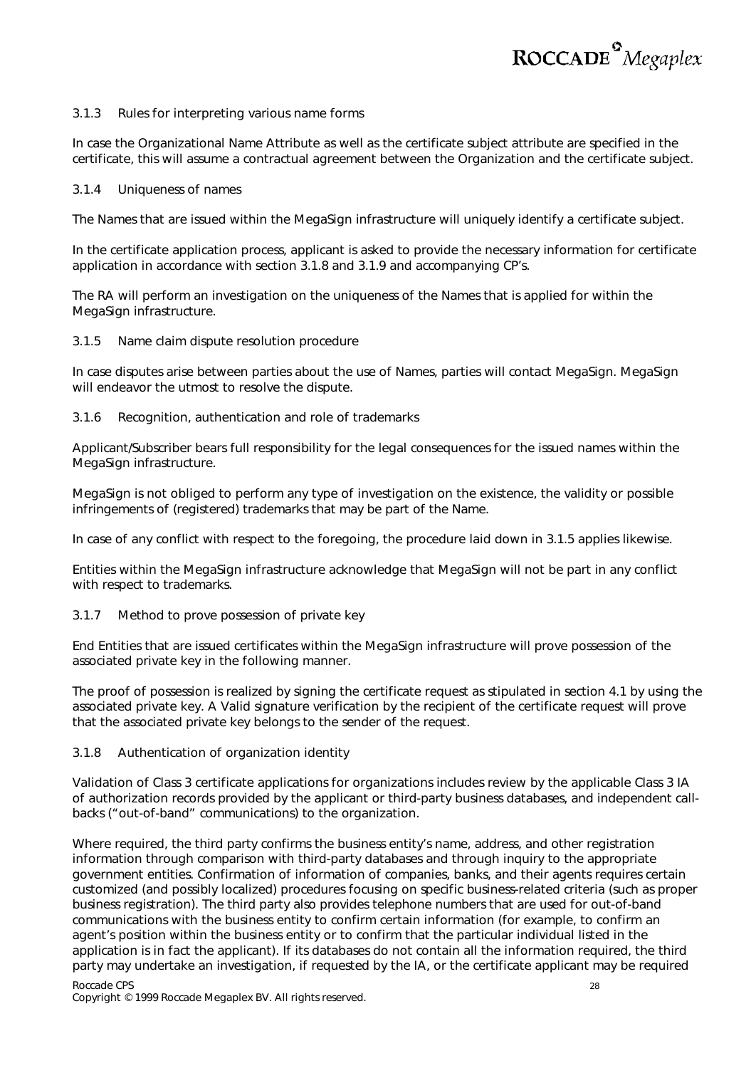### 3.1.3 Rules for interpreting various name forms

In case the Organizational Name Attribute as well as the certificate subject attribute are specified in the certificate, this will assume a contractual agreement between the Organization and the certificate subject.

### 3.1.4 Uniqueness of names

The Names that are issued within the MegaSign infrastructure will uniquely identify a certificate subject.

In the certificate application process, applicant is asked to provide the necessary information for certificate application in accordance with section 3.1.8 and 3.1.9 and accompanying CP's.

The RA will perform an investigation on the uniqueness of the Names that is applied for within the MegaSign infrastructure.

### 3.1.5 Name claim dispute resolution procedure

In case disputes arise between parties about the use of Names, parties will contact MegaSign. MegaSign will endeavor the utmost to resolve the dispute.

### 3.1.6 Recognition, authentication and role of trademarks

Applicant/Subscriber bears full responsibility for the legal consequences for the issued names within the MegaSign infrastructure.

MegaSign is not obliged to perform any type of investigation on the existence, the validity or possible infringements of (registered) trademarks that may be part of the Name.

In case of any conflict with respect to the foregoing, the procedure laid down in 3.1.5 applies likewise.

Entities within the MegaSign infrastructure acknowledge that MegaSign will not be part in any conflict with respect to trademarks.

### 3.1.7 Method to prove possession of private key

End Entities that are issued certificates within the MegaSign infrastructure will prove possession of the associated private key in the following manner.

The proof of possession is realized by signing the certificate request as stipulated in section 4.1 by using the associated private key. A Valid signature verification by the recipient of the certificate request will prove that the associated private key belongs to the sender of the request.

### 3.1.8 Authentication of organization identity

Validation of Class 3 certificate applications for organizations includes review by the applicable Class 3 IA of authorization records provided by the applicant or third-party business databases, and independent call-backs ("out-of-band" communications) to the organization.

Where required, the third party confirms the business entity's name, address, and other registration information through comparison with third-party databases and through inquiry to the appropriate government entities. Confirmation of information of companies, banks, and their agents requires certain customized (and possibly localized) procedures focusing on specific business-related criteria (such as proper business registration). The third party also provides telephone numbers that are used for out-of-band communications with the business entity to confirm certain information (for example, to confirm an agent's position within the business entity or to confirm that the particular individual listed in the application is in fact the applicant). If its databases do not contain all the information required, the third party may undertake an investigation, if requested by the IA, or the certificate applicant may be required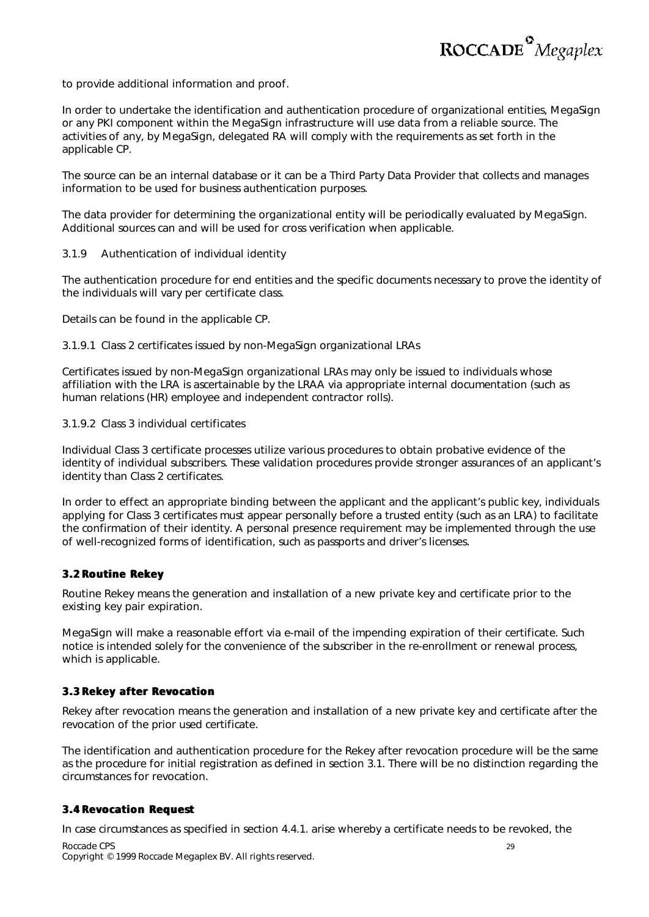to provide additional information and proof.

In order to undertake the identification and authentication procedure of organizational entities, MegaSign or any PKI component within the MegaSign infrastructure will use data from a reliable source. The activities of any, by MegaSign, delegated RA will comply with the requirements as set forth in the applicable CP.

The source can be an internal database or it can be a Third Party Data Provider that collects and manages information to be used for business authentication purposes.

The data provider for determining the organizational entity will be periodically evaluated by MegaSign. Additional sources can and will be used for cross verification when applicable.

3.1.9 Authentication of individual identity

The authentication procedure for end entities and the specific documents necessary to prove the identity of the individuals will vary per certificate class.

Details can be found in the applicable CP.

3.1.9.1 Class 2 certificates issued by non-MegaSign organizational LRAs

Certificates issued by non-MegaSign organizational LRAs may only be issued to individuals whose affiliation with the LRA is ascertainable by the LRAA via appropriate internal documentation (such as human relations (HR) employee and independent contractor rolls).

3.1.9.2 Class 3 individual certificates

Individual Class 3 certificate processes utilize various procedures to obtain probative evidence of the identity of individual subscribers. These validation procedures provide stronger assurances of an applicant's identity than Class 2 certificates.

In order to effect an appropriate binding between the applicant and the applicant's public key, individuals applying for Class 3 certificates must appear personally before a trusted entity (such as an LRA) to facilitate the confirmation of their identity. A personal presence requirement may be implemented through the use of well-recognized forms of identification, such as passports and driver's licenses.

## 3.2 Routine Rekey

Routine Rekey means the generation and installation of a new private key and certificate prior to the existing key pair expiration.

MegaSign will make a reasonable effort via e-mail of the impending expiration of their certificate. Such notice is intended solely for the convenience of the subscriber in the re-enrollment or renewal process, which is applicable.

## 3.3 Rekey after Revocation

Rekey after revocation means the generation and installation of a new private key and certificate after the revocation of the prior used certificate.

The identification and authentication procedure for the Rekey after revocation procedure will be the same as the procedure for initial registration as defined in section 3.1. There will be no distinction regarding the circumstances for revocation.

## 3.4 Revocation Request

In case circumstances as specified in section 4.4.1. arise whereby a certificate needs to be revoked, the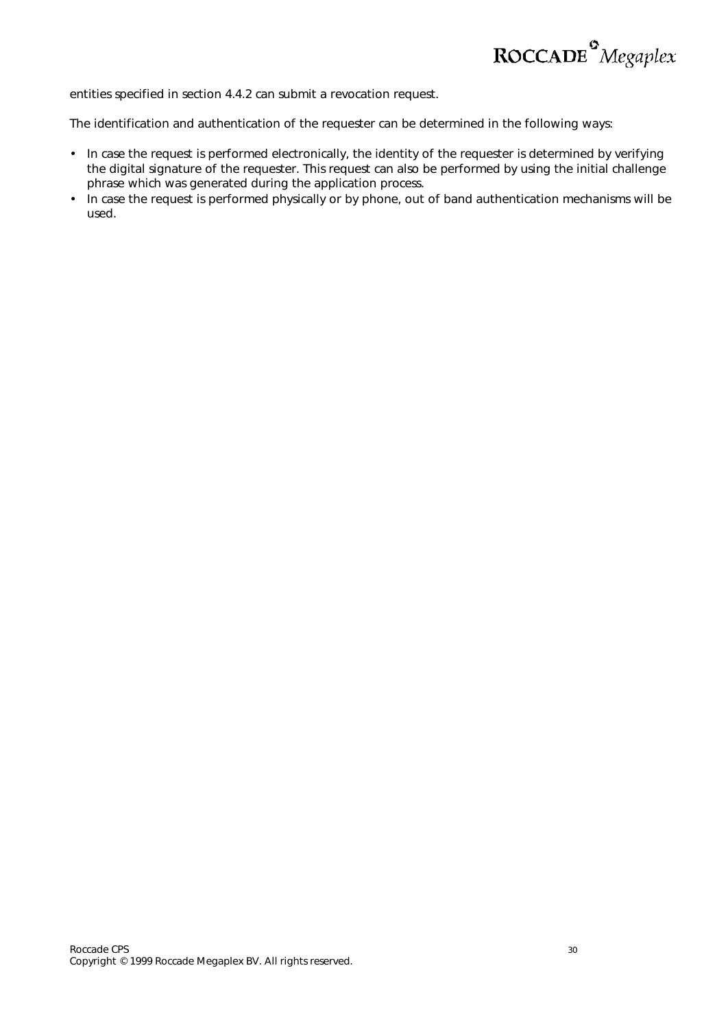entities specified in section 4.4.2 can submit a revocation request.

The identification and authentication of the requester can be determined in the following ways:

- In case the request is performed electronically, the identity of the requester is determined by verifying the digital signature of the requester. This request can also be performed by using the initial challenge phrase which was generated during the application process.
- In case the request is performed physically or by phone, out of band authentication mechanisms will be used.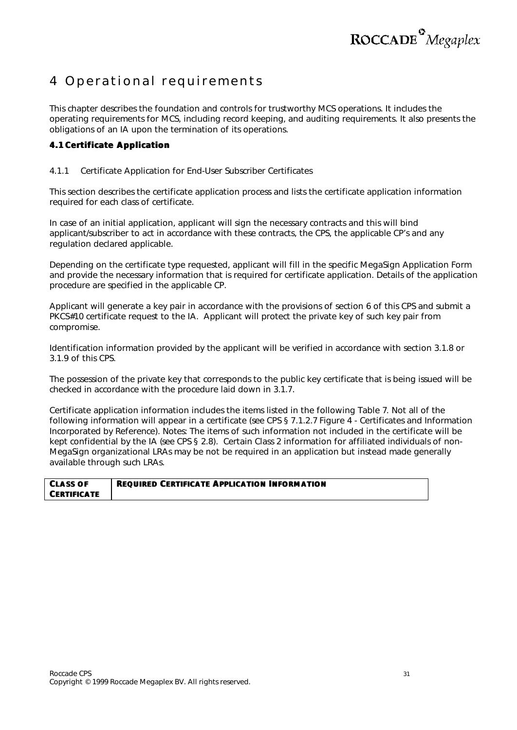# 4 Operational requirements

This chapter describes the foundation and controls for trustworthy MCS operations. It includes the operating requirements for MCS, including record keeping, and auditing requirements. It also presents the obligations of an IA upon the termination of its operations.

## 4.1 Certificate Application

### 4.1.1 Certificate Application for End-User Subscriber Certificates

This section describes the certificate application process and lists the certificate application information required for each class of certificate.

In case of an initial application, applicant will sign the necessary contracts and this will bind applicant/subscriber to act in accordance with these contracts, the CPS, the applicable CP's and any regulation declared applicable.

Depending on the certificate type requested, applicant will fill in the specific MegaSign Application Form and provide the necessary information that is required for certificate application. Details of the application procedure are specified in the applicable CP.

Applicant will generate a key pair in accordance with the provisions of section 6 of this CPS and submit a PKCS#10 certificate request to the IA. Applicant will protect the private key of such key pair from compromise.

Identification information provided by the applicant will be verified in accordance with section 3.1.8 or 3.1.9 of this CPS.

The possession of the private key that corresponds to the public key certificate that is being issued will be checked in accordance with the procedure laid down in 3.1.7.

Certificate application information includes the items listed in the following Table 7. Not all of the following information will appear in a certificate (see CPS § 7.1.2.7 Figure 4 - Certificates and Information Incorporated by Reference). Notes: The items of such information not included in the certificate will be kept confidential by the IA (see CPS § 2.8). Certain Class 2 information for affiliated individuals of non-MegaSign organizational LRAs may be not be required in an application but instead made generally available through such LRAs.

| CLASS OF CERTIFICATE | REQUIRED CERTIFICATE APPLICATION INFORMATION |
|---|---|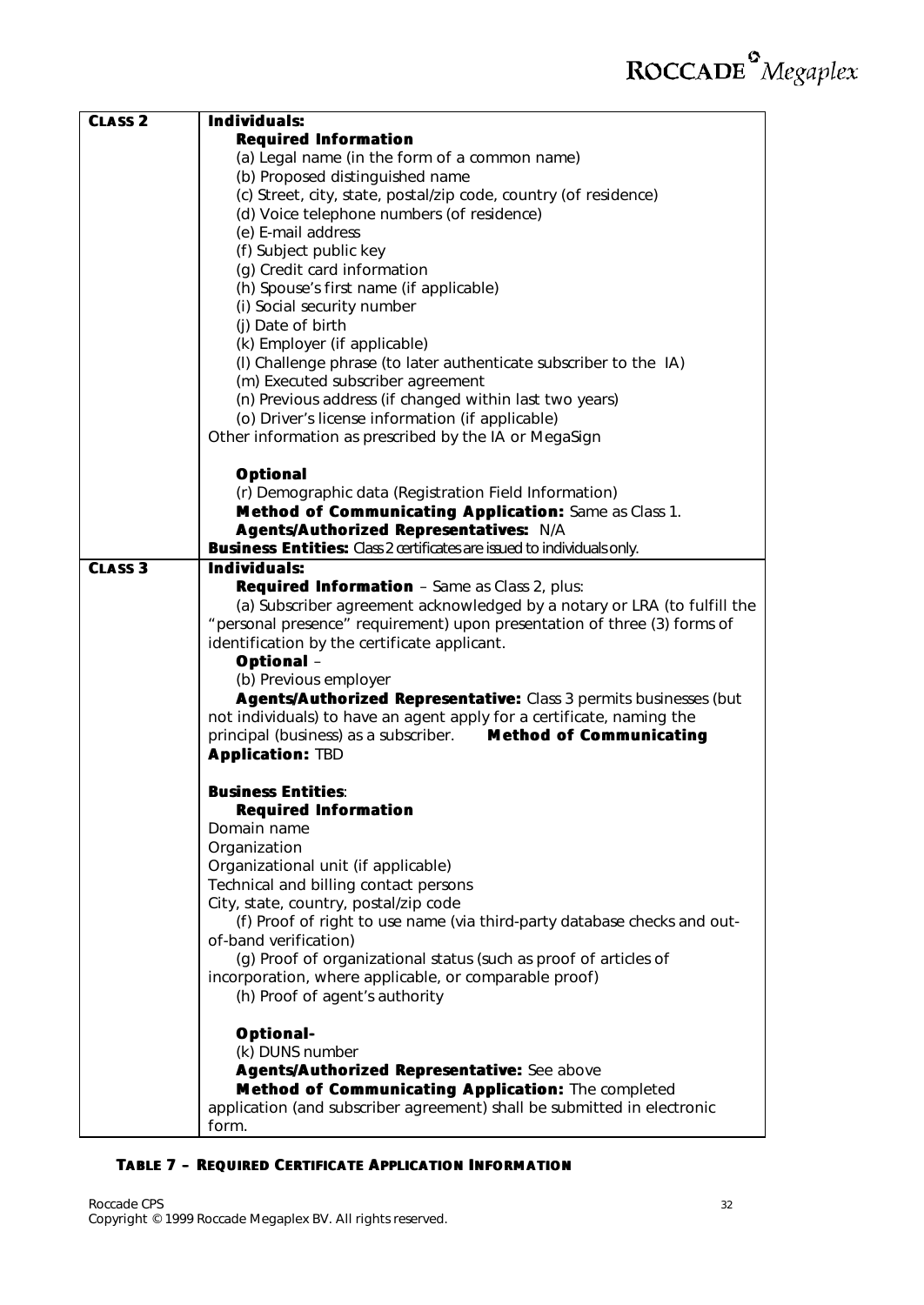| | |
|---|---|
| **CLASS 2** | **Individuals:**<br>**Required Information**<br>(a) Legal name (in the form of a common name)<br>(b) Proposed distinguished name<br>(c) Street, city, state, postal/zip code, country (of residence)<br>(d) Voice telephone numbers (of residence)<br>(e) E-mail address<br>(f) Subject public key<br>(g) Credit card information<br>(h) Spouse's first name (if applicable)<br>(i) Social security number<br>(j) Date of birth<br>(k) Employer (if applicable)<br>(l) Challenge phrase (to later authenticate subscriber to the IA)<br>(m) Executed subscriber agreement<br>(n) Previous address (if changed within last two years)<br>(o) Driver's license information (if applicable)<br>Other information as prescribed by the IA or MegaSign<br><br>**Optional**<br>(r) Demographic data (Registration Field Information)<br>**Method of Communicating Application:** Same as Class 1.<br>**Agents/Authorized Representatives:** N/A<br>**Business Entities:** Class 2 certificates are issued to individuals only. |
| **CLASS 3** | **Individuals:**<br>**Required Information** – Same as Class 2, plus:<br>(a) Subscriber agreement acknowledged by a notary or LRA (to fulfill the "personal presence" requirement) upon presentation of three (3) forms of identification by the certificate applicant.<br>**Optional** –<br>(b) Previous employer<br>**Agents/Authorized Representative:** Class 3 permits businesses (but not individuals) to have an agent apply for a certificate, naming the principal (business) as a subscriber. **Method of Communicating Application:** TBD<br><br>**Business Entities**:<br>**Required Information**<br>Domain name<br>Organization<br>Organizational unit (if applicable)<br>Technical and billing contact persons<br>City, state, country, postal/zip code<br>(f) Proof of right to use name (via third-party database checks and out-of-band verification)<br>(g) Proof of organizational status (such as proof of articles of incorporation, where applicable, or comparable proof)<br>(h) Proof of agent's authority<br><br>**Optional-**<br>(k) DUNS number<br>**Agents/Authorized Representative:** See above<br>**Method of Communicating Application:** The completed application (and subscriber agreement) shall be submitted in electronic form. |

**TABLE 7 – REQUIRED CERTIFICATE APPLICATION INFORMATION**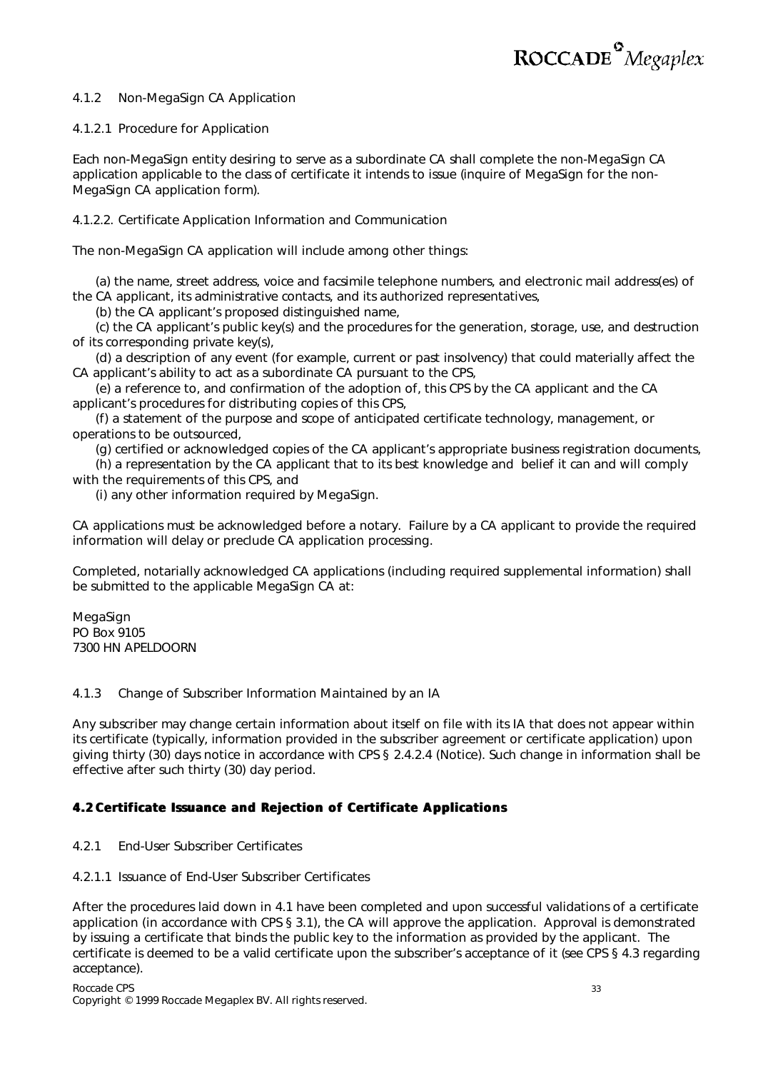#### 4.1.2 Non-MegaSign CA Application

4.1.2.1 Procedure for Application

Each non-MegaSign entity desiring to serve as a subordinate CA shall complete the non-MegaSign CA application applicable to the class of certificate it intends to issue (inquire of MegaSign for the non-MegaSign CA application form).

4.1.2.2. Certificate Application Information and Communication

The non-MegaSign CA application will include among other things:

(a) the name, street address, voice and facsimile telephone numbers, and electronic mail address(es) of the CA applicant, its administrative contacts, and its authorized representatives,

(b) the CA applicant's proposed distinguished name,

(c) the CA applicant's public key(s) and the procedures for the generation, storage, use, and destruction of its corresponding private key(s),

(d) a description of any event (for example, current or past insolvency) that could materially affect the CA applicant's ability to act as a subordinate CA pursuant to the CPS,

(e) a reference to, and confirmation of the adoption of, this CPS by the CA applicant and the CA applicant's procedures for distributing copies of this CPS,

(f) a statement of the purpose and scope of anticipated certificate technology, management, or operations to be outsourced,

(g) certified or acknowledged copies of the CA applicant's appropriate business registration documents,

(h) a representation by the CA applicant that to its best knowledge and belief it can and will comply with the requirements of this CPS, and

(i) any other information required by MegaSign.

CA applications must be acknowledged before a notary. Failure by a CA applicant to provide the required information will delay or preclude CA application processing.

Completed, notarially acknowledged CA applications (including required supplemental information) shall be submitted to the applicable MegaSign CA at:

MegaSign
PO Box 9105
7300 HN APELDOORN

#### 4.1.3 Change of Subscriber Information Maintained by an IA

Any subscriber may change certain information about itself on file with its IA that does not appear within its certificate (typically, information provided in the subscriber agreement or certificate application) upon giving thirty (30) days notice in accordance with CPS § 2.4.2.4 (Notice). Such change in information shall be effective after such thirty (30) day period.

### 4.2 Certificate Issuance and Rejection of Certificate Applications

#### 4.2.1 End-User Subscriber Certificates

4.2.1.1 Issuance of End-User Subscriber Certificates

After the procedures laid down in 4.1 have been completed and upon successful validations of a certificate application (in accordance with CPS § 3.1), the CA will approve the application. Approval is demonstrated by issuing a certificate that binds the public key to the information as provided by the applicant. The certificate is deemed to be a valid certificate upon the subscriber's acceptance of it (see CPS § 4.3 regarding acceptance).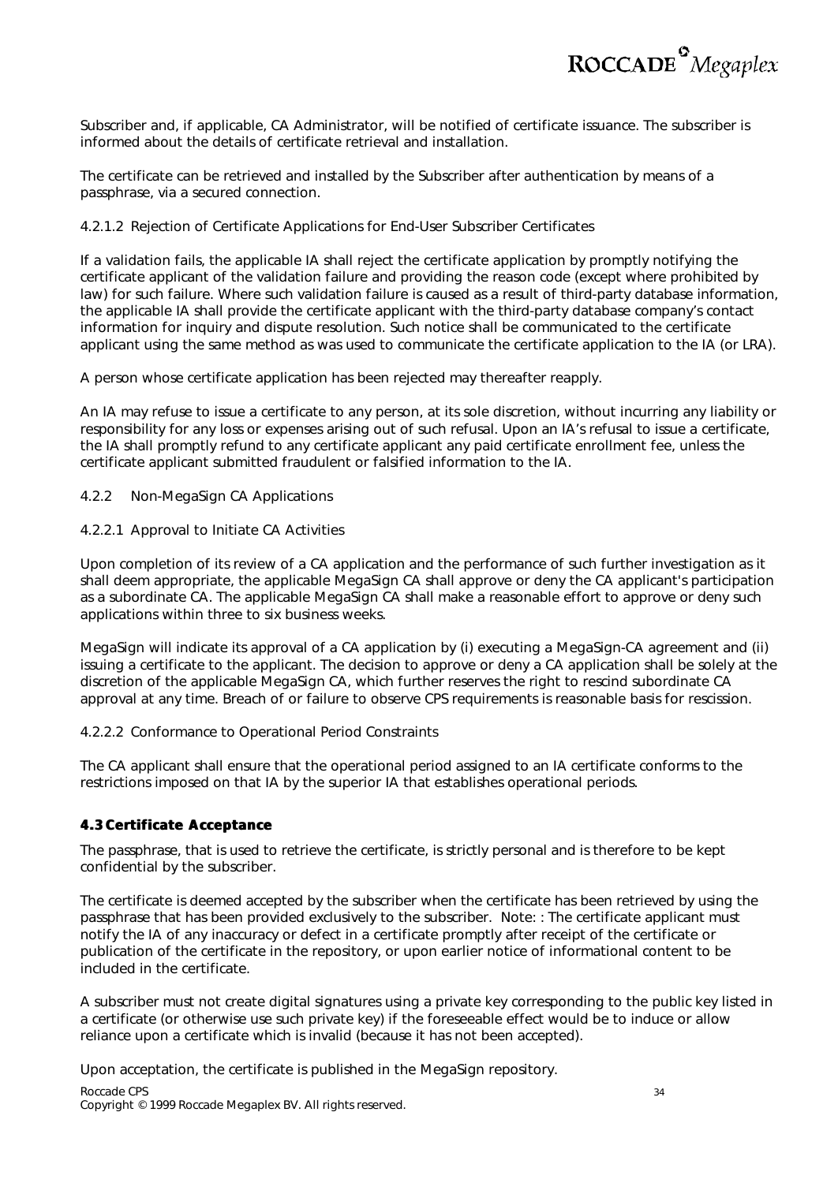Subscriber and, if applicable, CA Administrator, will be notified of certificate issuance. The subscriber is informed about the details of certificate retrieval and installation.

The certificate can be retrieved and installed by the Subscriber after authentication by means of a passphrase, via a secured connection.

4.2.1.2 Rejection of Certificate Applications for End-User Subscriber Certificates

If a validation fails, the applicable IA shall reject the certificate application by promptly notifying the certificate applicant of the validation failure and providing the reason code (except where prohibited by law) for such failure. Where such validation failure is caused as a result of third-party database information, the applicable IA shall provide the certificate applicant with the third-party database company's contact information for inquiry and dispute resolution. Such notice shall be communicated to the certificate applicant using the same method as was used to communicate the certificate application to the IA (or LRA).

A person whose certificate application has been rejected may thereafter reapply.

An IA may refuse to issue a certificate to any person, at its sole discretion, without incurring any liability or responsibility for any loss or expenses arising out of such refusal. Upon an IA's refusal to issue a certificate, the IA shall promptly refund to any certificate applicant any paid certificate enrollment fee, unless the certificate applicant submitted fraudulent or falsified information to the IA.

4.2.2 Non-MegaSign CA Applications

4.2.2.1 Approval to Initiate CA Activities

Upon completion of its review of a CA application and the performance of such further investigation as it shall deem appropriate, the applicable MegaSign CA shall approve or deny the CA applicant's participation as a subordinate CA. The applicable MegaSign CA shall make a reasonable effort to approve or deny such applications within three to six business weeks.

MegaSign will indicate its approval of a CA application by (i) executing a MegaSign-CA agreement and (ii) issuing a certificate to the applicant. The decision to approve or deny a CA application shall be solely at the discretion of the applicable MegaSign CA, which further reserves the right to rescind subordinate CA approval at any time. Breach of or failure to observe CPS requirements is reasonable basis for rescission.

4.2.2.2 Conformance to Operational Period Constraints

The CA applicant shall ensure that the operational period assigned to an IA certificate conforms to the restrictions imposed on that IA by the superior IA that establishes operational periods.

## 4.3 Certificate Acceptance

The passphrase, that is used to retrieve the certificate, is strictly personal and is therefore to be kept confidential by the subscriber.

The certificate is deemed accepted by the subscriber when the certificate has been retrieved by using the passphrase that has been provided exclusively to the subscriber. Note: : The certificate applicant must notify the IA of any inaccuracy or defect in a certificate promptly after receipt of the certificate or publication of the certificate in the repository, or upon earlier notice of informational content to be included in the certificate.

A subscriber must not create digital signatures using a private key corresponding to the public key listed in a certificate (or otherwise use such private key) if the foreseeable effect would be to induce or allow reliance upon a certificate which is invalid (because it has not been accepted).

Upon acceptation, the certificate is published in the MegaSign repository.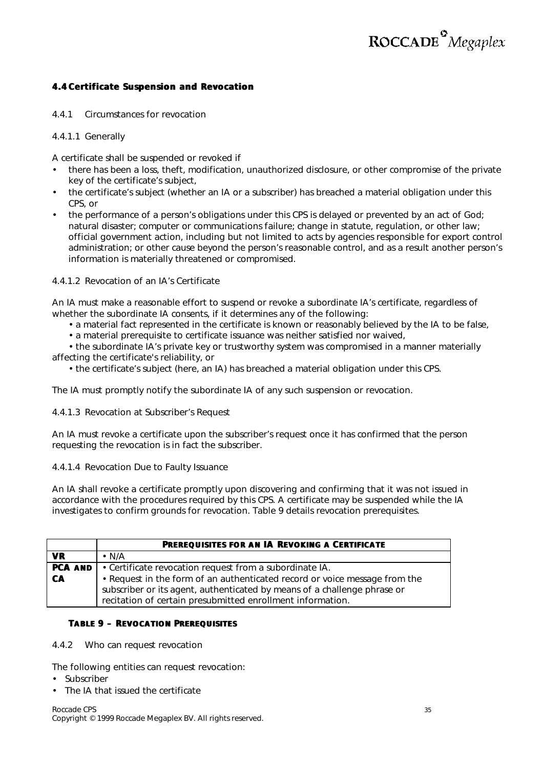## 4.4 Certificate Suspension and Revocation

### 4.4.1 Circumstances for revocation

#### 4.4.1.1 Generally

A certificate shall be suspended or revoked if

- there has been a loss, theft, modification, unauthorized disclosure, or other compromise of the private key of the certificate's subject,
- the certificate's subject (whether an IA or a subscriber) has breached a material obligation under this CPS, or
- the performance of a person's obligations under this CPS is delayed or prevented by an act of God; natural disaster; computer or communications failure; change in statute, regulation, or other law; official government action, including but not limited to acts by agencies responsible for export control administration; or other cause beyond the person's reasonable control, and as a result another person's information is materially threatened or compromised.

#### 4.4.1.2 Revocation of an IA's Certificate

An IA must make a reasonable effort to suspend or revoke a subordinate IA's certificate, regardless of whether the subordinate IA consents, if it determines any of the following:

- a material fact represented in the certificate is known or reasonably believed by the IA to be false,
- a material prerequisite to certificate issuance was neither satisfied nor waived,
- the subordinate IA's private key or trustworthy system was compromised in a manner materially affecting the certificate's reliability, or
- the certificate's subject (here, an IA) has breached a material obligation under this CPS.

The IA must promptly notify the subordinate IA of any such suspension or revocation.

#### 4.4.1.3 Revocation at Subscriber's Request

An IA must revoke a certificate upon the subscriber's request once it has confirmed that the person requesting the revocation is in fact the subscriber.

#### 4.4.1.4 Revocation Due to Faulty Issuance

An IA shall revoke a certificate promptly upon discovering and confirming that it was not issued in accordance with the procedures required by this CPS. A certificate may be suspended while the IA investigates to confirm grounds for revocation. Table 9 details revocation prerequisites.

| | **PREREQUISITES FOR AN IA REVOKING A CERTIFICATE** |
|---|---|
| **VR** | • N/A |
| **PCA AND CA** | • Certificate revocation request from a subordinate IA.<br>• Request in the form of an authenticated record or voice message from the subscriber or its agent, authenticated by means of a challenge phrase or recitation of certain presubmitted enrollment information. |

**TABLE 9 – REVOCATION PREREQUISITES**

### 4.4.2 Who can request revocation

The following entities can request revocation:

- Subscriber
- The IA that issued the certificate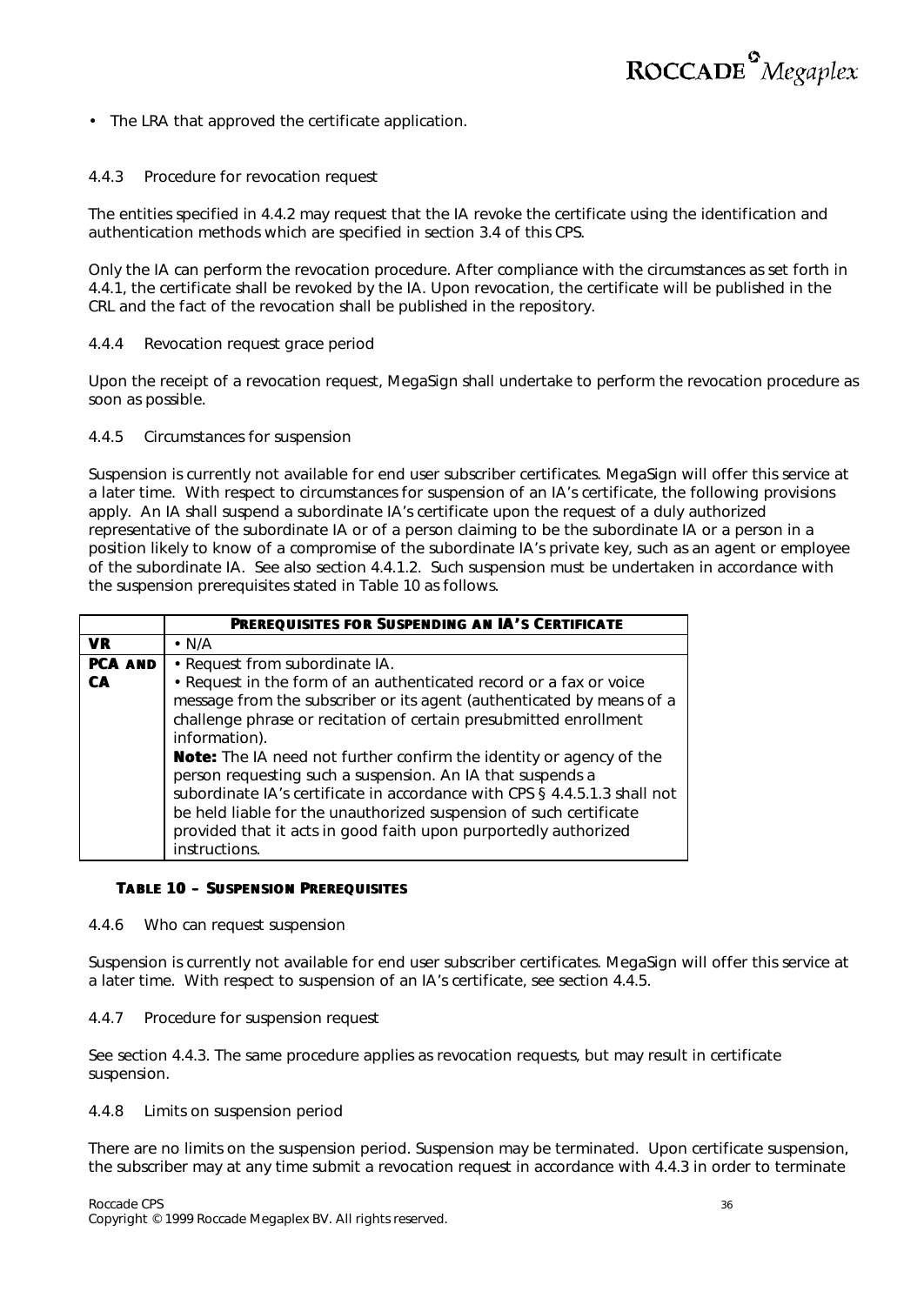- The LRA that approved the certificate application.

### 4.4.3 Procedure for revocation request

The entities specified in 4.4.2 may request that the IA revoke the certificate using the identification and authentication methods which are specified in section 3.4 of this CPS.

Only the IA can perform the revocation procedure. After compliance with the circumstances as set forth in 4.4.1, the certificate shall be revoked by the IA. Upon revocation, the certificate will be published in the CRL and the fact of the revocation shall be published in the repository.

### 4.4.4 Revocation request grace period

Upon the receipt of a revocation request, MegaSign shall undertake to perform the revocation procedure as soon as possible.

### 4.4.5 Circumstances for suspension

Suspension is currently not available for end user subscriber certificates. MegaSign will offer this service at a later time. With respect to circumstances for suspension of an IA's certificate, the following provisions apply. An IA shall suspend a subordinate IA's certificate upon the request of a duly authorized representative of the subordinate IA or of a person claiming to be the subordinate IA or a person in a position likely to know of a compromise of the subordinate IA's private key, such as an agent or employee of the subordinate IA. See also section 4.4.1.2. Such suspension must be undertaken in accordance with the suspension prerequisites stated in Table 10 as follows.

| | **Prerequisites for Suspending an IA's Certificate** |
|---|---|
| **VR** | • N/A |
| **PCA and CA** | • Request from subordinate IA.<br>• Request in the form of an authenticated record or a fax or voice message from the subscriber or its agent (authenticated by means of a challenge phrase or recitation of certain presubmitted enrollment information).<br>**Note:** The IA need not further confirm the identity or agency of the person requesting such a suspension. An IA that suspends a subordinate IA's certificate in accordance with CPS § 4.4.5.1.3 shall not be held liable for the unauthorized suspension of such certificate provided that it acts in good faith upon purportedly authorized instructions. |

**Table 10 – Suspension Prerequisites**

### 4.4.6 Who can request suspension

Suspension is currently not available for end user subscriber certificates. MegaSign will offer this service at a later time. With respect to suspension of an IA's certificate, see section 4.4.5.

### 4.4.7 Procedure for suspension request

See section 4.4.3. The same procedure applies as revocation requests, but may result in certificate suspension.

### 4.4.8 Limits on suspension period

There are no limits on the suspension period. Suspension may be terminated. Upon certificate suspension, the subscriber may at any time submit a revocation request in accordance with 4.4.3 in order to terminate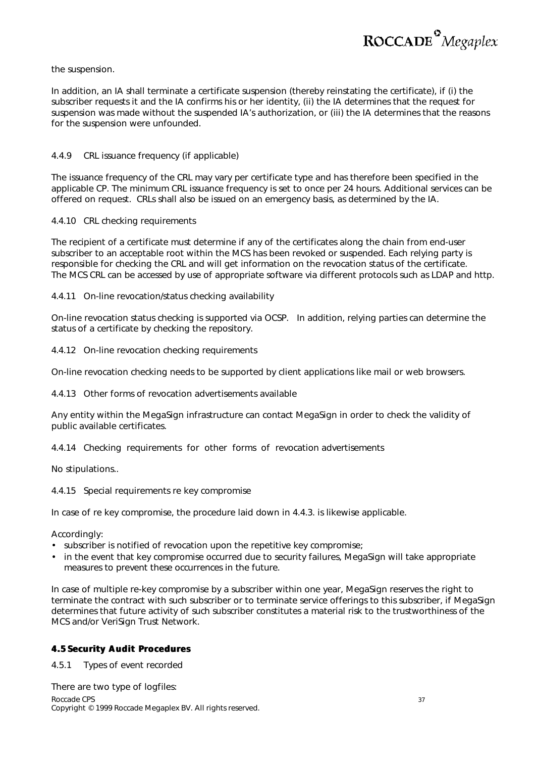the suspension.

In addition, an IA shall terminate a certificate suspension (thereby reinstating the certificate), if (i) the subscriber requests it and the IA confirms his or her identity, (ii) the IA determines that the request for suspension was made without the suspended IA's authorization, or (iii) the IA determines that the reasons for the suspension were unfounded.

4.4.9 CRL issuance frequency (if applicable)

The issuance frequency of the CRL may vary per certificate type and has therefore been specified in the applicable CP. The minimum CRL issuance frequency is set to once per 24 hours. Additional services can be offered on request. CRLs shall also be issued on an emergency basis, as determined by the IA.

4.4.10 CRL checking requirements

The recipient of a certificate must determine if any of the certificates along the chain from end-user subscriber to an acceptable root within the MCS has been revoked or suspended. Each relying party is responsible for checking the CRL and will get information on the revocation status of the certificate. The MCS CRL can be accessed by use of appropriate software via different protocols such as LDAP and http.

4.4.11 On-line revocation/status checking availability

On-line revocation status checking is supported via OCSP. In addition, relying parties can determine the status of a certificate by checking the repository.

4.4.12 On-line revocation checking requirements

On-line revocation checking needs to be supported by client applications like mail or web browsers.

4.4.13 Other forms of revocation advertisements available

Any entity within the MegaSign infrastructure can contact MegaSign in order to check the validity of public available certificates.

4.4.14 Checking requirements for other forms of revocation advertisements

No stipulations..

4.4.15 Special requirements re key compromise

In case of re key compromise, the procedure laid down in 4.4.3. is likewise applicable.

Accordingly:

- subscriber is notified of revocation upon the repetitive key compromise;
- in the event that key compromise occurred due to security failures, MegaSign will take appropriate measures to prevent these occurrences in the future.

In case of multiple re-key compromise by a subscriber within one year, MegaSign reserves the right to terminate the contract with such subscriber or to terminate service offerings to this subscriber, if MegaSign determines that future activity of such subscriber constitutes a material risk to the trustworthiness of the MCS and/or VeriSign Trust Network.

### 4.5 Security Audit Procedures

4.5.1 Types of event recorded

There are two type of logfiles: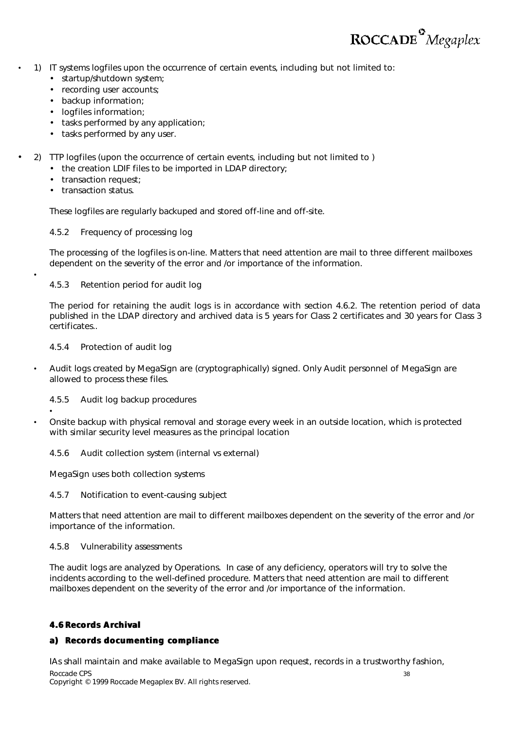1) IT systems logfiles upon the occurrence of certain events, including but not limited to:
   - startup/shutdown system;
   - recording user accounts;
   - backup information;
   - logfiles information;
   - tasks performed by any application;
   - tasks performed by any user.

2) TTP logfiles (upon the occurrence of certain events, including but not limited to )
   - the creation LDIF files to be imported in LDAP directory;
   - transaction request;
   - transaction status.

These logfiles are regularly backuped and stored off-line and off-site.

#### 4.5.2 Frequency of processing log

The processing of the logfiles is on-line. Matters that need attention are mail to three different mailboxes dependent on the severity of the error and /or importance of the information.

#### 4.5.3 Retention period for audit log

The period for retaining the audit logs is in accordance with section 4.6.2. The retention period of data published in the LDAP directory and archived data is 5 years for Class 2 certificates and 30 years for Class 3 certificates..

#### 4.5.4 Protection of audit log

Audit logs created by MegaSign are (cryptographically) signed. Only Audit personnel of MegaSign are allowed to process these files.

#### 4.5.5 Audit log backup procedures

Onsite backup with physical removal and storage every week in an outside location, which is protected with similar security level measures as the principal location

#### 4.5.6 Audit collection system (internal vs external)

MegaSign uses both collection systems

#### 4.5.7 Notification to event-causing subject

Matters that need attention are mail to different mailboxes dependent on the severity of the error and /or importance of the information.

#### 4.5.8 Vulnerability assessments

The audit logs are analyzed by Operations. In case of any deficiency, operators will try to solve the incidents according to the well-defined procedure. Matters that need attention are mail to different mailboxes dependent on the severity of the error and /or importance of the information.

### 4.6 Records Archival

#### a) Records documenting compliance

IAs shall maintain and make available to MegaSign upon request, records in a trustworthy fashion,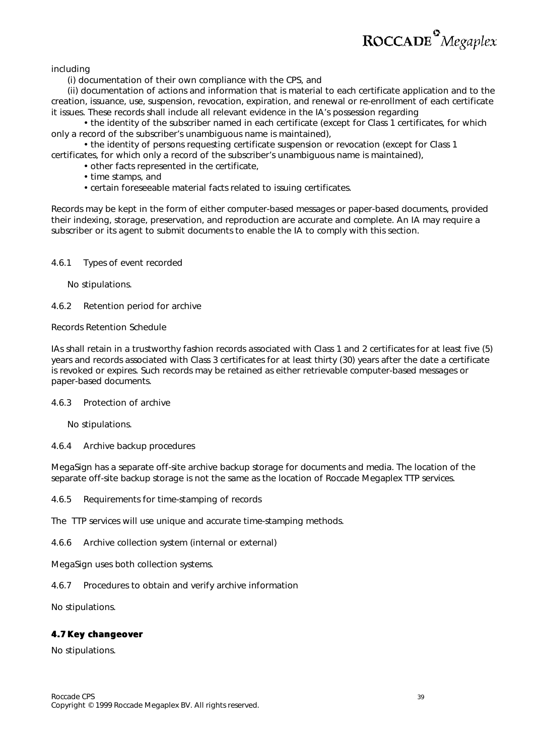including

(i) documentation of their own compliance with the CPS, and

(ii) documentation of actions and information that is material to each certificate application and to the creation, issuance, use, suspension, revocation, expiration, and renewal or re-enrollment of each certificate it issues. These records shall include all relevant evidence in the IA's possession regarding

- the identity of the subscriber named in each certificate (except for Class 1 certificates, for which only a record of the subscriber's unambiguous name is maintained),
- the identity of persons requesting certificate suspension or revocation (except for Class 1 certificates, for which only a record of the subscriber's unambiguous name is maintained),
- other facts represented in the certificate,
- time stamps, and
- certain foreseeable material facts related to issuing certificates.

Records may be kept in the form of either computer-based messages or paper-based documents, provided their indexing, storage, preservation, and reproduction are accurate and complete. An IA may require a subscriber or its agent to submit documents to enable the IA to comply with this section.

4.6.1 Types of event recorded

No stipulations.

4.6.2 Retention period for archive

Records Retention Schedule

IAs shall retain in a trustworthy fashion records associated with Class 1 and 2 certificates for at least five (5) years and records associated with Class 3 certificates for at least thirty (30) years after the date a certificate is revoked or expires. Such records may be retained as either retrievable computer-based messages or paper-based documents.

4.6.3 Protection of archive

No stipulations.

4.6.4 Archive backup procedures

MegaSign has a separate off-site archive backup storage for documents and media. The location of the separate off-site backup storage is not the same as the location of Roccade Megaplex TTP services.

4.6.5 Requirements for time-stamping of records

The TTP services will use unique and accurate time-stamping methods.

4.6.6 Archive collection system (internal or external)

MegaSign uses both collection systems.

4.6.7 Procedures to obtain and verify archive information

No stipulations.

## 4.7 Key changeover

No stipulations.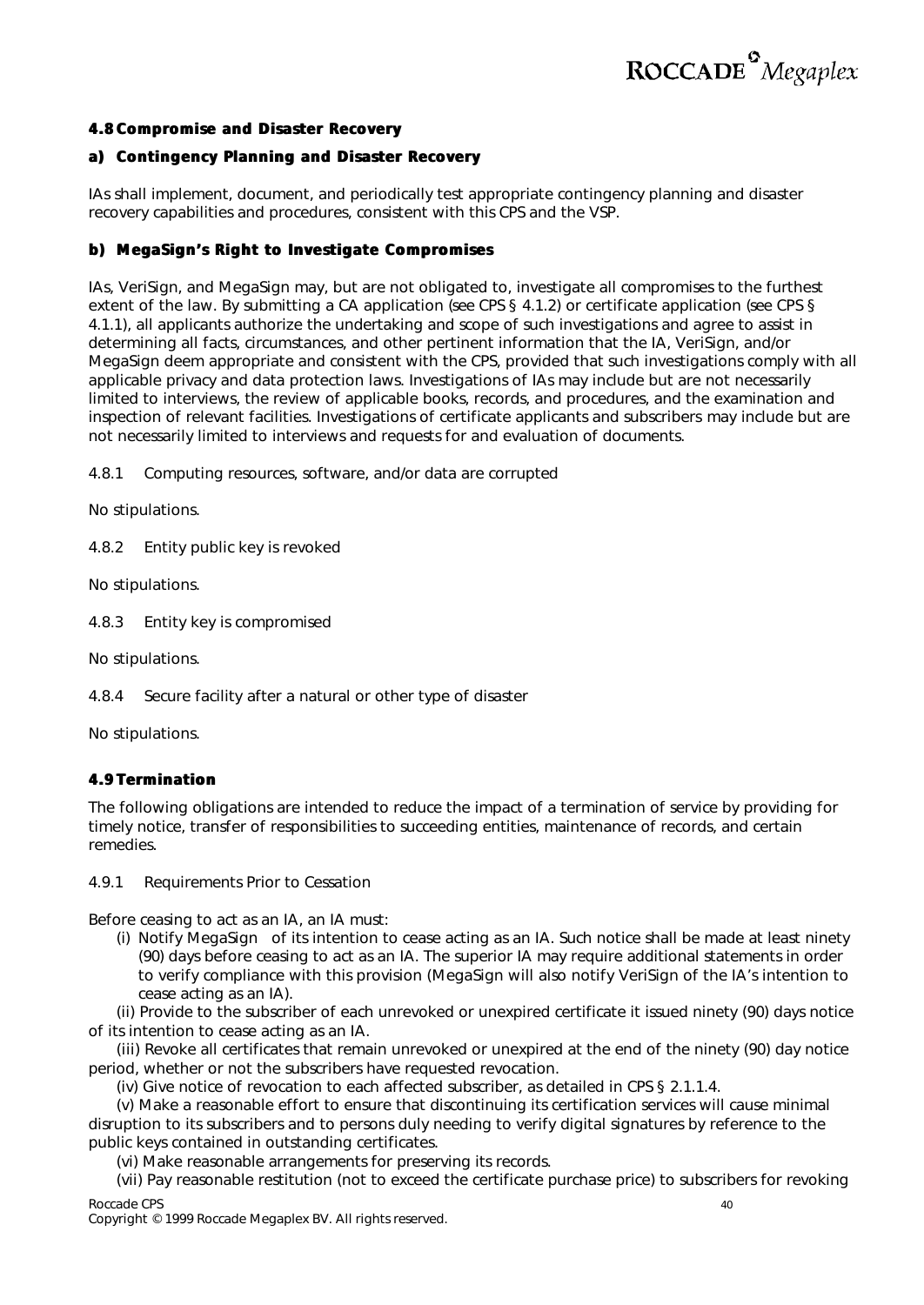### 4.8 Compromise and Disaster Recovery

#### a) Contingency Planning and Disaster Recovery

IAs shall implement, document, and periodically test appropriate contingency planning and disaster recovery capabilities and procedures, consistent with this CPS and the VSP.

#### b) MegaSign's Right to Investigate Compromises

IAs, VeriSign, and MegaSign may, but are not obligated to, investigate all compromises to the furthest extent of the law. By submitting a CA application (see CPS § 4.1.2) or certificate application (see CPS § 4.1.1), all applicants authorize the undertaking and scope of such investigations and agree to assist in determining all facts, circumstances, and other pertinent information that the IA, VeriSign, and/or MegaSign deem appropriate and consistent with the CPS, provided that such investigations comply with all applicable privacy and data protection laws. Investigations of IAs may include but are not necessarily limited to interviews, the review of applicable books, records, and procedures, and the examination and inspection of relevant facilities. Investigations of certificate applicants and subscribers may include but are not necessarily limited to interviews and requests for and evaluation of documents.

4.8.1 Computing resources, software, and/or data are corrupted

No stipulations.

4.8.2 Entity public key is revoked

No stipulations.

4.8.3 Entity key is compromised

No stipulations.

4.8.4 Secure facility after a natural or other type of disaster

No stipulations.

### 4.9 Termination

The following obligations are intended to reduce the impact of a termination of service by providing for timely notice, transfer of responsibilities to succeeding entities, maintenance of records, and certain remedies.

4.9.1 Requirements Prior to Cessation

Before ceasing to act as an IA, an IA must:

(i) Notify MegaSign of its intention to cease acting as an IA. Such notice shall be made at least ninety (90) days before ceasing to act as an IA. The superior IA may require additional statements in order to verify compliance with this provision (MegaSign will also notify VeriSign of the IA's intention to cease acting as an IA).

(ii) Provide to the subscriber of each unrevoked or unexpired certificate it issued ninety (90) days notice of its intention to cease acting as an IA.

(iii) Revoke all certificates that remain unrevoked or unexpired at the end of the ninety (90) day notice period, whether or not the subscribers have requested revocation.

(iv) Give notice of revocation to each affected subscriber, as detailed in CPS § 2.1.1.4.

(v) Make a reasonable effort to ensure that discontinuing its certification services will cause minimal disruption to its subscribers and to persons duly needing to verify digital signatures by reference to the public keys contained in outstanding certificates.

(vi) Make reasonable arrangements for preserving its records.

(vii) Pay reasonable restitution (not to exceed the certificate purchase price) to subscribers for revoking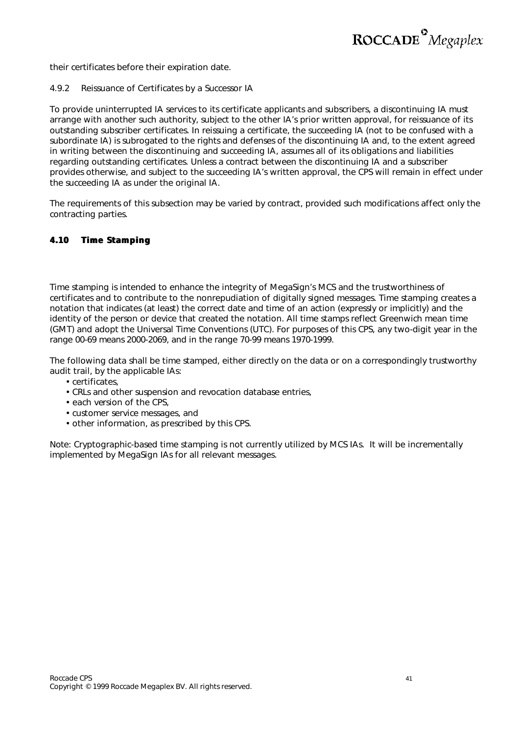their certificates before their expiration date.

#### 4.9.2 Reissuance of Certificates by a Successor IA

To provide uninterrupted IA services to its certificate applicants and subscribers, a discontinuing IA must arrange with another such authority, subject to the other IA's prior written approval, for reissuance of its outstanding subscriber certificates. In reissuing a certificate, the succeeding IA (not to be confused with a subordinate IA) is subrogated to the rights and defenses of the discontinuing IA and, to the extent agreed in writing between the discontinuing and succeeding IA, assumes all of its obligations and liabilities regarding outstanding certificates. Unless a contract between the discontinuing IA and a subscriber provides otherwise, and subject to the succeeding IA's written approval, the CPS will remain in effect under the succeeding IA as under the original IA.

The requirements of this subsection may be varied by contract, provided such modifications affect only the contracting parties.

### 4.10 Time Stamping

Time stamping is intended to enhance the integrity of MegaSign's MCS and the trustworthiness of certificates and to contribute to the nonrepudiation of digitally signed messages. Time stamping creates a notation that indicates (at least) the correct date and time of an action (expressly or implicitly) and the identity of the person or device that created the notation. All time stamps reflect Greenwich mean time (GMT) and adopt the Universal Time Conventions (UTC). For purposes of this CPS, any two-digit year in the range 00-69 means 2000-2069, and in the range 70-99 means 1970-1999.

The following data shall be time stamped, either directly on the data or on a correspondingly trustworthy audit trail, by the applicable IAs:

- certificates,
- CRLs and other suspension and revocation database entries,
- each version of the CPS,
- customer service messages, and
- other information, as prescribed by this CPS.

Note: Cryptographic-based time stamping is not currently utilized by MCS IAs. It will be incrementally implemented by MegaSign IAs for all relevant messages.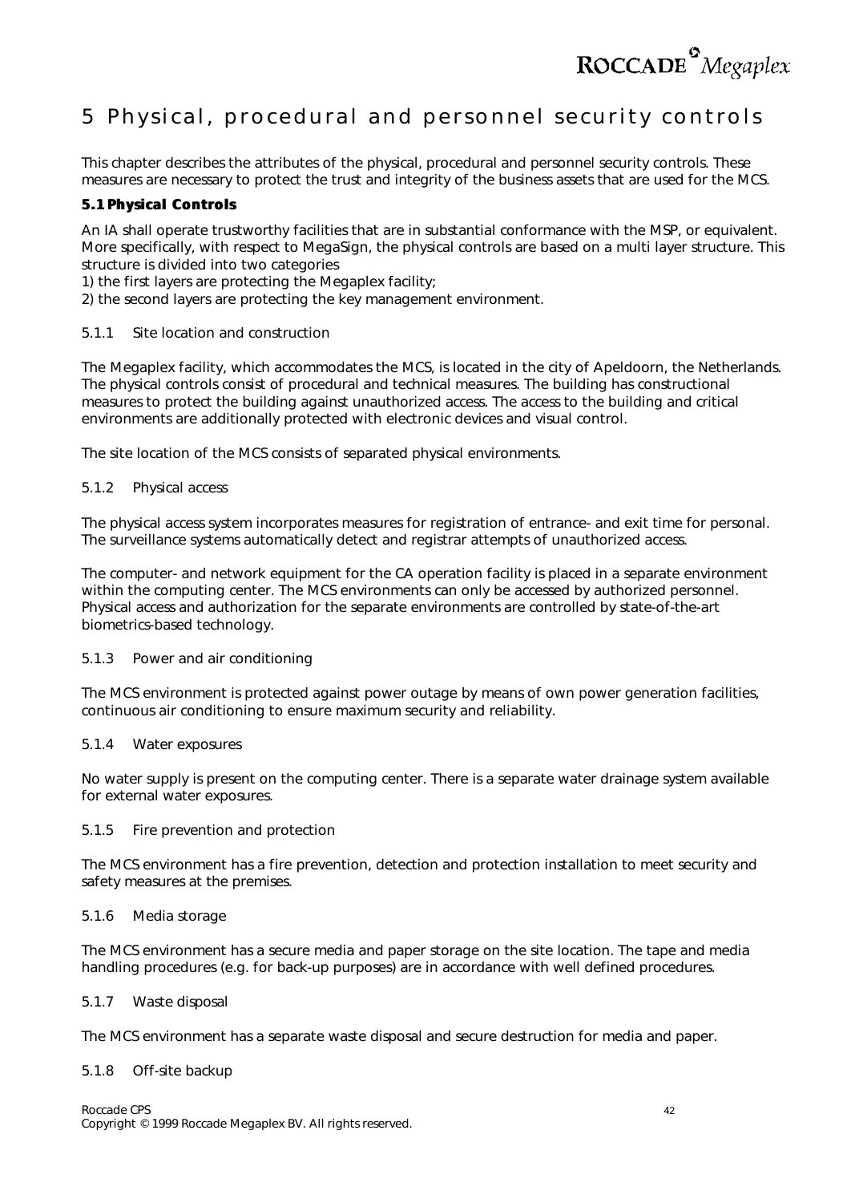# 5 Physical, procedural and personnel security controls

This chapter describes the attributes of the physical, procedural and personnel security controls. These measures are necessary to protect the trust and integrity of the business assets that are used for the MCS.

## 5.1 Physical Controls

An IA shall operate trustworthy facilities that are in substantial conformance with the MSP, or equivalent. More specifically, with respect to MegaSign, the physical controls are based on a multi layer structure. This structure is divided into two categories

1) the first layers are protecting the Megaplex facility;
2) the second layers are protecting the key management environment.

### 5.1.1 Site location and construction

The Megaplex facility, which accommodates the MCS, is located in the city of Apeldoorn, the Netherlands. The physical controls consist of procedural and technical measures. The building has constructional measures to protect the building against unauthorized access. The access to the building and critical environments are additionally protected with electronic devices and visual control.

The site location of the MCS consists of separated physical environments.

### 5.1.2 Physical access

The physical access system incorporates measures for registration of entrance- and exit time for personal. The surveillance systems automatically detect and registrar attempts of unauthorized access.

The computer- and network equipment for the CA operation facility is placed in a separate environment within the computing center. The MCS environments can only be accessed by authorized personnel. Physical access and authorization for the separate environments are controlled by state-of-the-art biometrics-based technology.

### 5.1.3 Power and air conditioning

The MCS environment is protected against power outage by means of own power generation facilities, continuous air conditioning to ensure maximum security and reliability.

### 5.1.4 Water exposures

No water supply is present on the computing center. There is a separate water drainage system available for external water exposures.

### 5.1.5 Fire prevention and protection

The MCS environment has a fire prevention, detection and protection installation to meet security and safety measures at the premises.

### 5.1.6 Media storage

The MCS environment has a secure media and paper storage on the site location. The tape and media handling procedures (e.g. for back-up purposes) are in accordance with well defined procedures.

### 5.1.7 Waste disposal

The MCS environment has a separate waste disposal and secure destruction for media and paper.

### 5.1.8 Off-site backup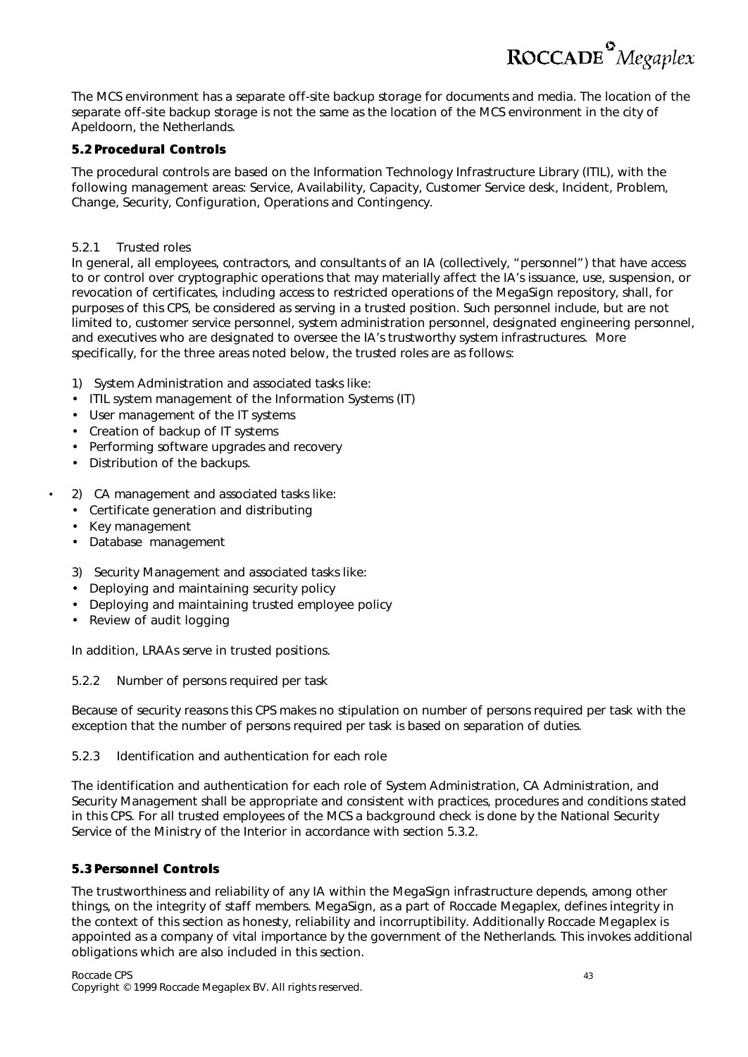The MCS environment has a separate off-site backup storage for documents and media. The location of the separate off-site backup storage is not the same as the location of the MCS environment in the city of Apeldoorn, the Netherlands.

## 5.2 Procedural Controls

The procedural controls are based on the Information Technology Infrastructure Library (ITIL), with the following management areas: Service, Availability, Capacity, Customer Service desk, Incident, Problem, Change, Security, Configuration, Operations and Contingency.

### 5.2.1 Trusted roles

In general, all employees, contractors, and consultants of an IA (collectively, "personnel") that have access to or control over cryptographic operations that may materially affect the IA's issuance, use, suspension, or revocation of certificates, including access to restricted operations of the MegaSign repository, shall, for purposes of this CPS, be considered as serving in a trusted position. Such personnel include, but are not limited to, customer service personnel, system administration personnel, designated engineering personnel, and executives who are designated to oversee the IA's trustworthy system infrastructures. More specifically, for the three areas noted below, the trusted roles are as follows:

1) System Administration and associated tasks like:
- ITIL system management of the Information Systems (IT)
- User management of the IT systems
- Creation of backup of IT systems
- Performing software upgrades and recovery
- Distribution of the backups.

2) CA management and associated tasks like:
- Certificate generation and distributing
- Key management
- Database management

3) Security Management and associated tasks like:
- Deploying and maintaining security policy
- Deploying and maintaining trusted employee policy
- Review of audit logging

In addition, LRAAs serve in trusted positions.

### 5.2.2 Number of persons required per task

Because of security reasons this CPS makes no stipulation on number of persons required per task with the exception that the number of persons required per task is based on separation of duties.

### 5.2.3 Identification and authentication for each role

The identification and authentication for each role of System Administration, CA Administration, and Security Management shall be appropriate and consistent with practices, procedures and conditions stated in this CPS. For all trusted employees of the MCS a background check is done by the National Security Service of the Ministry of the Interior in accordance with section 5.3.2.

## 5.3 Personnel Controls

The trustworthiness and reliability of any IA within the MegaSign infrastructure depends, among other things, on the integrity of staff members. MegaSign, as a part of Roccade Megaplex, defines integrity in the context of this section as honesty, reliability and incorruptibility. Additionally Roccade Megaplex is appointed as a company of vital importance by the government of the Netherlands. This invokes additional obligations which are also included in this section.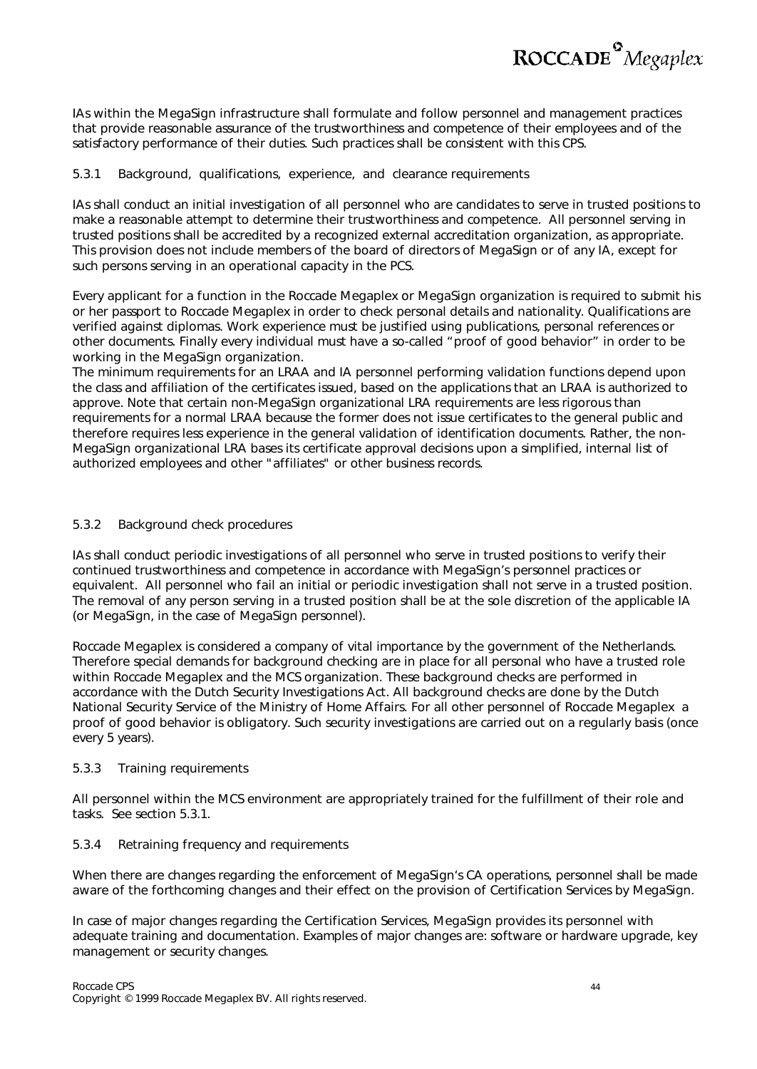IAs within the MegaSign infrastructure shall formulate and follow personnel and management practices that provide reasonable assurance of the trustworthiness and competence of their employees and of the satisfactory performance of their duties. Such practices shall be consistent with this CPS.

### 5.3.1 Background, qualifications, experience, and clearance requirements

IAs shall conduct an initial investigation of all personnel who are candidates to serve in trusted positions to make a reasonable attempt to determine their trustworthiness and competence. All personnel serving in trusted positions shall be accredited by a recognized external accreditation organization, as appropriate. This provision does not include members of the board of directors of MegaSign or of any IA, except for such persons serving in an operational capacity in the PCS.

Every applicant for a function in the Roccade Megaplex or MegaSign organization is required to submit his or her passport to Roccade Megaplex in order to check personal details and nationality. Qualifications are verified against diplomas. Work experience must be justified using publications, personal references or other documents. Finally every individual must have a so-called "proof of good behavior" in order to be working in the MegaSign organization.

The minimum requirements for an LRAA and IA personnel performing validation functions depend upon the class and affiliation of the certificates issued, based on the applications that an LRAA is authorized to approve. Note that certain non-MegaSign organizational LRA requirements are less rigorous than requirements for a normal LRAA because the former does not issue certificates to the general public and therefore requires less experience in the general validation of identification documents. Rather, the non-MegaSign organizational LRA bases its certificate approval decisions upon a simplified, internal list of authorized employees and other "affiliates" or other business records.

### 5.3.2 Background check procedures

IAs shall conduct periodic investigations of all personnel who serve in trusted positions to verify their continued trustworthiness and competence in accordance with MegaSign's personnel practices or equivalent. All personnel who fail an initial or periodic investigation shall not serve in a trusted position. The removal of any person serving in a trusted position shall be at the sole discretion of the applicable IA (or MegaSign, in the case of MegaSign personnel).

Roccade Megaplex is considered a company of vital importance by the government of the Netherlands. Therefore special demands for background checking are in place for all personal who have a trusted role within Roccade Megaplex and the MCS organization. These background checks are performed in accordance with the Dutch Security Investigations Act. All background checks are done by the Dutch National Security Service of the Ministry of Home Affairs. For all other personnel of Roccade Megaplex a proof of good behavior is obligatory. Such security investigations are carried out on a regularly basis (once every 5 years).

### 5.3.3 Training requirements

All personnel within the MCS environment are appropriately trained for the fulfillment of their role and tasks. See section 5.3.1.

### 5.3.4 Retraining frequency and requirements

When there are changes regarding the enforcement of MegaSign's CA operations, personnel shall be made aware of the forthcoming changes and their effect on the provision of Certification Services by MegaSign.

In case of major changes regarding the Certification Services, MegaSign provides its personnel with adequate training and documentation. Examples of major changes are: software or hardware upgrade, key management or security changes.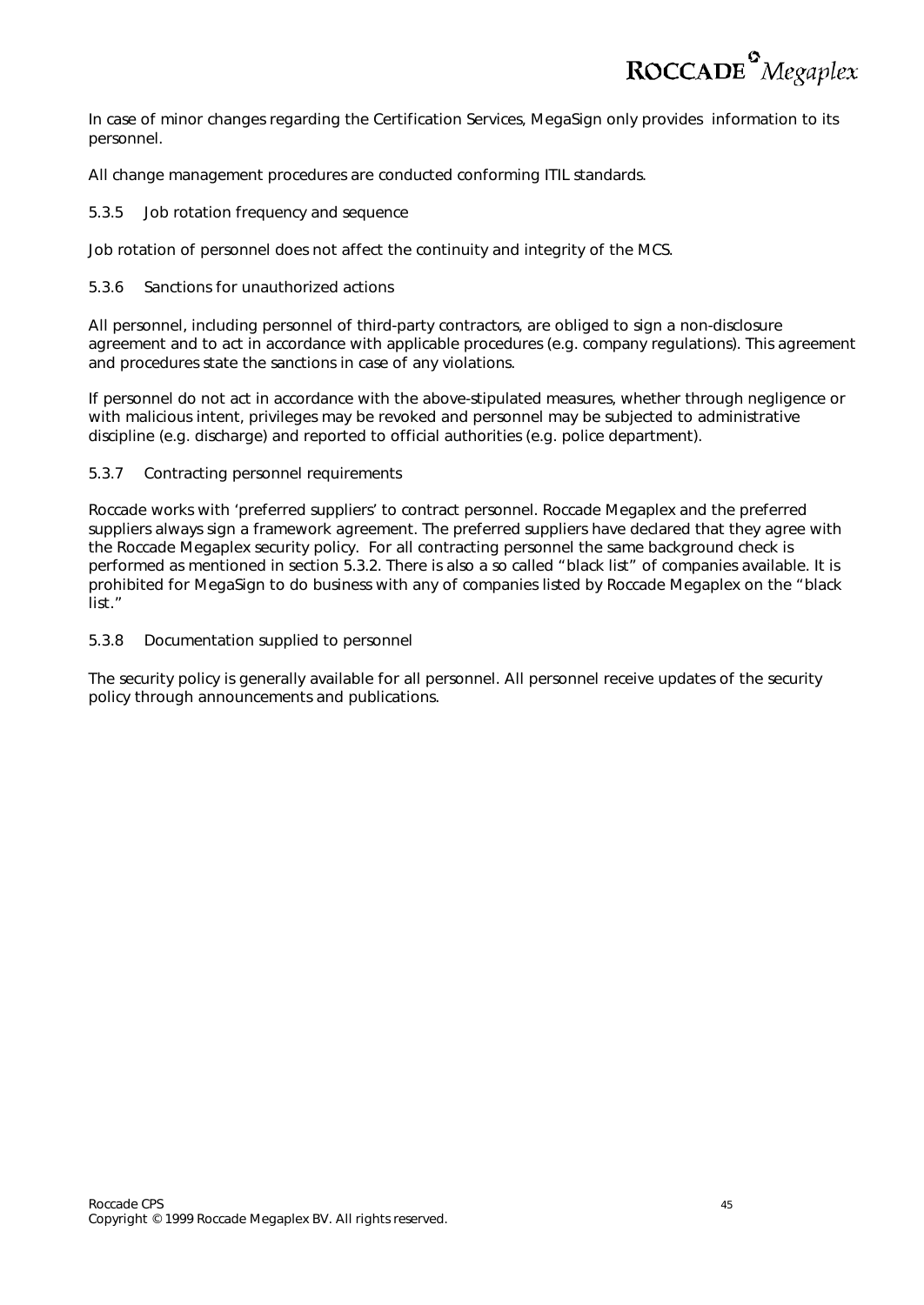In case of minor changes regarding the Certification Services, MegaSign only provides information to its personnel.

All change management procedures are conducted conforming ITIL standards.

### 5.3.5 Job rotation frequency and sequence

Job rotation of personnel does not affect the continuity and integrity of the MCS.

### 5.3.6 Sanctions for unauthorized actions

All personnel, including personnel of third-party contractors, are obliged to sign a non-disclosure agreement and to act in accordance with applicable procedures (e.g. company regulations). This agreement and procedures state the sanctions in case of any violations.

If personnel do not act in accordance with the above-stipulated measures, whether through negligence or with malicious intent, privileges may be revoked and personnel may be subjected to administrative discipline (e.g. discharge) and reported to official authorities (e.g. police department).

### 5.3.7 Contracting personnel requirements

Roccade works with 'preferred suppliers' to contract personnel. Roccade Megaplex and the preferred suppliers always sign a framework agreement. The preferred suppliers have declared that they agree with the Roccade Megaplex security policy. For all contracting personnel the same background check is performed as mentioned in section 5.3.2. There is also a so called "black list" of companies available. It is prohibited for MegaSign to do business with any of companies listed by Roccade Megaplex on the "black list."

### 5.3.8 Documentation supplied to personnel

The security policy is generally available for all personnel. All personnel receive updates of the security policy through announcements and publications.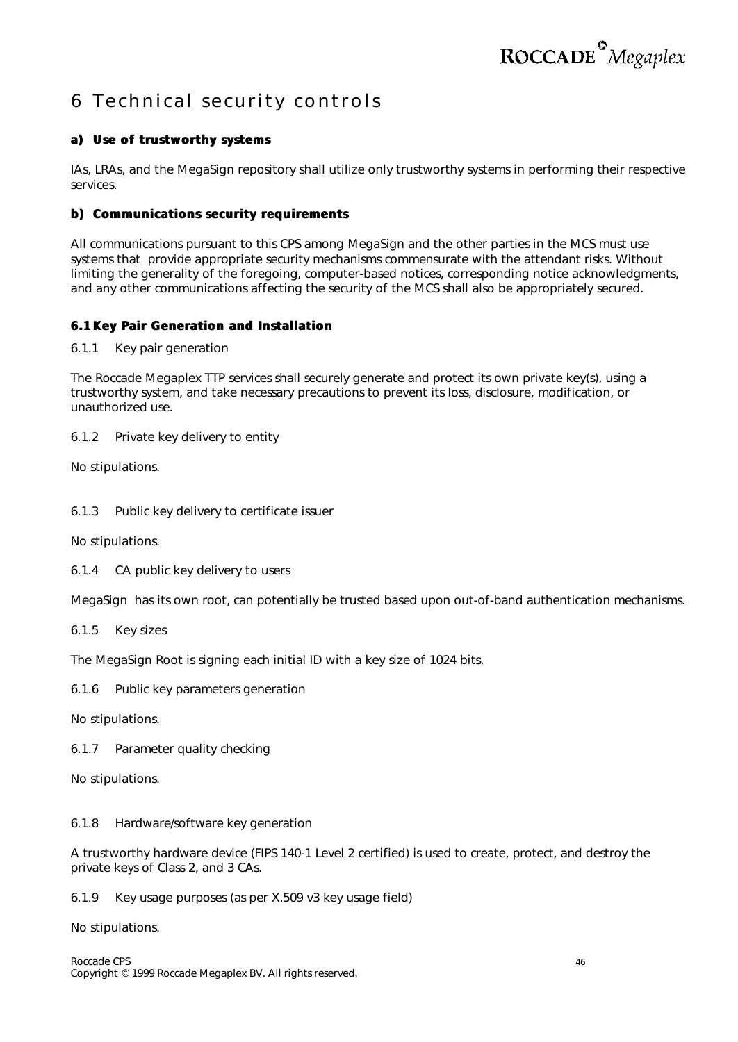# 6 Technical security controls

### a) Use of trustworthy systems

IAs, LRAs, and the MegaSign repository shall utilize only trustworthy systems in performing their respective services.

### b) Communications security requirements

All communications pursuant to this CPS among MegaSign and the other parties in the MCS must use systems that provide appropriate security mechanisms commensurate with the attendant risks. Without limiting the generality of the foregoing, computer-based notices, corresponding notice acknowledgments, and any other communications affecting the security of the MCS shall also be appropriately secured.

### 6.1 Key Pair Generation and Installation

6.1.1 Key pair generation

The Roccade Megaplex TTP services shall securely generate and protect its own private key(s), using a trustworthy system, and take necessary precautions to prevent its loss, disclosure, modification, or unauthorized use.

6.1.2 Private key delivery to entity

No stipulations.

6.1.3 Public key delivery to certificate issuer

No stipulations.

6.1.4 CA public key delivery to users

MegaSign has its own root, can potentially be trusted based upon out-of-band authentication mechanisms.

6.1.5 Key sizes

The MegaSign Root is signing each initial ID with a key size of 1024 bits.

6.1.6 Public key parameters generation

No stipulations.

6.1.7 Parameter quality checking

No stipulations.

6.1.8 Hardware/software key generation

A trustworthy hardware device (FIPS 140-1 Level 2 certified) is used to create, protect, and destroy the private keys of Class 2, and 3 CAs.

6.1.9 Key usage purposes (as per X.509 v3 key usage field)

No stipulations.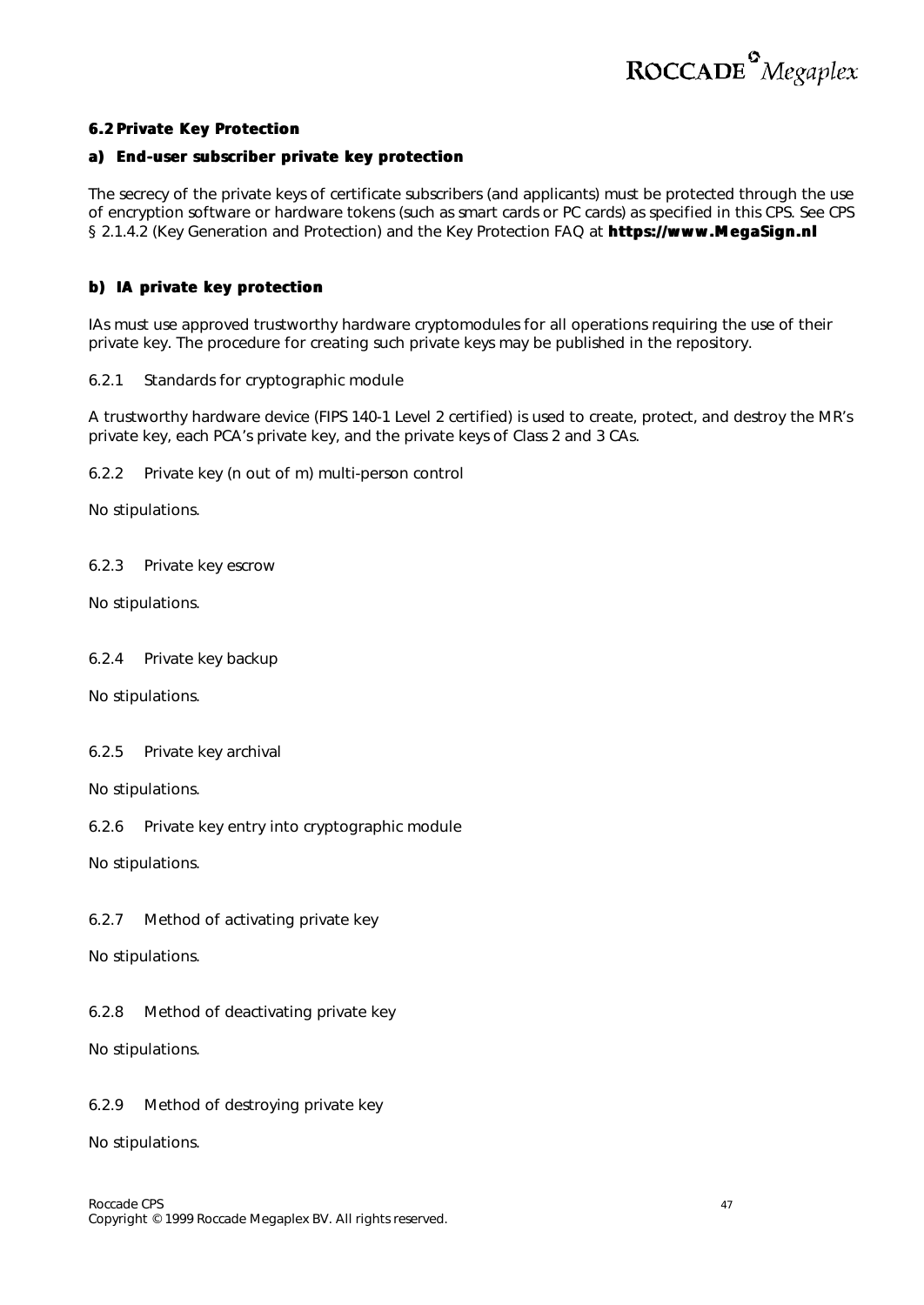## 6.2 Private Key Protection

### a) End-user subscriber private key protection

The secrecy of the private keys of certificate subscribers (and applicants) must be protected through the use of encryption software or hardware tokens (such as smart cards or PC cards) as specified in this CPS. See CPS § 2.1.4.2 (Key Generation and Protection) and the Key Protection FAQ at **https://www.MegaSign.nl**

### b) IA private key protection

IAs must use approved trustworthy hardware cryptomodules for all operations requiring the use of their private key. The procedure for creating such private keys may be published in the repository.

6.2.1 Standards for cryptographic module

A trustworthy hardware device (FIPS 140-1 Level 2 certified) is used to create, protect, and destroy the MR's private key, each PCA's private key, and the private keys of Class 2 and 3 CAs.

6.2.2 Private key (n out of m) multi-person control

No stipulations.

6.2.3 Private key escrow

No stipulations.

6.2.4 Private key backup

No stipulations.

6.2.5 Private key archival

No stipulations.

6.2.6 Private key entry into cryptographic module

No stipulations.

6.2.7 Method of activating private key

No stipulations.

6.2.8 Method of deactivating private key

No stipulations.

6.2.9 Method of destroying private key

No stipulations.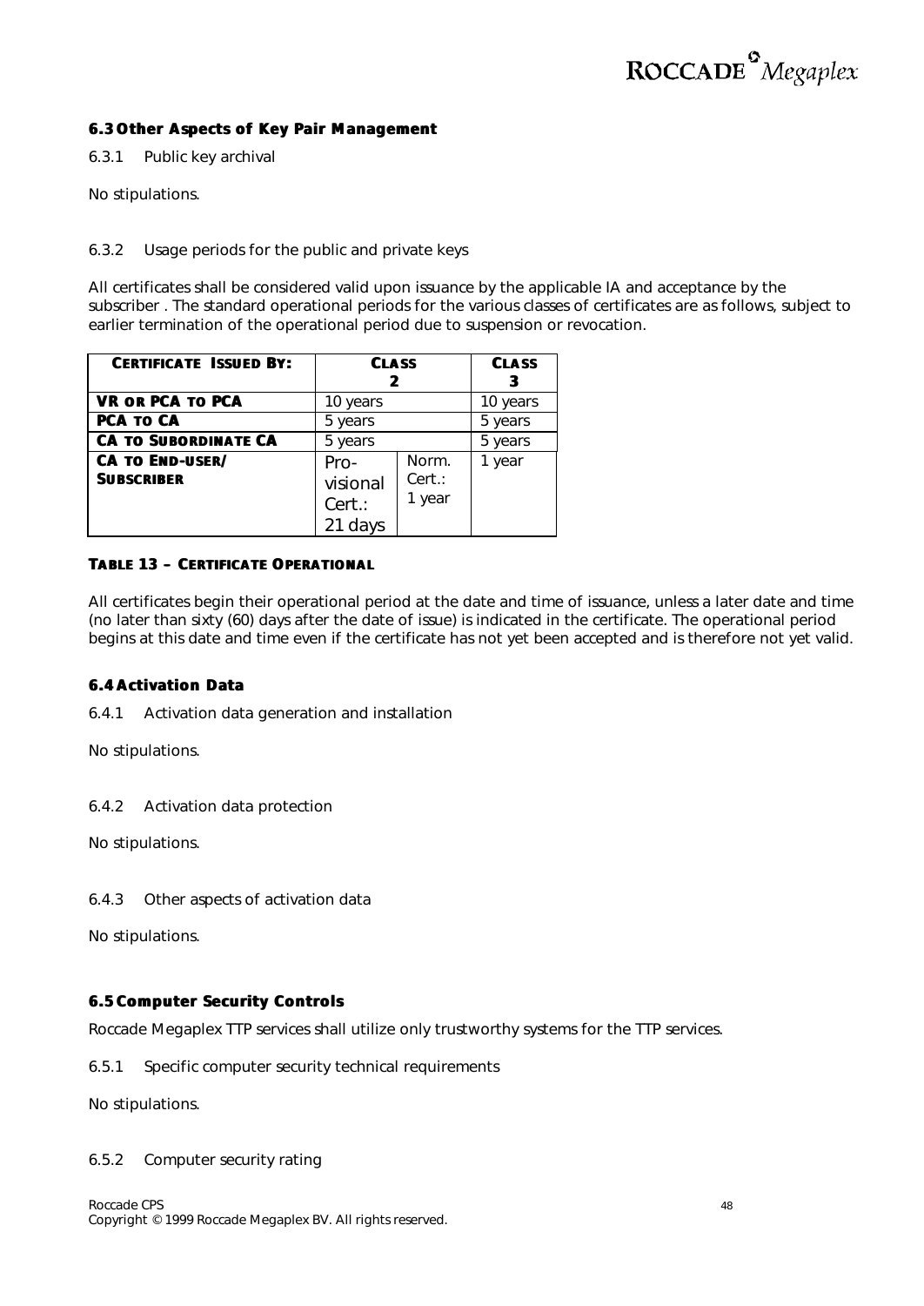### 6.3 Other Aspects of Key Pair Management

6.3.1 Public key archival

No stipulations.

6.3.2 Usage periods for the public and private keys

All certificates shall be considered valid upon issuance by the applicable IA and acceptance by the subscriber . The standard operational periods for the various classes of certificates are as follows, subject to earlier termination of the operational period due to suspension or revocation.

| **Certificate Issued By:** | **Class 2** | | **Class 3** |
|---|---|---|---|
| **VR or PCA to PCA** | 10 years | | 10 years |
| **PCA to CA** | 5 years | | 5 years |
| **CA to Subordinate CA** | 5 years | | 5 years |
| **CA to End-user/ Subscriber** | Pro-visional Cert.: 21 days | Norm. Cert.: 1 year | 1 year |

**Table 13 – Certificate Operational**

All certificates begin their operational period at the date and time of issuance, unless a later date and time (no later than sixty (60) days after the date of issue) is indicated in the certificate. The operational period begins at this date and time even if the certificate has not yet been accepted and is therefore not yet valid.

### 6.4 Activation Data

6.4.1 Activation data generation and installation

No stipulations.

6.4.2 Activation data protection

No stipulations.

6.4.3 Other aspects of activation data

No stipulations.

### 6.5 Computer Security Controls

Roccade Megaplex TTP services shall utilize only trustworthy systems for the TTP services.

6.5.1 Specific computer security technical requirements

No stipulations.

6.5.2 Computer security rating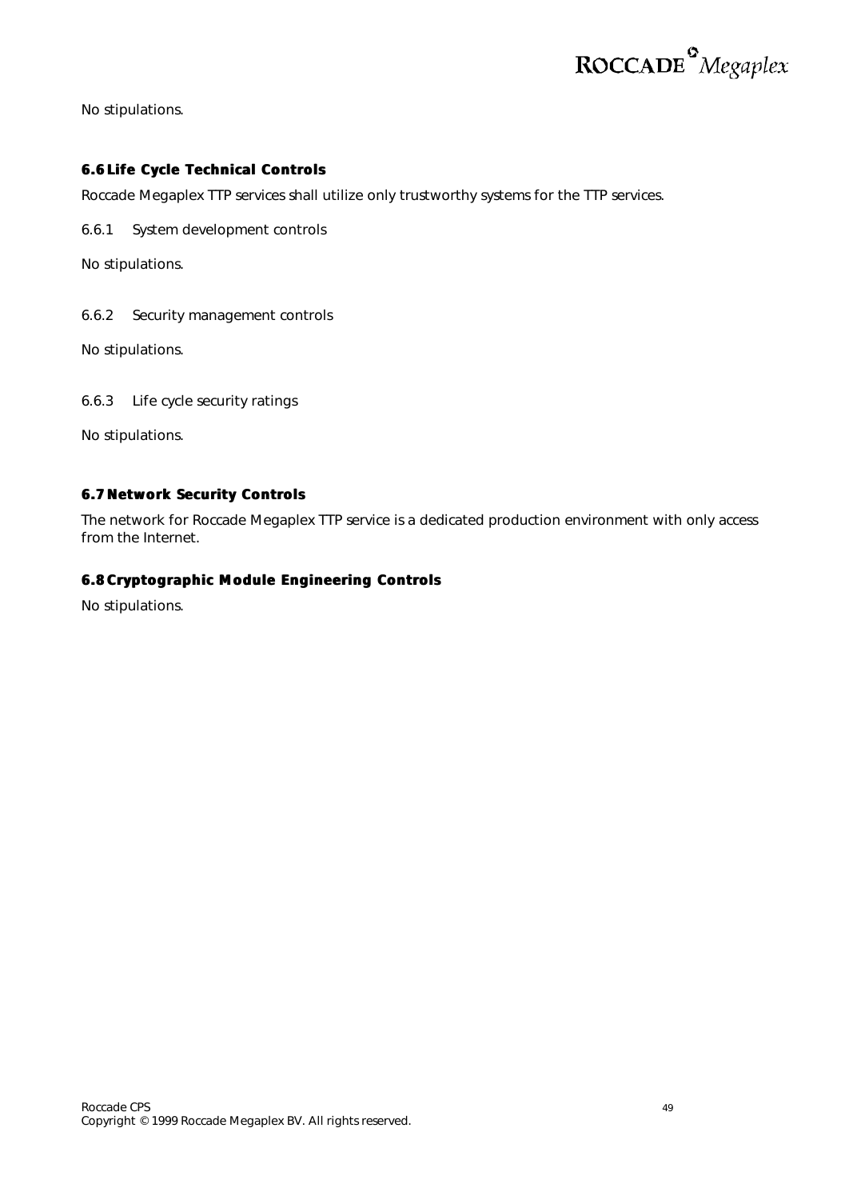No stipulations.

## 6.6 Life Cycle Technical Controls

Roccade Megaplex TTP services shall utilize only trustworthy systems for the TTP services.

### 6.6.1 System development controls

No stipulations.

### 6.6.2 Security management controls

No stipulations.

### 6.6.3 Life cycle security ratings

No stipulations.

## 6.7 Network Security Controls

The network for Roccade Megaplex TTP service is a dedicated production environment with only access from the Internet.

## 6.8 Cryptographic Module Engineering Controls

No stipulations.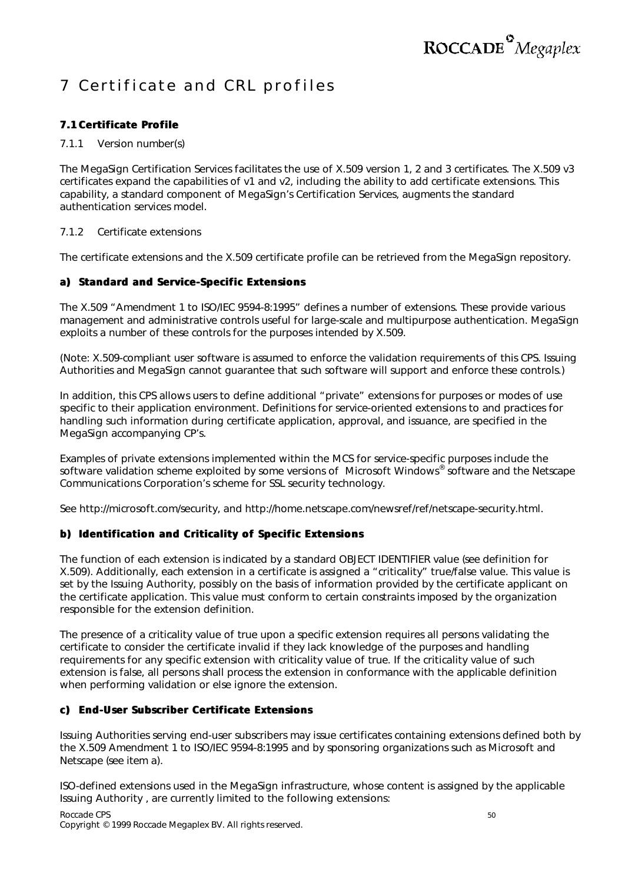# 7 Certificate and CRL profiles

## 7.1 Certificate Profile

### 7.1.1 Version number(s)

The MegaSign Certification Services facilitates the use of X.509 version 1, 2 and 3 certificates. The X.509 v3 certificates expand the capabilities of v1 and v2, including the ability to add certificate extensions. This capability, a standard component of MegaSign's Certification Services, augments the standard authentication services model.

### 7.1.2 Certificate extensions

The certificate extensions and the X.509 certificate profile can be retrieved from the MegaSign repository.

#### a) Standard and Service-Specific Extensions

The X.509 "Amendment 1 to ISO/IEC 9594-8:1995" defines a number of extensions. These provide various management and administrative controls useful for large-scale and multipurpose authentication. MegaSign exploits a number of these controls for the purposes intended by X.509.

(Note: X.509-compliant user software is assumed to enforce the validation requirements of this CPS. Issuing Authorities and MegaSign cannot guarantee that such software will support and enforce these controls.)

In addition, this CPS allows users to define additional "private" extensions for purposes or modes of use specific to their application environment. Definitions for service-oriented extensions to and practices for handling such information during certificate application, approval, and issuance, are specified in the MegaSign accompanying CP's.

Examples of private extensions implemented within the MCS for service-specific purposes include the software validation scheme exploited by some versions of Microsoft Windows® software and the Netscape Communications Corporation's scheme for SSL security technology.

See http://microsoft.com/security, and http://home.netscape.com/newsref/ref/netscape-security.html.

#### b) Identification and Criticality of Specific Extensions

The function of each extension is indicated by a standard OBJECT IDENTIFIER value (see definition for X.509). Additionally, each extension in a certificate is assigned a "criticality" true/false value. This value is set by the Issuing Authority, possibly on the basis of information provided by the certificate applicant on the certificate application. This value must conform to certain constraints imposed by the organization responsible for the extension definition.

The presence of a criticality value of true upon a specific extension requires all persons validating the certificate to consider the certificate invalid if they lack knowledge of the purposes and handling requirements for any specific extension with criticality value of true. If the criticality value of such extension is false, all persons shall process the extension in conformance with the applicable definition when performing validation or else ignore the extension.

#### c) End-User Subscriber Certificate Extensions

Issuing Authorities serving end-user subscribers may issue certificates containing extensions defined both by the X.509 Amendment 1 to ISO/IEC 9594-8:1995 and by sponsoring organizations such as Microsoft and Netscape (see item a).

ISO-defined extensions used in the MegaSign infrastructure, whose content is assigned by the applicable Issuing Authority , are currently limited to the following extensions: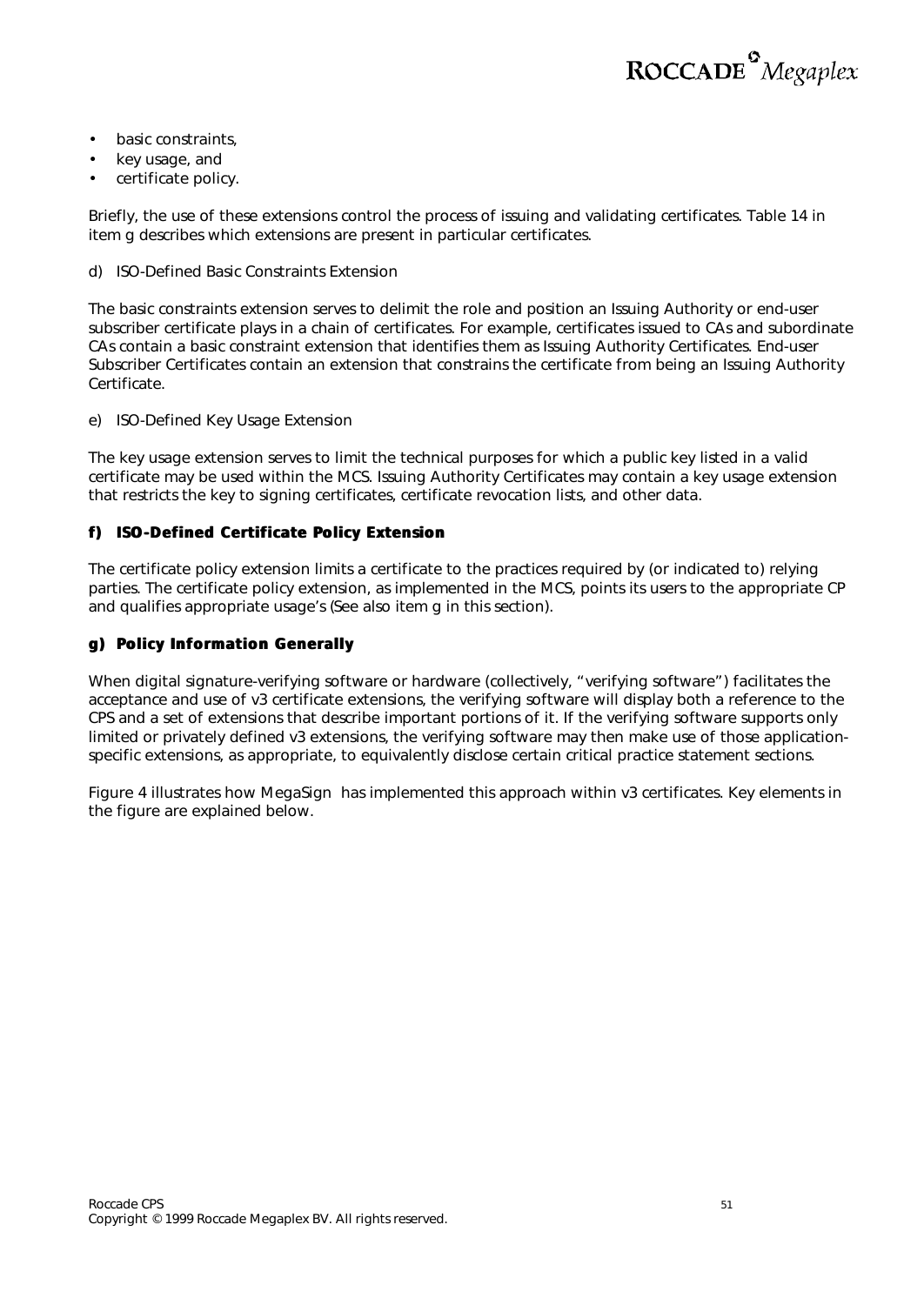- basic constraints,
- key usage, and
- certificate policy.

Briefly, the use of these extensions control the process of issuing and validating certificates. Table 14 in item g describes which extensions are present in particular certificates.

d) ISO-Defined Basic Constraints Extension

The basic constraints extension serves to delimit the role and position an Issuing Authority or end-user subscriber certificate plays in a chain of certificates. For example, certificates issued to CAs and subordinate CAs contain a basic constraint extension that identifies them as Issuing Authority Certificates. End-user Subscriber Certificates contain an extension that constrains the certificate from being an Issuing Authority Certificate.

e) ISO-Defined Key Usage Extension

The key usage extension serves to limit the technical purposes for which a public key listed in a valid certificate may be used within the MCS. Issuing Authority Certificates may contain a key usage extension that restricts the key to signing certificates, certificate revocation lists, and other data.

#### f) ISO-Defined Certificate Policy Extension

The certificate policy extension limits a certificate to the practices required by (or indicated to) relying parties. The certificate policy extension, as implemented in the MCS, points its users to the appropriate CP and qualifies appropriate usage's (See also item g in this section).

#### g) Policy Information Generally

When digital signature-verifying software or hardware (collectively, "verifying software") facilitates the acceptance and use of v3 certificate extensions, the verifying software will display both a reference to the CPS and a set of extensions that describe important portions of it. If the verifying software supports only limited or privately defined v3 extensions, the verifying software may then make use of those application-specific extensions, as appropriate, to equivalently disclose certain critical practice statement sections.

Figure 4 illustrates how MegaSign has implemented this approach within v3 certificates. Key elements in the figure are explained below.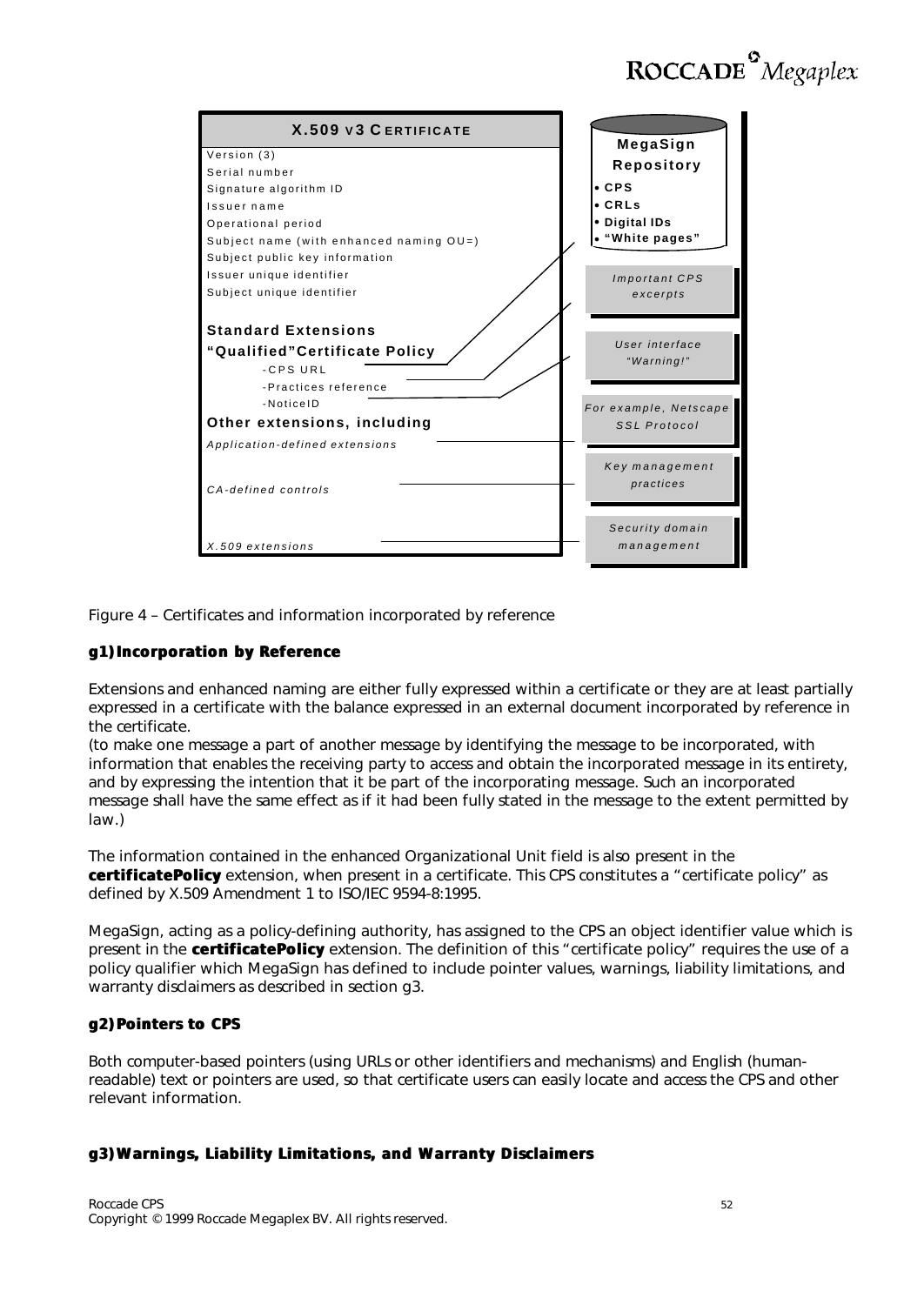| **X.509 v3 CERTIFICATE** | **MegaSign Repository** |
|---|---|
| Version (3) | • CPS |
| Serial number | • CRLs |
| Signature algorithm ID | • Digital IDs |
| Issuer name | • "White pages" |
| Operational period | |
| Subject name (with enhanced naming OU=) | |
| Subject public key information | |
| Issuer unique identifier | *Important CPS excerpts* |
| Subject unique identifier | |
| **Standard Extensions** | |
| **"Qualified" Certificate Policy** | *User interface "Warning!"* |
| -CPS URL | |
| -Practices reference | |
| -NoticeID | *For example, Netscape SSL Protocol* |
| **Other extensions, including** | |
| *Application-defined extensions* | *Key management practices* |
| *CA-defined controls* | |
| *X.509 extensions* | *Security domain management* |

Figure 4 – Certificates and information incorporated by reference

### g1) Incorporation by Reference

Extensions and enhanced naming are either fully expressed within a certificate or they are at least partially expressed in a certificate with the balance expressed in an external document incorporated by reference in the certificate.
(to make one message a part of another message by identifying the message to be incorporated, with information that enables the receiving party to access and obtain the incorporated message in its entirety, and by expressing the intention that it be part of the incorporating message. Such an incorporated message shall have the same effect as if it had been fully stated in the message to the extent permitted by law.)

The information contained in the enhanced Organizational Unit field is also present in the **certificatePolicy** extension, when present in a certificate. This CPS constitutes a "certificate policy" as defined by X.509 Amendment 1 to ISO/IEC 9594-8:1995.

MegaSign, acting as a policy-defining authority, has assigned to the CPS an object identifier value which is present in the **certificatePolicy** extension. The definition of this "certificate policy" requires the use of a policy qualifier which MegaSign has defined to include pointer values, warnings, liability limitations, and warranty disclaimers as described in section g3.

### g2) Pointers to CPS

Both computer-based pointers (using URLs or other identifiers and mechanisms) and English (human-readable) text or pointers are used, so that certificate users can easily locate and access the CPS and other relevant information.

### g3) Warnings, Liability Limitations, and Warranty Disclaimers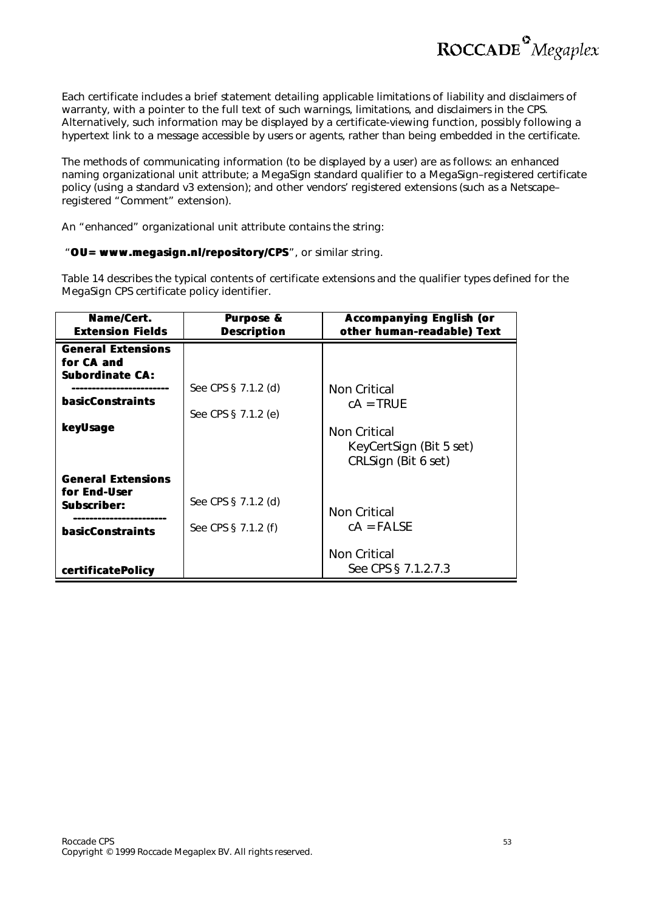Each certificate includes a brief statement detailing applicable limitations of liability and disclaimers of warranty, with a pointer to the full text of such warnings, limitations, and disclaimers in the CPS. Alternatively, such information may be displayed by a certificate-viewing function, possibly following a hypertext link to a message accessible by users or agents, rather than being embedded in the certificate.

The methods of communicating information (to be displayed by a user) are as follows: an enhanced naming organizational unit attribute; a MegaSign standard qualifier to a MegaSign–registered certificate policy (using a standard v3 extension); and other vendors' registered extensions (such as a Netscape–registered "Comment" extension).

An "enhanced" organizational unit attribute contains the string:

"**OU= www.megasign.nl/repository/CPS**", or similar string.

Table 14 describes the typical contents of certificate extensions and the qualifier types defined for the MegaSign CPS certificate policy identifier.

| Name/Cert. Extension Fields | Purpose & Description | Accompanying English (or other human-readable) Text |
|---|---|---|
| **General Extensions for CA and Subordinate CA:** | | |
| **basicConstraints** | See CPS § 7.1.2 (d) | Non Critical<br>cA = TRUE |
| **keyUsage** | See CPS § 7.1.2 (e) | Non Critical<br>KeyCertSign (Bit 5 set)<br>CRLSign (Bit 6 set) |
| **General Extensions for End-User Subscriber:** | | |
| **basicConstraints** | See CPS § 7.1.2 (d) | Non Critical<br>cA = FALSE |
| **certificatePolicy** | See CPS § 7.1.2 (f) | Non Critical<br>See CPS § 7.1.2.7.3 |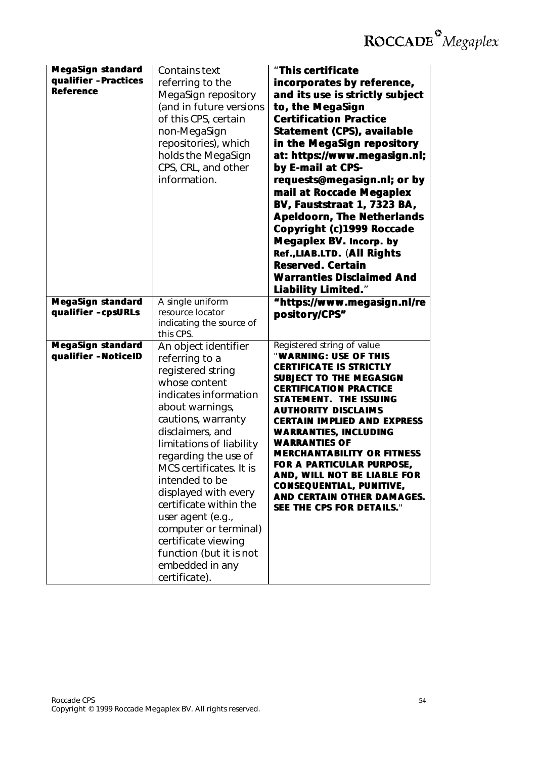| | | |
|---|---|---|
| **MegaSign standard qualifier –Practices Reference** | Contains text referring to the MegaSign repository (and in future versions of this CPS, certain non-MegaSign repositories), which holds the MegaSign CPS, CRL, and other information. | "**This certificate incorporates by reference, and its use is strictly subject to, the MegaSign Certification Practice Statement (CPS), available in the MegaSign repository at: https://www.megasign.nl; by E-mail at CPS-requests@megasign.nl; or by mail at Roccade Megaplex BV, Fauststraat 1, 7323 BA, Apeldoorn, The Netherlands Copyright (c)1999 Roccade Megaplex BV. Incorp. by Ref.,LIAB.LTD.** (**All Rights Reserved. Certain Warranties Disclaimed And Liability Limited.**" |
| **MegaSign standard qualifier –cpsURLs** | A single uniform resource locator indicating the source of this CPS. | **"https://www.megasign.nl/repository/CPS"** |
| **MegaSign standard qualifier –NoticeID** | An object identifier referring to a registered string whose content indicates information about warnings, cautions, warranty disclaimers, and limitations of liability regarding the use of MCS certificates. It is intended to be displayed with every certificate within the user agent (e.g., computer or terminal) certificate viewing function (but it is not embedded in any certificate). | Registered string of value "**WARNING: USE OF THIS CERTIFICATE IS STRICTLY SUBJECT TO THE MEGASIGN CERTIFICATION PRACTICE STATEMENT. THE ISSUING AUTHORITY DISCLAIMS CERTAIN IMPLIED AND EXPRESS WARRANTIES, INCLUDING WARRANTIES OF MERCHANTABILITY OR FITNESS FOR A PARTICULAR PURPOSE, AND, WILL NOT BE LIABLE FOR CONSEQUENTIAL, PUNITIVE, AND CERTAIN OTHER DAMAGES. SEE THE CPS FOR DETAILS.**" |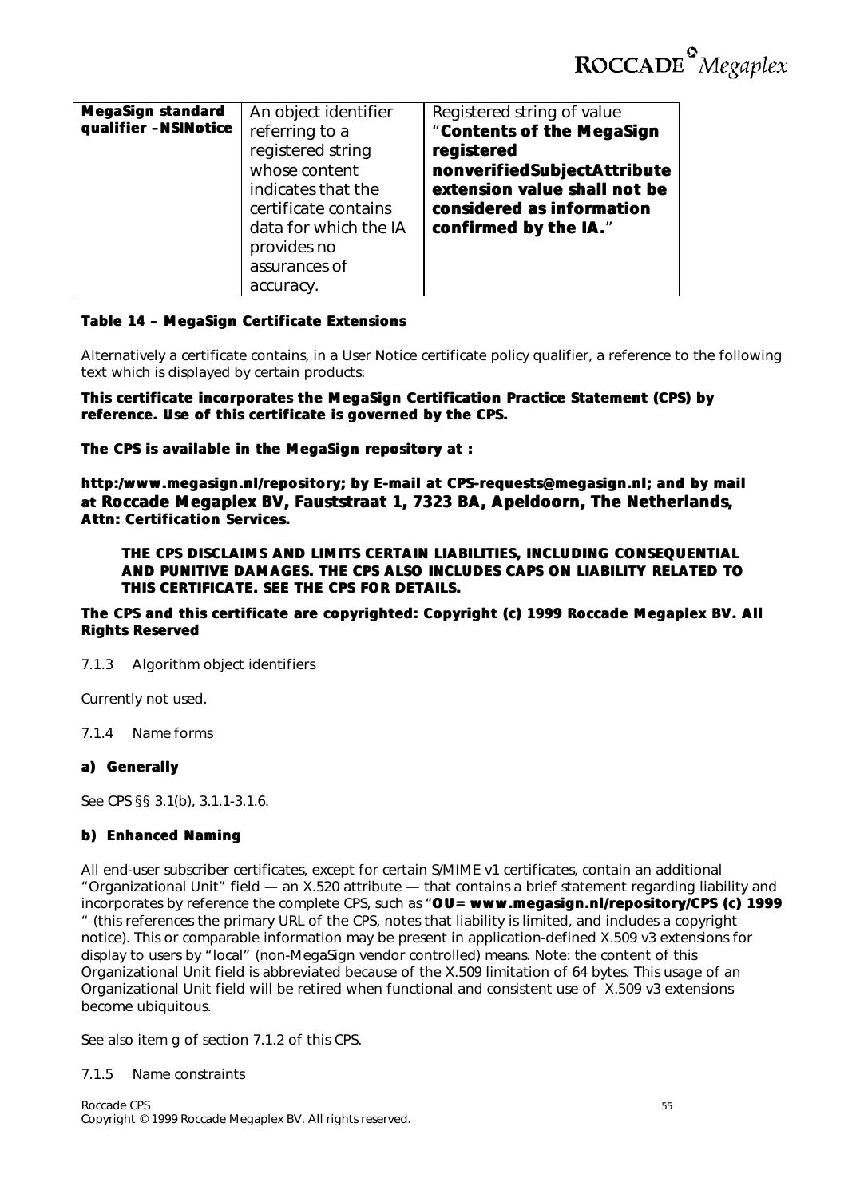| **MegaSign standard qualifier –NSINotice** | An object identifier referring to a registered string whose content indicates that the certificate contains data for which the IA provides no assurances of accuracy. | Registered string of value "**Contents of the MegaSign registered nonverifiedSubjectAttribute extension value shall not be considered as information confirmed by the IA.**" |
|---|---|---|

**Table 14 – MegaSign Certificate Extensions**

Alternatively a certificate contains, in a User Notice certificate policy qualifier, a reference to the following text which is displayed by certain products:

**This certificate incorporates the MegaSign Certification Practice Statement (CPS) by reference. Use of this certificate is governed by the CPS.**

**The CPS is available in the MegaSign repository at :**

**http:/www.megasign.nl/repository; by E-mail at CPS-requests@megasign.nl; and by mail at Roccade Megaplex BV, Fauststraat 1, 7323 BA, Apeldoorn, The Netherlands, Attn: Certification Services.**

> **THE CPS DISCLAIMS AND LIMITS CERTAIN LIABILITIES, INCLUDING CONSEQUENTIAL AND PUNITIVE DAMAGES. THE CPS ALSO INCLUDES CAPS ON LIABILITY RELATED TO THIS CERTIFICATE. SEE THE CPS FOR DETAILS.**

**The CPS and this certificate are copyrighted: Copyright (c) 1999 Roccade Megaplex BV. All Rights Reserved**

7.1.3 Algorithm object identifiers

Currently not used.

7.1.4 Name forms

**a) Generally**

See CPS §§ 3.1(b), 3.1.1-3.1.6.

**b) Enhanced Naming**

All end-user subscriber certificates, except for certain S/MIME v1 certificates, contain an additional "Organizational Unit" field — an X.520 attribute — that contains a brief statement regarding liability and incorporates by reference the complete CPS, such as "**OU= www.megasign.nl/repository/CPS (c) 1999** " (this references the primary URL of the CPS, notes that liability is limited, and includes a copyright notice). This or comparable information may be present in application-defined X.509 v3 extensions for display to users by "local" (non-MegaSign vendor controlled) means. Note: the content of this Organizational Unit field is abbreviated because of the X.509 limitation of 64 bytes. This usage of an Organizational Unit field will be retired when functional and consistent use of X.509 v3 extensions become ubiquitous.

See also item g of section 7.1.2 of this CPS.

7.1.5 Name constraints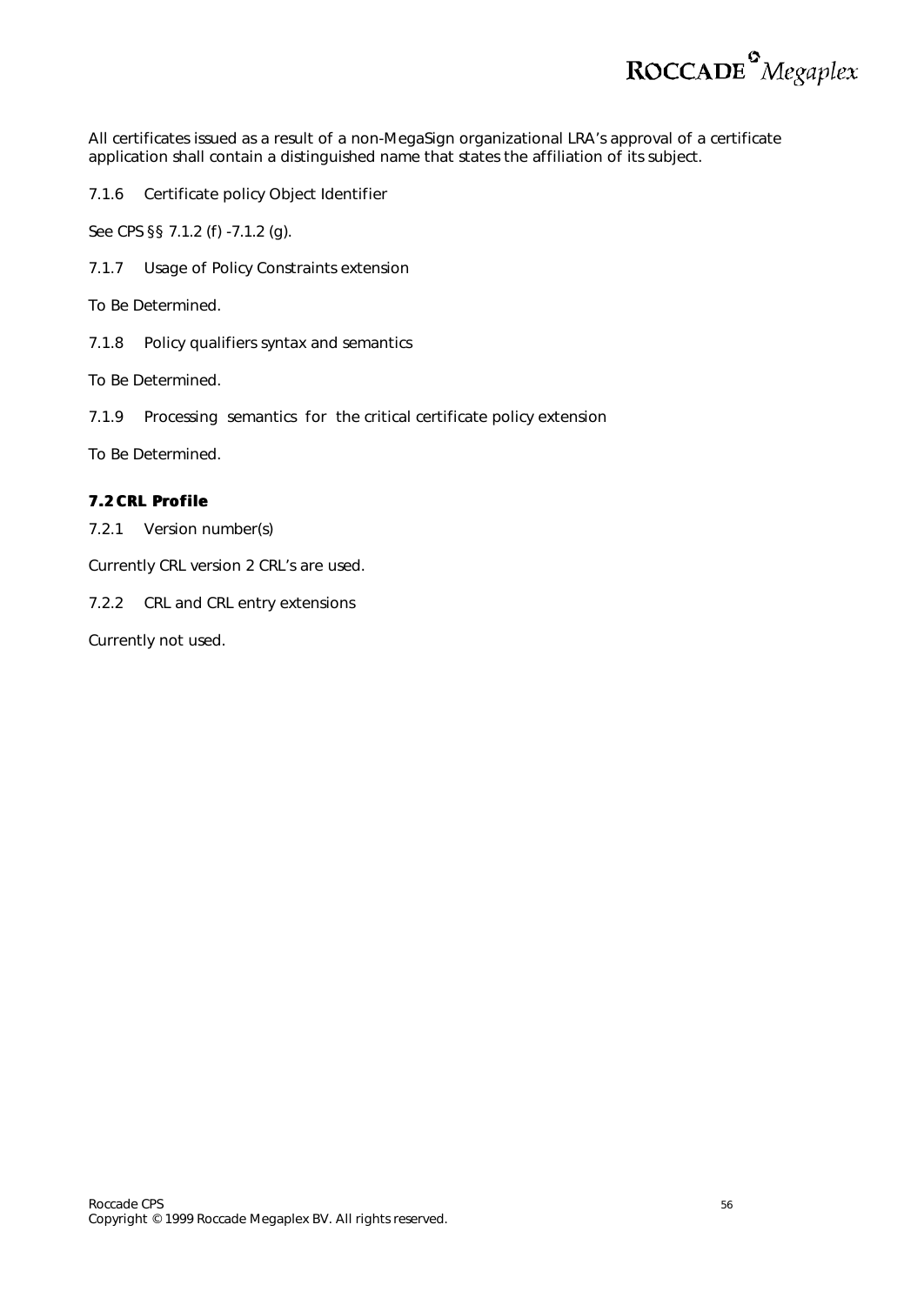All certificates issued as a result of a non-MegaSign organizational LRA's approval of a certificate application shall contain a distinguished name that states the affiliation of its subject.

7.1.6 Certificate policy Object Identifier

See CPS §§ 7.1.2 (f) -7.1.2 (g).

7.1.7 Usage of Policy Constraints extension

To Be Determined.

7.1.8 Policy qualifiers syntax and semantics

To Be Determined.

7.1.9 Processing semantics for the critical certificate policy extension

To Be Determined.

### 7.2 CRL Profile

7.2.1 Version number(s)

Currently CRL version 2 CRL's are used.

7.2.2 CRL and CRL entry extensions

Currently not used.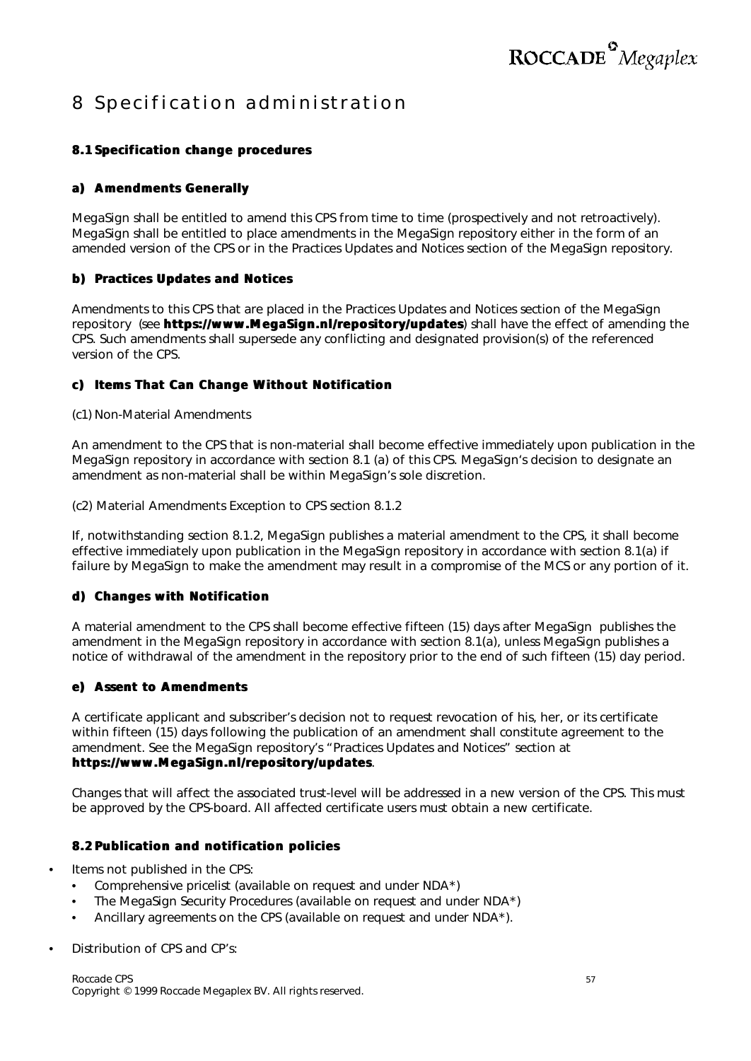# 8 Specification administration

### 8.1 Specification change procedures

#### a) Amendments Generally

MegaSign shall be entitled to amend this CPS from time to time (prospectively and not retroactively). MegaSign shall be entitled to place amendments in the MegaSign repository either in the form of an amended version of the CPS or in the Practices Updates and Notices section of the MegaSign repository.

#### b) Practices Updates and Notices

Amendments to this CPS that are placed in the Practices Updates and Notices section of the MegaSign repository (see **https://www.MegaSign.nl/repository/updates**) shall have the effect of amending the CPS. Such amendments shall supersede any conflicting and designated provision(s) of the referenced version of the CPS.

#### c) Items That Can Change Without Notification

(c1) Non-Material Amendments

An amendment to the CPS that is non-material shall become effective immediately upon publication in the MegaSign repository in accordance with section 8.1 (a) of this CPS. MegaSign's decision to designate an amendment as non-material shall be within MegaSign's sole discretion.

(c2) Material Amendments Exception to CPS section 8.1.2

If, notwithstanding section 8.1.2, MegaSign publishes a material amendment to the CPS, it shall become effective immediately upon publication in the MegaSign repository in accordance with section 8.1(a) if failure by MegaSign to make the amendment may result in a compromise of the MCS or any portion of it.

#### d) Changes with Notification

A material amendment to the CPS shall become effective fifteen (15) days after MegaSign publishes the amendment in the MegaSign repository in accordance with section 8.1(a), unless MegaSign publishes a notice of withdrawal of the amendment in the repository prior to the end of such fifteen (15) day period.

#### e) Assent to Amendments

A certificate applicant and subscriber's decision not to request revocation of his, her, or its certificate within fifteen (15) days following the publication of an amendment shall constitute agreement to the amendment. See the MegaSign repository's "Practices Updates and Notices" section at **https://www.MegaSign.nl/repository/updates**.

Changes that will affect the associated trust-level will be addressed in a new version of the CPS. This must be approved by the CPS-board. All affected certificate users must obtain a new certificate.

### 8.2 Publication and notification policies

- Items not published in the CPS:
  - Comprehensive pricelist (available on request and under NDA*)
  - The MegaSign Security Procedures (available on request and under NDA*)
  - Ancillary agreements on the CPS (available on request and under NDA*).
- Distribution of CPS and CP's: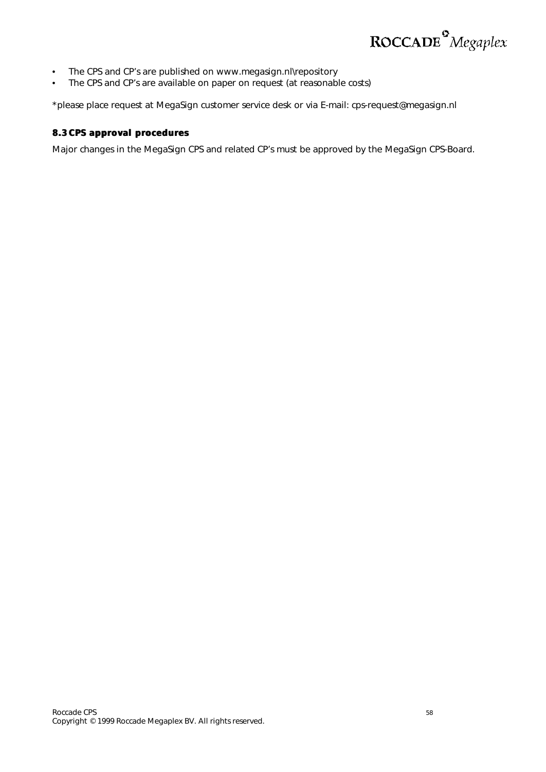- The CPS and CP's are published on www.megasign.nl\repository
- The CPS and CP's are available on paper on request (at reasonable costs)

*please place request at MegaSign customer service desk or via E-mail: cps-request@megasign.nl

### 8.3 CPS approval procedures

Major changes in the MegaSign CPS and related CP's must be approved by the MegaSign CPS-Board.